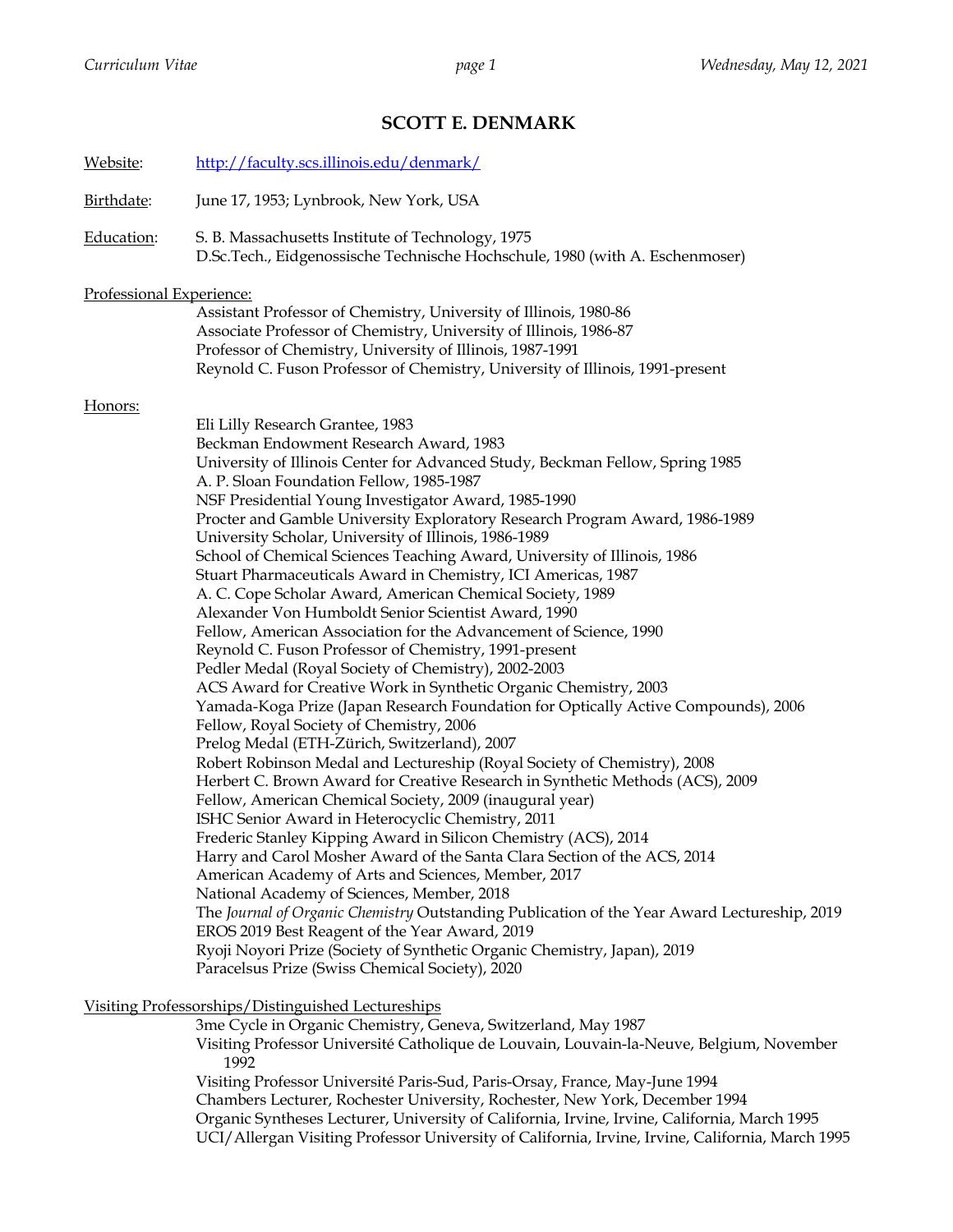# SCOTT E. DENMARK

Website: http://faculty.scs.illinois.edu/denmark/

Birthdate: June 17, 1953; Lynbrook, New York, USA

Education: S. B. Massachusetts Institute of Technology, 1975
D.Sc.Tech., Eidgenossische Technische Hochschule, 1980 (with A. Eschenmoser)

Professional Experience:

Assistant Professor of Chemistry, University of Illinois, 1980-86
Associate Professor of Chemistry, University of Illinois, 1986-87
Professor of Chemistry, University of Illinois, 1987-1991
Reynold C. Fuson Professor of Chemistry, University of Illinois, 1991-present

Honors:

Eli Lilly Research Grantee, 1983
Beckman Endowment Research Award, 1983
University of Illinois Center for Advanced Study, Beckman Fellow, Spring 1985
A. P. Sloan Foundation Fellow, 1985-1987
NSF Presidential Young Investigator Award, 1985-1990
Procter and Gamble University Exploratory Research Program Award, 1986-1989
University Scholar, University of Illinois, 1986-1989
School of Chemical Sciences Teaching Award, University of Illinois, 1986
Stuart Pharmaceuticals Award in Chemistry, ICI Americas, 1987
A. C. Cope Scholar Award, American Chemical Society, 1989
Alexander Von Humboldt Senior Scientist Award, 1990
Fellow, American Association for the Advancement of Science, 1990
Reynold C. Fuson Professor of Chemistry, 1991-present
Pedler Medal (Royal Society of Chemistry), 2002-2003
ACS Award for Creative Work in Synthetic Organic Chemistry, 2003
Yamada-Koga Prize (Japan Research Foundation for Optically Active Compounds), 2006
Fellow, Royal Society of Chemistry, 2006
Prelog Medal (ETH-Zürich, Switzerland), 2007
Robert Robinson Medal and Lectureship (Royal Society of Chemistry), 2008
Herbert C. Brown Award for Creative Research in Synthetic Methods (ACS), 2009
Fellow, American Chemical Society, 2009 (inaugural year)
ISHC Senior Award in Heterocyclic Chemistry, 2011
Frederic Stanley Kipping Award in Silicon Chemistry (ACS), 2014
Harry and Carol Mosher Award of the Santa Clara Section of the ACS, 2014
American Academy of Arts and Sciences, Member, 2017
National Academy of Sciences, Member, 2018
The *Journal of Organic Chemistry* Outstanding Publication of the Year Award Lectureship, 2019
EROS 2019 Best Reagent of the Year Award, 2019
Ryoji Noyori Prize (Society of Synthetic Organic Chemistry, Japan), 2019
Paracelsus Prize (Swiss Chemical Society), 2020

Visiting Professorships/Distinguished Lectureships

3me Cycle in Organic Chemistry, Geneva, Switzerland, May 1987
Visiting Professor Université Catholique de Louvain, Louvain-la-Neuve, Belgium, November 1992
Visiting Professor Université Paris-Sud, Paris-Orsay, France, May-June 1994
Chambers Lecturer, Rochester University, Rochester, New York, December 1994
Organic Syntheses Lecturer, University of California, Irvine, Irvine, California, March 1995
UCI/Allergan Visiting Professor University of California, Irvine, Irvine, California, March 1995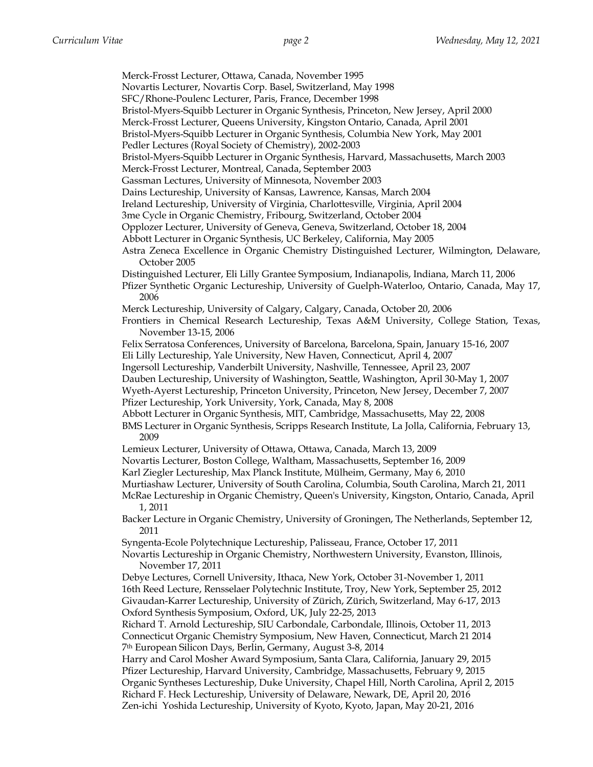Merck-Frosst Lecturer, Ottawa, Canada, November 1995
Novartis Lecturer, Novartis Corp. Basel, Switzerland, May 1998
SFC/Rhone-Poulenc Lecturer, Paris, France, December 1998
Bristol-Myers-Squibb Lecturer in Organic Synthesis, Princeton, New Jersey, April 2000
Merck-Frosst Lecturer, Queens University, Kingston Ontario, Canada, April 2001
Bristol-Myers-Squibb Lecturer in Organic Synthesis, Columbia New York, May 2001
Pedler Lectures (Royal Society of Chemistry), 2002-2003
Bristol-Myers-Squibb Lecturer in Organic Synthesis, Harvard, Massachusetts, March 2003
Merck-Frosst Lecturer, Montreal, Canada, September 2003
Gassman Lectures, University of Minnesota, November 2003
Dains Lectureship, University of Kansas, Lawrence, Kansas, March 2004
Ireland Lectureship, University of Virginia, Charlottesville, Virginia, April 2004
3me Cycle in Organic Chemistry, Fribourg, Switzerland, October 2004
Opplozer Lecturer, University of Geneva, Geneva, Switzerland, October 18, 2004
Abbott Lecturer in Organic Synthesis, UC Berkeley, California, May 2005
Astra Zeneca Excellence in Organic Chemistry Distinguished Lecturer, Wilmington, Delaware, October 2005
Distinguished Lecturer, Eli Lilly Grantee Symposium, Indianapolis, Indiana, March 11, 2006
Pfizer Synthetic Organic Lectureship, University of Guelph-Waterloo, Ontario, Canada, May 17, 2006
Merck Lectureship, University of Calgary, Calgary, Canada, October 20, 2006
Frontiers in Chemical Research Lectureship, Texas A&M University, College Station, Texas, November 13-15, 2006
Felix Serratosa Conferences, University of Barcelona, Barcelona, Spain, January 15-16, 2007
Eli Lilly Lectureship, Yale University, New Haven, Connecticut, April 4, 2007
Ingersoll Lectureship, Vanderbilt University, Nashville, Tennessee, April 23, 2007
Dauben Lectureship, University of Washington, Seattle, Washington, April 30-May 1, 2007
Wyeth-Ayerst Lectureship, Princeton University, Princeton, New Jersey, December 7, 2007
Pfizer Lectureship, York University, York, Canada, May 8, 2008
Abbott Lecturer in Organic Synthesis, MIT, Cambridge, Massachusetts, May 22, 2008
BMS Lecturer in Organic Synthesis, Scripps Research Institute, La Jolla, California, February 13, 2009
Lemieux Lecturer, University of Ottawa, Ottawa, Canada, March 13, 2009
Novartis Lecturer, Boston College, Waltham, Massachusetts, September 16, 2009
Karl Ziegler Lectureship, Max Planck Institute, Mülheim, Germany, May 6, 2010
Murtiashaw Lecturer, University of South Carolina, Columbia, South Carolina, March 21, 2011
McRae Lectureship in Organic Chemistry, Queen's University, Kingston, Ontario, Canada, April 1, 2011
Backer Lecture in Organic Chemistry, University of Groningen, The Netherlands, September 12, 2011
Syngenta-Ecole Polytechnique Lectureship, Palisseau, France, October 17, 2011
Novartis Lectureship in Organic Chemistry, Northwestern University, Evanston, Illinois, November 17, 2011
Debye Lectures, Cornell University, Ithaca, New York, October 31-November 1, 2011
16th Reed Lecture, Rensselaer Polytechnic Institute, Troy, New York, September 25, 2012
Givaudan-Karrer Lectureship, University of Zürich, Zürich, Switzerland, May 6-17, 2013
Oxford Synthesis Symposium, Oxford, UK, July 22-25, 2013
Richard T. Arnold Lectureship, SIU Carbondale, Carbondale, Illinois, October 11, 2013
Connecticut Organic Chemistry Symposium, New Haven, Connecticut, March 21 2014
7th European Silicon Days, Berlin, Germany, August 3-8, 2014
Harry and Carol Mosher Award Symposium, Santa Clara, California, January 29, 2015
Pfizer Lectureship, Harvard University, Cambridge, Massachusetts, February 9, 2015
Organic Syntheses Lectureship, Duke University, Chapel Hill, North Carolina, April 2, 2015
Richard F. Heck Lectureship, University of Delaware, Newark, DE, April 20, 2016
Zen-ichi Yoshida Lectureship, University of Kyoto, Kyoto, Japan, May 20-21, 2016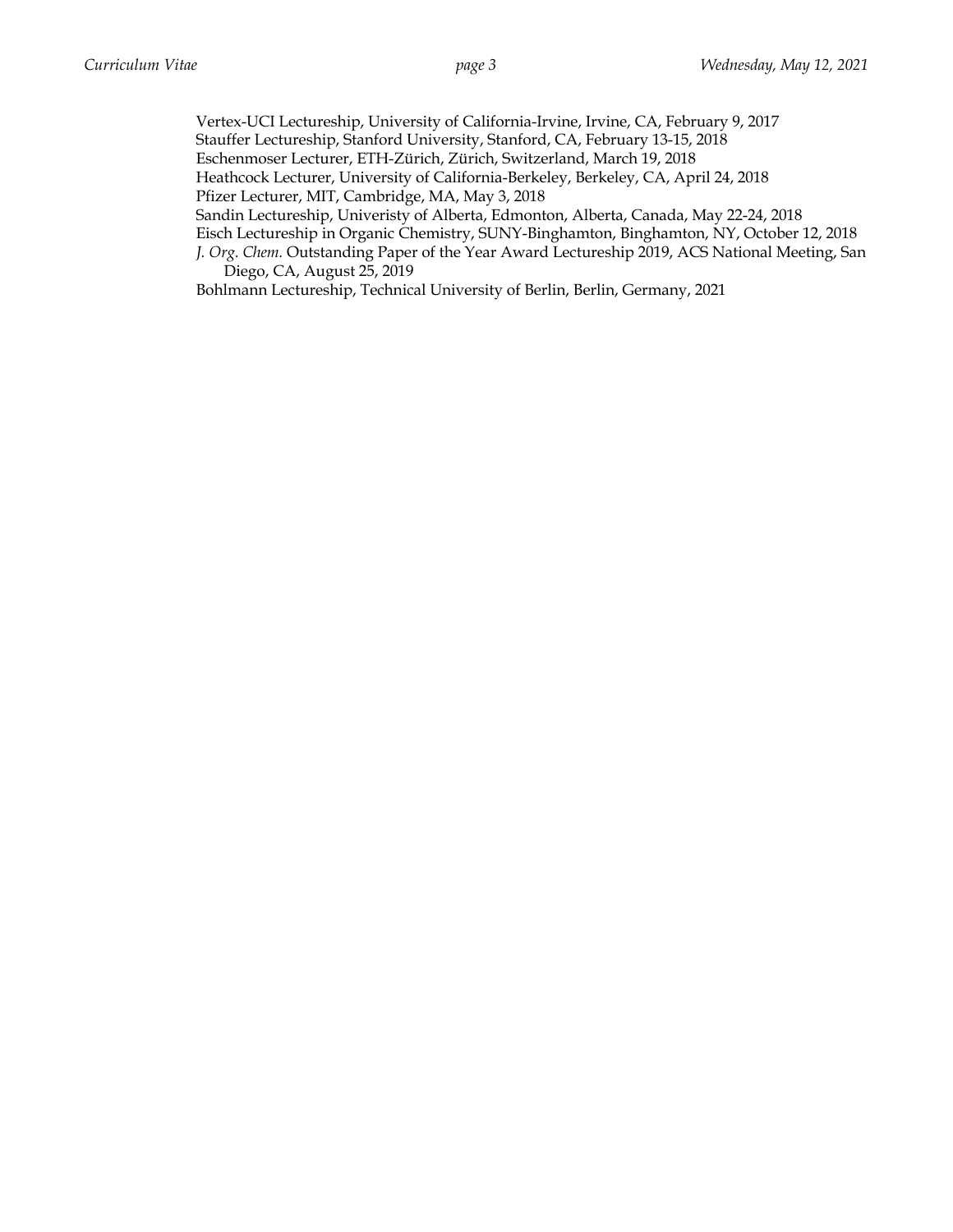Vertex-UCI Lectureship, University of California-Irvine, Irvine, CA, February 9, 2017
Stauffer Lectureship, Stanford University, Stanford, CA, February 13-15, 2018
Eschenmoser Lecturer, ETH-Zürich, Zürich, Switzerland, March 19, 2018
Heathcock Lecturer, University of California-Berkeley, Berkeley, CA, April 24, 2018
Pfizer Lecturer, MIT, Cambridge, MA, May 3, 2018
Sandin Lectureship, Univeristy of Alberta, Edmonton, Alberta, Canada, May 22-24, 2018
Eisch Lectureship in Organic Chemistry, SUNY-Binghamton, Binghamton, NY, October 12, 2018
*J. Org. Chem.* Outstanding Paper of the Year Award Lectureship 2019, ACS National Meeting, San Diego, CA, August 25, 2019
Bohlmann Lectureship, Technical University of Berlin, Berlin, Germany, 2021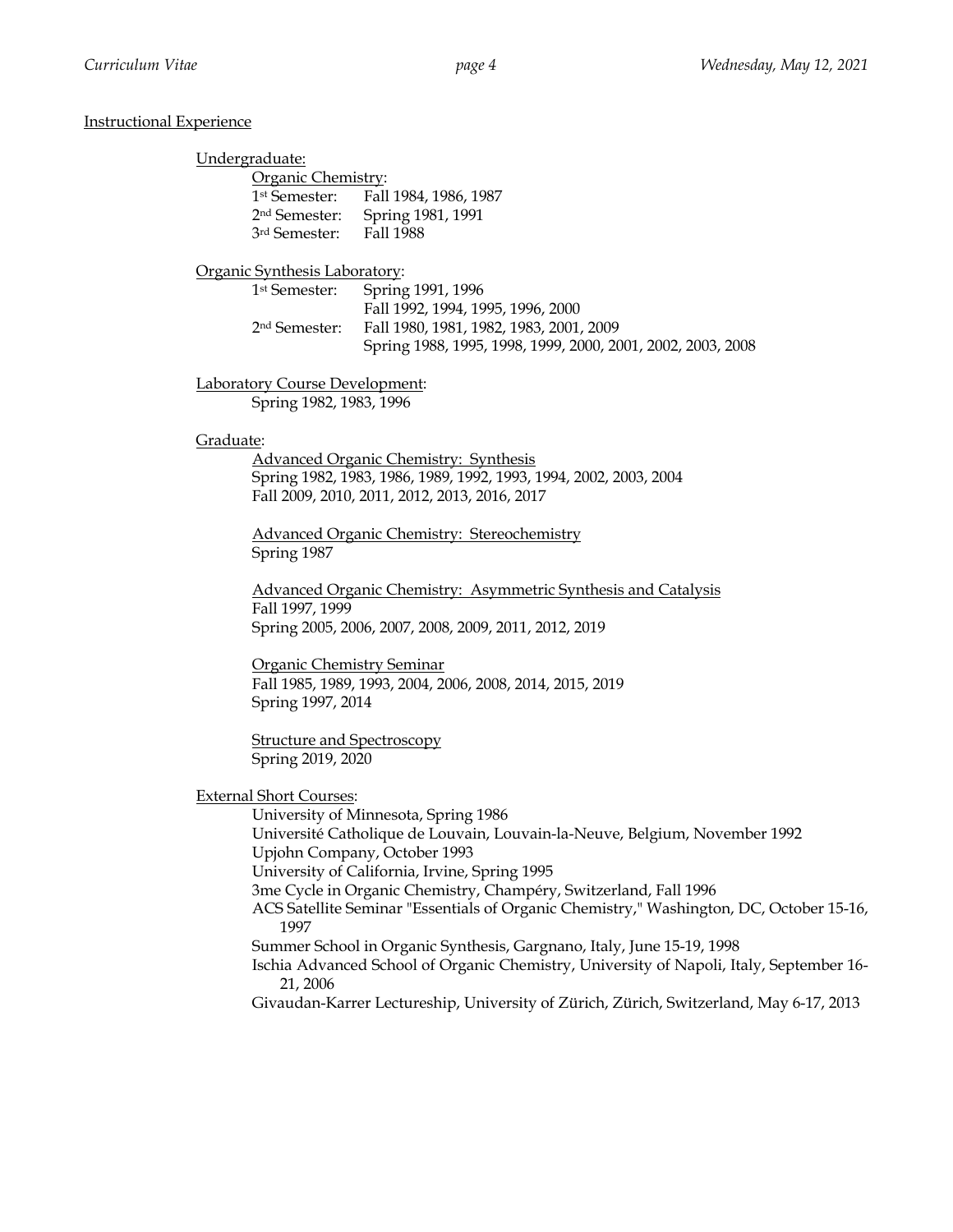## Instructional Experience

### Undergraduate:

**Organic Chemistry:**

- 1st Semester: Fall 1984, 1986, 1987
- 2nd Semester: Spring 1981, 1991
- 3rd Semester: Fall 1988

**Organic Synthesis Laboratory:**

- 1st Semester: Spring 1991, 1996
  Fall 1992, 1994, 1995, 1996, 2000
- 2nd Semester: Fall 1980, 1981, 1982, 1983, 2001, 2009
  Spring 1988, 1995, 1998, 1999, 2000, 2001, 2002, 2003, 2008

**Laboratory Course Development:**

Spring 1982, 1983, 1996

### Graduate:

**Advanced Organic Chemistry: Synthesis**
Spring 1982, 1983, 1986, 1989, 1992, 1993, 1994, 2002, 2003, 2004
Fall 2009, 2010, 2011, 2012, 2013, 2016, 2017

**Advanced Organic Chemistry: Stereochemistry**
Spring 1987

**Advanced Organic Chemistry: Asymmetric Synthesis and Catalysis**
Fall 1997, 1999
Spring 2005, 2006, 2007, 2008, 2009, 2011, 2012, 2019

**Organic Chemistry Seminar**
Fall 1985, 1989, 1993, 2004, 2006, 2008, 2014, 2015, 2019
Spring 1997, 2014

**Structure and Spectroscopy**
Spring 2019, 2020

### External Short Courses:

University of Minnesota, Spring 1986
Université Catholique de Louvain, Louvain-la-Neuve, Belgium, November 1992
Upjohn Company, October 1993
University of California, Irvine, Spring 1995
3me Cycle in Organic Chemistry, Champéry, Switzerland, Fall 1996
ACS Satellite Seminar "Essentials of Organic Chemistry," Washington, DC, October 15-16, 1997
Summer School in Organic Synthesis, Gargnano, Italy, June 15-19, 1998
Ischia Advanced School of Organic Chemistry, University of Napoli, Italy, September 16-21, 2006
Givaudan-Karrer Lectureship, University of Zürich, Zürich, Switzerland, May 6-17, 2013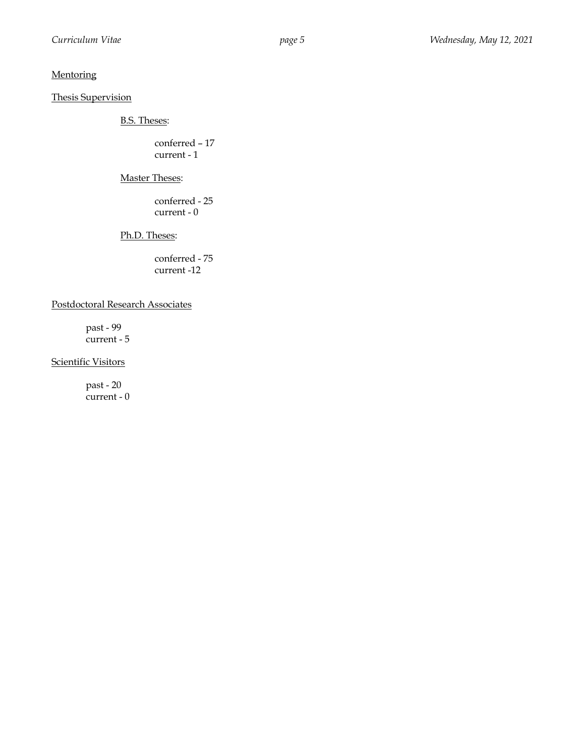## Mentoring

### Thesis Supervision

#### B.S. Theses:

conferred – 17
current - 1

#### Master Theses:

conferred - 25
current - 0

#### Ph.D. Theses:

conferred - 75
current -12

### Postdoctoral Research Associates

past - 99
current - 5

### Scientific Visitors

past - 20
current - 0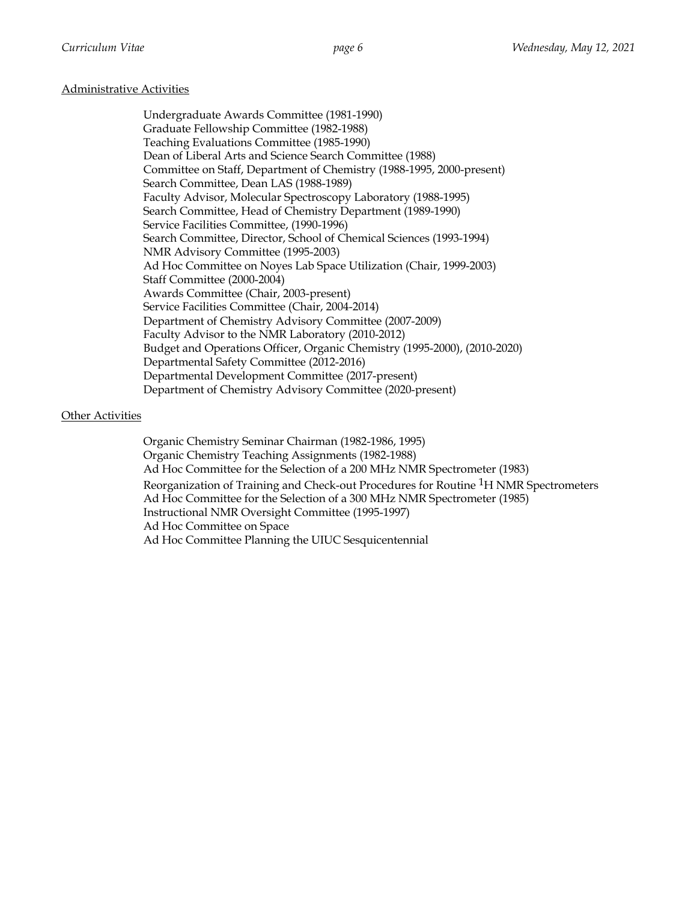## Administrative Activities

Undergraduate Awards Committee (1981-1990)
Graduate Fellowship Committee (1982-1988)
Teaching Evaluations Committee (1985-1990)
Dean of Liberal Arts and Science Search Committee (1988)
Committee on Staff, Department of Chemistry (1988-1995, 2000-present)
Search Committee, Dean LAS (1988-1989)
Faculty Advisor, Molecular Spectroscopy Laboratory (1988-1995)
Search Committee, Head of Chemistry Department (1989-1990)
Service Facilities Committee, (1990-1996)
Search Committee, Director, School of Chemical Sciences (1993-1994)
NMR Advisory Committee (1995-2003)
Ad Hoc Committee on Noyes Lab Space Utilization (Chair, 1999-2003)
Staff Committee (2000-2004)
Awards Committee (Chair, 2003-present)
Service Facilities Committee (Chair, 2004-2014)
Department of Chemistry Advisory Committee (2007-2009)
Faculty Advisor to the NMR Laboratory (2010-2012)
Budget and Operations Officer, Organic Chemistry (1995-2000), (2010-2020)
Departmental Safety Committee (2012-2016)
Departmental Development Committee (2017-present)
Department of Chemistry Advisory Committee (2020-present)

## Other Activities

Organic Chemistry Seminar Chairman (1982-1986, 1995)
Organic Chemistry Teaching Assignments (1982-1988)
Ad Hoc Committee for the Selection of a 200 MHz NMR Spectrometer (1983)
Reorganization of Training and Check-out Procedures for Routine $^{1}H$ NMR Spectrometers
Ad Hoc Committee for the Selection of a 300 MHz NMR Spectrometer (1985)
Instructional NMR Oversight Committee (1995-1997)
Ad Hoc Committee on Space
Ad Hoc Committee Planning the UIUC Sesquicentennial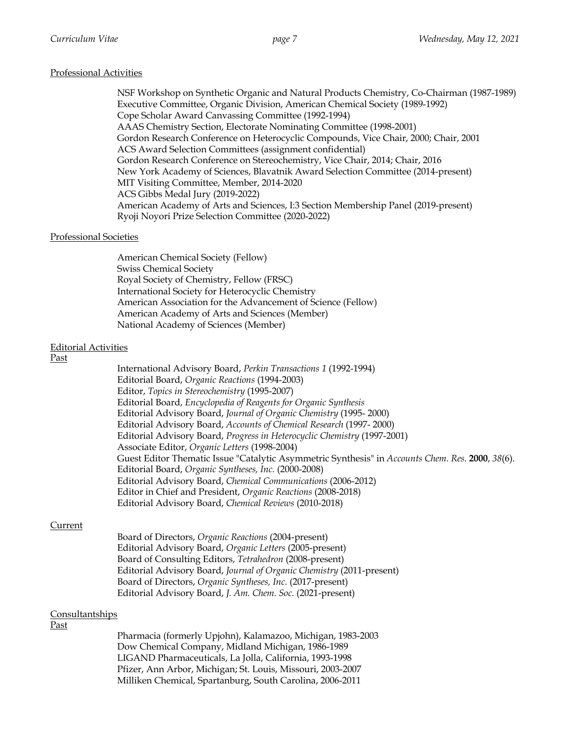## Professional Activities

NSF Workshop on Synthetic Organic and Natural Products Chemistry, Co-Chairman (1987-1989)
Executive Committee, Organic Division, American Chemical Society (1989-1992)
Cope Scholar Award Canvassing Committee (1992-1994)
AAAS Chemistry Section, Electorate Nominating Committee (1998-2001)
Gordon Research Conference on Heterocyclic Compounds, Vice Chair, 2000; Chair, 2001
ACS Award Selection Committees (assignment confidential)
Gordon Research Conference on Stereochemistry, Vice Chair, 2014; Chair, 2016
New York Academy of Sciences, Blavatnik Award Selection Committee (2014-present)
MIT Visiting Committee, Member, 2014-2020
ACS Gibbs Medal Jury (2019-2022)
American Academy of Arts and Sciences, I:3 Section Membership Panel (2019-present)
Ryoji Noyori Prize Selection Committee (2020-2022)

## Professional Societies

American Chemical Society (Fellow)
Swiss Chemical Society
Royal Society of Chemistry, Fellow (FRSC)
International Society for Heterocyclic Chemistry
American Association for the Advancement of Science (Fellow)
American Academy of Arts and Sciences (Member)
National Academy of Sciences (Member)

## Editorial Activities

### Past

International Advisory Board, *Perkin Transactions 1* (1992-1994)
Editorial Board, *Organic Reactions* (1994-2003)
Editor, *Topics in Stereochemistry* (1995-2007)
Editorial Board, *Encyclopedia of Reagents for Organic Synthesis*
Editorial Advisory Board, *Journal of Organic Chemistry* (1995- 2000)
Editorial Advisory Board, *Accounts of Chemical Research* (1997- 2000)
Editorial Advisory Board, *Progress in Heterocyclic Chemistry* (1997-2001)
Associate Editor, *Organic Letters* (1998-2004)
Guest Editor Thematic Issue "Catalytic Asymmetric Synthesis" in *Accounts Chem. Res.* **2000**, *38*(6).
Editorial Board, *Organic Syntheses, Inc.* (2000-2008)
Editorial Advisory Board, *Chemical Communications* (2006-2012)
Editor in Chief and President, *Organic Reactions* (2008-2018)
Editorial Advisory Board, *Chemical Reviews* (2010-2018)

### Current

Board of Directors, *Organic Reactions* (2004-present)
Editorial Advisory Board, *Organic Letters* (2005-present)
Board of Consulting Editors, *Tetrahedron* (2008-present)
Editorial Advisory Board, *Journal of Organic Chemistry* (2011-present)
Board of Directors, *Organic Syntheses, Inc.* (2017-present)
Editorial Advisory Board, *J. Am. Chem. Soc.* (2021-present)

## Consultantships

### Past

Pharmacia (formerly Upjohn), Kalamazoo, Michigan, 1983-2003
Dow Chemical Company, Midland Michigan, 1986-1989
LIGAND Pharmaceuticals, La Jolla, California, 1993-1998
Pfizer, Ann Arbor, Michigan; St. Louis, Missouri, 2003-2007
Milliken Chemical, Spartanburg, South Carolina, 2006-2011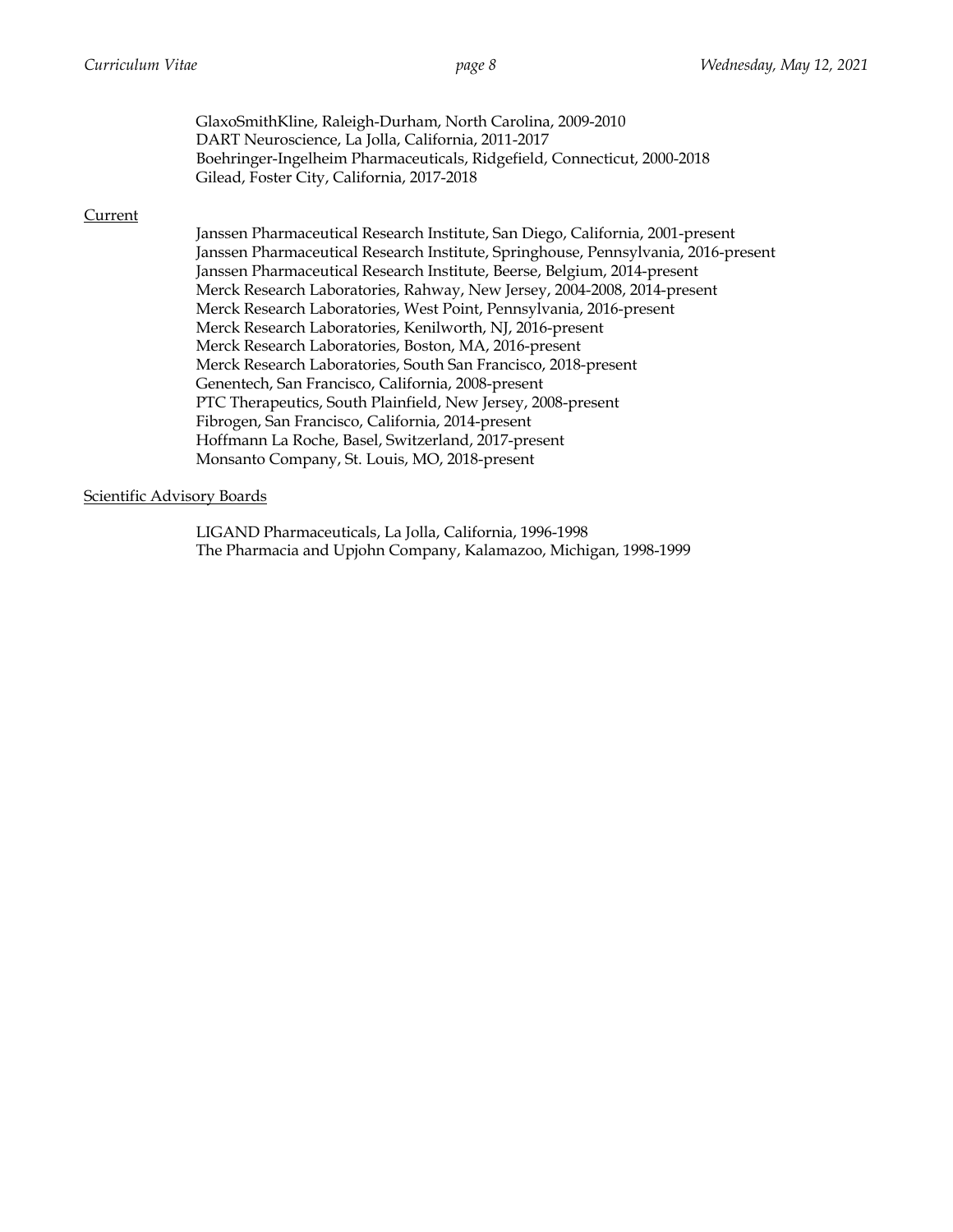GlaxoSmithKline, Raleigh-Durham, North Carolina, 2009-2010
DART Neuroscience, La Jolla, California, 2011-2017
Boehringer-Ingelheim Pharmaceuticals, Ridgefield, Connecticut, 2000-2018
Gilead, Foster City, California, 2017-2018

<u>Current</u>

Janssen Pharmaceutical Research Institute, San Diego, California, 2001-present
Janssen Pharmaceutical Research Institute, Springhouse, Pennsylvania, 2016-present
Janssen Pharmaceutical Research Institute, Beerse, Belgium, 2014-present
Merck Research Laboratories, Rahway, New Jersey, 2004-2008, 2014-present
Merck Research Laboratories, West Point, Pennsylvania, 2016-present
Merck Research Laboratories, Kenilworth, NJ, 2016-present
Merck Research Laboratories, Boston, MA, 2016-present
Merck Research Laboratories, South San Francisco, 2018-present
Genentech, San Francisco, California, 2008-present
PTC Therapeutics, South Plainfield, New Jersey, 2008-present
Fibrogen, San Francisco, California, 2014-present
Hoffmann La Roche, Basel, Switzerland, 2017-present
Monsanto Company, St. Louis, MO, 2018-present

<u>Scientific Advisory Boards</u>

LIGAND Pharmaceuticals, La Jolla, California, 1996-1998
The Pharmacia and Upjohn Company, Kalamazoo, Michigan, 1998-1999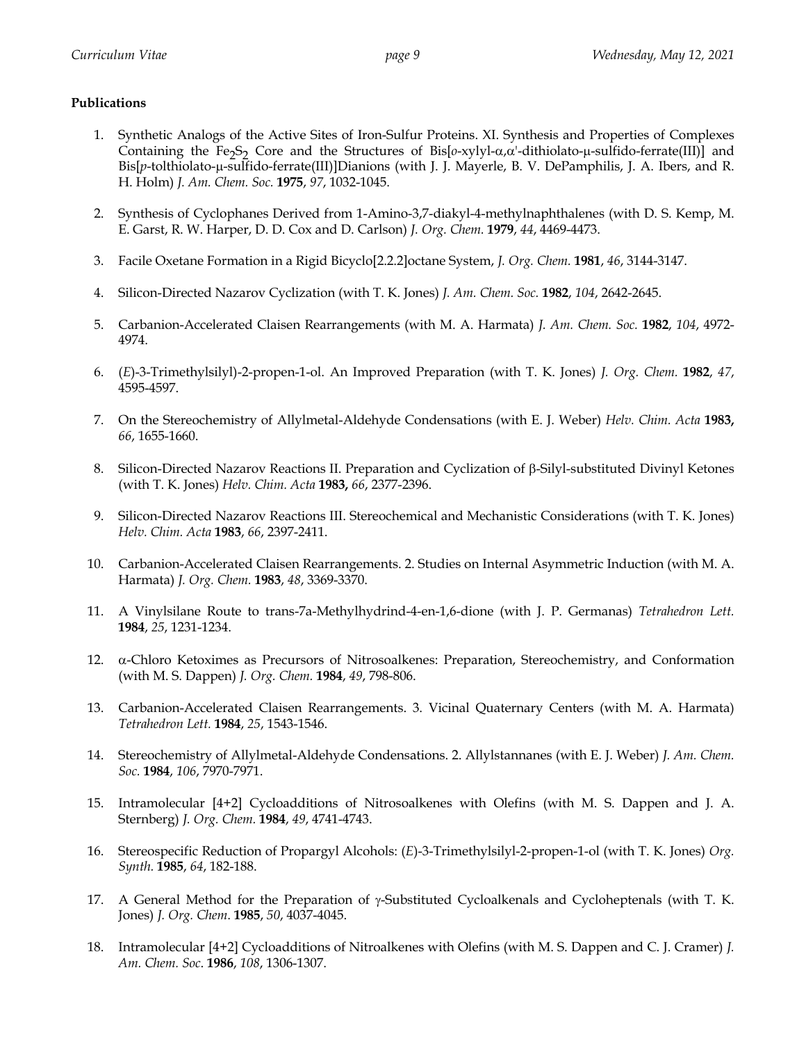**Publications**

1. Synthetic Analogs of the Active Sites of Iron-Sulfur Proteins. XI. Synthesis and Properties of Complexes Containing the $Fe_2S_2$ Core and the Structures of Bis[*o*-xylyl-α,α'-dithiolato-μ-sulfido-ferrate(III)] and Bis[*p*-tolthiolato-μ-sulfido-ferrate(III)]Dianions (with J. J. Mayerle, B. V. DePamphilis, J. A. Ibers, and R. H. Holm) *J. Am. Chem. Soc.* **1975**, *97*, 1032-1045.

2. Synthesis of Cyclophanes Derived from 1-Amino-3,7-diakyl-4-methylnaphthalenes (with D. S. Kemp, M. E. Garst, R. W. Harper, D. D. Cox and D. Carlson) *J. Org. Chem.* **1979**, *44*, 4469-4473.

3. Facile Oxetane Formation in a Rigid Bicyclo[2.2.2]octane System, *J. Org. Chem.* **1981**, *46*, 3144-3147.

4. Silicon-Directed Nazarov Cyclization (with T. K. Jones) *J. Am. Chem. Soc.* **1982**, *104*, 2642-2645.

5. Carbanion-Accelerated Claisen Rearrangements (with M. A. Harmata) *J. Am. Chem. Soc.* **1982**, *104*, 4972-4974.

6. (*E*)-3-Trimethylsilyl)-2-propen-1-ol. An Improved Preparation (with T. K. Jones) *J. Org. Chem.* **1982**, *47*, 4595-4597.

7. On the Stereochemistry of Allylmetal-Aldehyde Condensations (with E. J. Weber) *Helv. Chim. Acta* **1983,** *66*, 1655-1660.

8. Silicon-Directed Nazarov Reactions II. Preparation and Cyclization of β-Silyl-substituted Divinyl Ketones (with T. K. Jones) *Helv. Chim. Acta* **1983,** *66*, 2377-2396.

9. Silicon-Directed Nazarov Reactions III. Stereochemical and Mechanistic Considerations (with T. K. Jones) *Helv. Chim. Acta* **1983**, *66*, 2397-2411.

10. Carbanion-Accelerated Claisen Rearrangements. 2. Studies on Internal Asymmetric Induction (with M. A. Harmata) *J. Org. Chem.* **1983**, *48*, 3369-3370.

11. A Vinylsilane Route to trans-7a-Methylhydrind-4-en-1,6-dione (with J. P. Germanas) *Tetrahedron Lett.* **1984**, *25*, 1231-1234.

12. α-Chloro Ketoximes as Precursors of Nitrosoalkenes: Preparation, Stereochemistry, and Conformation (with M. S. Dappen) *J. Org. Chem.* **1984**, *49*, 798-806.

13. Carbanion-Accelerated Claisen Rearrangements. 3. Vicinal Quaternary Centers (with M. A. Harmata) *Tetrahedron Lett.* **1984**, *25*, 1543-1546.

14. Stereochemistry of Allylmetal-Aldehyde Condensations. 2. Allylstannanes (with E. J. Weber) *J. Am. Chem. Soc.* **1984**, *106*, 7970-7971.

15. Intramolecular [4+2] Cycloadditions of Nitrosoalkenes with Olefins (with M. S. Dappen and J. A. Sternberg) *J. Org. Chem.* **1984**, *49*, 4741-4743.

16. Stereospecific Reduction of Propargyl Alcohols: (*E*)-3-Trimethylsilyl-2-propen-1-ol (with T. K. Jones) *Org. Synth.* **1985**, *64*, 182-188.

17. A General Method for the Preparation of γ-Substituted Cycloalkenals and Cycloheptenals (with T. K. Jones) *J. Org. Chem.* **1985**, *50*, 4037-4045.

18. Intramolecular [4+2] Cycloadditions of Nitroalkenes with Olefins (with M. S. Dappen and C. J. Cramer) *J. Am. Chem. Soc*. **1986**, *108*, 1306-1307.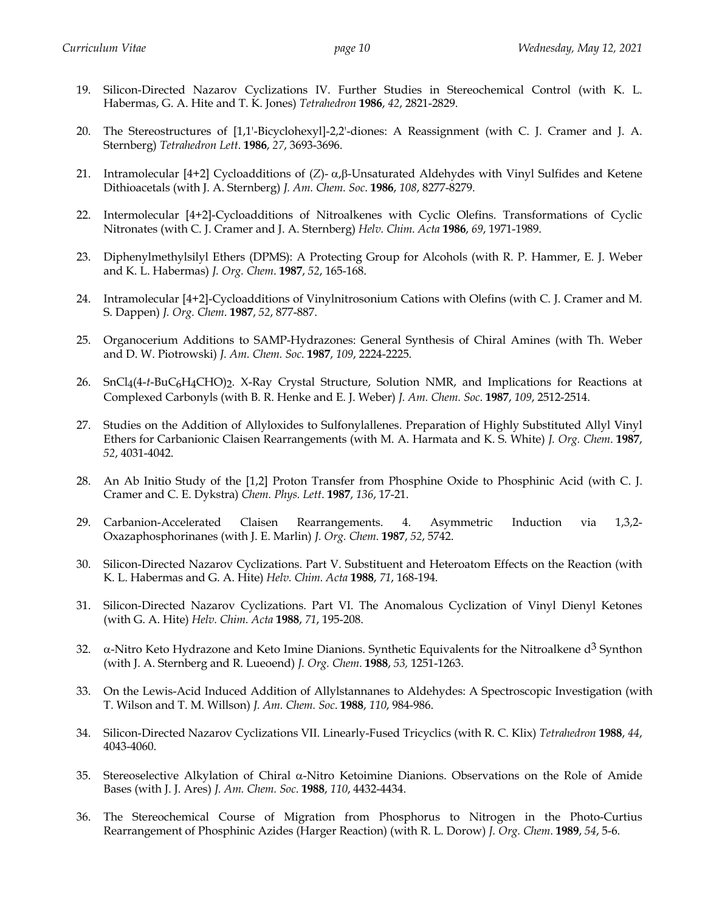19. Silicon-Directed Nazarov Cyclizations IV. Further Studies in Stereochemical Control (with K. L. Habermas, G. A. Hite and T. K. Jones) *Tetrahedron* **1986**, *42*, 2821-2829.

20. The Stereostructures of [1,1'-Bicyclohexyl]-2,2'-diones: A Reassignment (with C. J. Cramer and J. A. Sternberg) *Tetrahedron Lett*. **1986**, *27*, 3693-3696.

21. Intramolecular [4+2] Cycloadditions of (*Z*)- α,β-Unsaturated Aldehydes with Vinyl Sulfides and Ketene Dithioacetals (with J. A. Sternberg) *J. Am. Chem. Soc*. **1986**, *108*, 8277-8279.

22. Intermolecular [4+2]-Cycloadditions of Nitroalkenes with Cyclic Olefins. Transformations of Cyclic Nitronates (with C. J. Cramer and J. A. Sternberg) *Helv. Chim. Acta* **1986**, *69*, 1971-1989.

23. Diphenylmethylsilyl Ethers (DPMS): A Protecting Group for Alcohols (with R. P. Hammer, E. J. Weber and K. L. Habermas) *J. Org. Chem*. **1987**, *52*, 165-168.

24. Intramolecular [4+2]-Cycloadditions of Vinylnitrosonium Cations with Olefins (with C. J. Cramer and M. S. Dappen) *J. Org. Chem*. **1987**, *52*, 877-887.

25. Organocerium Additions to SAMP-Hydrazones: General Synthesis of Chiral Amines (with Th. Weber and D. W. Piotrowski) *J. Am. Chem. Soc*. **1987**, *109*, 2224-2225.

26. $SnCl_4(4\text{-}t\text{-}BuC_6H_4CHO)_2$. X-Ray Crystal Structure, Solution NMR, and Implications for Reactions at Complexed Carbonyls (with B. R. Henke and E. J. Weber) *J. Am. Chem. Soc*. **1987**, *109*, 2512-2514.

27. Studies on the Addition of Allyloxides to Sulfonylallenes. Preparation of Highly Substituted Allyl Vinyl Ethers for Carbanionic Claisen Rearrangements (with M. A. Harmata and K. S. White) *J. Org. Chem*. **1987**, *52*, 4031-4042.

28. An Ab Initio Study of the [1,2] Proton Transfer from Phosphine Oxide to Phosphinic Acid (with C. J. Cramer and C. E. Dykstra) *Chem. Phys. Lett*. **1987**, *136*, 17-21.

29. Carbanion-Accelerated Claisen Rearrangements. 4. Asymmetric Induction via 1,3,2-Oxazaphosphorinanes (with J. E. Marlin) *J. Org. Chem*. **1987**, *52*, 5742.

30. Silicon-Directed Nazarov Cyclizations. Part V. Substituent and Heteroatom Effects on the Reaction (with K. L. Habermas and G. A. Hite) *Helv. Chim. Acta* **1988**, *71*, 168-194.

31. Silicon-Directed Nazarov Cyclizations. Part VI. The Anomalous Cyclization of Vinyl Dienyl Ketones (with G. A. Hite) *Helv. Chim. Acta* **1988**, *71*, 195-208.

32. α-Nitro Keto Hydrazone and Keto Imine Dianions. Synthetic Equivalents for the Nitroalkene $d^3$ Synthon (with J. A. Sternberg and R. Lueoend) *J. Org. Chem*. **1988**, *53,* 1251-1263.

33. On the Lewis-Acid Induced Addition of Allylstannanes to Aldehydes: A Spectroscopic Investigation (with T. Wilson and T. M. Willson) *J. Am. Chem. Soc*. **1988**, *110*, 984-986.

34. Silicon-Directed Nazarov Cyclizations VII. Linearly-Fused Tricyclics (with R. C. Klix) *Tetrahedron* **1988**, *44*, 4043-4060.

35. Stereoselective Alkylation of Chiral α-Nitro Ketoimine Dianions. Observations on the Role of Amide Bases (with J. J. Ares) *J. Am. Chem. Soc*. **1988**, *110*, 4432-4434.

36. The Stereochemical Course of Migration from Phosphorus to Nitrogen in the Photo-Curtius Rearrangement of Phosphinic Azides (Harger Reaction) (with R. L. Dorow) *J. Org. Chem*. **1989**, *54*, 5-6.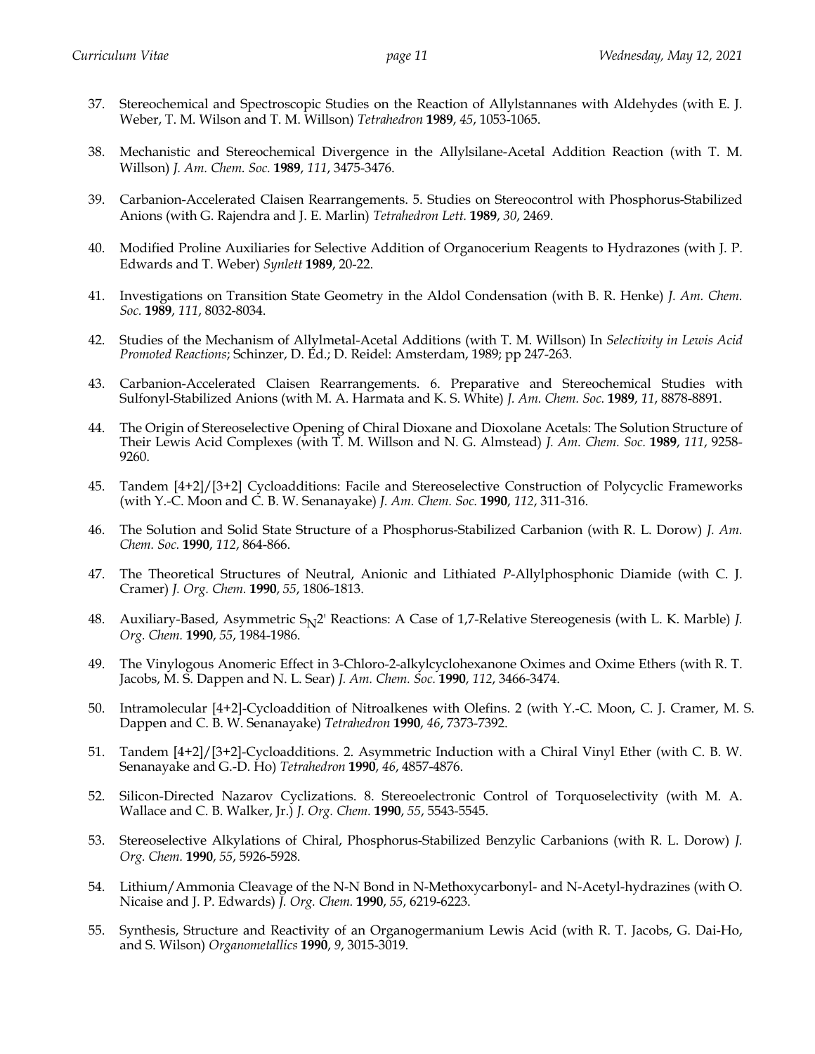37. Stereochemical and Spectroscopic Studies on the Reaction of Allylstannanes with Aldehydes (with E. J. Weber, T. M. Wilson and T. M. Willson) *Tetrahedron* **1989**, *45*, 1053-1065.

38. Mechanistic and Stereochemical Divergence in the Allylsilane-Acetal Addition Reaction (with T. M. Willson) *J. Am. Chem. Soc.* **1989**, *111*, 3475-3476.

39. Carbanion-Accelerated Claisen Rearrangements. 5. Studies on Stereocontrol with Phosphorus-Stabilized Anions (with G. Rajendra and J. E. Marlin) *Tetrahedron Lett.* **1989**, *30*, 2469.

40. Modified Proline Auxiliaries for Selective Addition of Organocerium Reagents to Hydrazones (with J. P. Edwards and T. Weber) *Synlett* **1989**, 20-22.

41. Investigations on Transition State Geometry in the Aldol Condensation (with B. R. Henke) *J. Am. Chem. Soc.* **1989**, *111*, 8032-8034.

42. Studies of the Mechanism of Allylmetal-Acetal Additions (with T. M. Willson) In *Selectivity in Lewis Acid Promoted Reactions*; Schinzer, D. Ed.; D. Reidel: Amsterdam, 1989; pp 247-263.

43. Carbanion-Accelerated Claisen Rearrangements. 6. Preparative and Stereochemical Studies with Sulfonyl-Stabilized Anions (with M. A. Harmata and K. S. White) *J. Am. Chem. Soc.* **1989**, *11*, 8878-8891.

44. The Origin of Stereoselective Opening of Chiral Dioxane and Dioxolane Acetals: The Solution Structure of Their Lewis Acid Complexes (with T. M. Willson and N. G. Almstead) *J. Am. Chem. Soc.* **1989**, *111*, 9258-9260.

45. Tandem [4+2]/[3+2] Cycloadditions: Facile and Stereoselective Construction of Polycyclic Frameworks (with Y.-C. Moon and C. B. W. Senanayake) *J. Am. Chem. Soc.* **1990**, *112*, 311-316.

46. The Solution and Solid State Structure of a Phosphorus-Stabilized Carbanion (with R. L. Dorow) *J. Am. Chem. Soc.* **1990**, *112*, 864-866.

47. The Theoretical Structures of Neutral, Anionic and Lithiated *P*-Allylphosphonic Diamide (with C. J. Cramer) *J. Org. Chem.* **1990**, *55*, 1806-1813.

48. Auxiliary-Based, Asymmetric $S_N2'$ Reactions: A Case of 1,7-Relative Stereogenesis (with L. K. Marble) *J. Org. Chem.* **1990**, *55*, 1984-1986.

49. The Vinylogous Anomeric Effect in 3-Chloro-2-alkylcyclohexanone Oximes and Oxime Ethers (with R. T. Jacobs, M. S. Dappen and N. L. Sear) *J. Am. Chem. Soc.* **1990**, *112*, 3466-3474.

50. Intramolecular [4+2]-Cycloaddition of Nitroalkenes with Olefins. 2 (with Y.-C. Moon, C. J. Cramer, M. S. Dappen and C. B. W. Senanayake) *Tetrahedron* **1990**, *46*, 7373-7392.

51. Tandem [4+2]/[3+2]-Cycloadditions. 2. Asymmetric Induction with a Chiral Vinyl Ether (with C. B. W. Senanayake and G.-D. Ho) *Tetrahedron* **1990**, *46*, 4857-4876.

52. Silicon-Directed Nazarov Cyclizations. 8. Stereoelectronic Control of Torquoselectivity (with M. A. Wallace and C. B. Walker, Jr.) *J. Org. Chem.* **1990**, *55*, 5543-5545.

53. Stereoselective Alkylations of Chiral, Phosphorus-Stabilized Benzylic Carbanions (with R. L. Dorow) *J. Org. Chem.* **1990**, *55*, 5926-5928.

54. Lithium/Ammonia Cleavage of the N-N Bond in N-Methoxycarbonyl- and N-Acetyl-hydrazines (with O. Nicaise and J. P. Edwards) *J. Org. Chem.* **1990**, *55*, 6219-6223.

55. Synthesis, Structure and Reactivity of an Organogermanium Lewis Acid (with R. T. Jacobs, G. Dai-Ho, and S. Wilson) *Organometallics* **1990**, *9*, 3015-3019.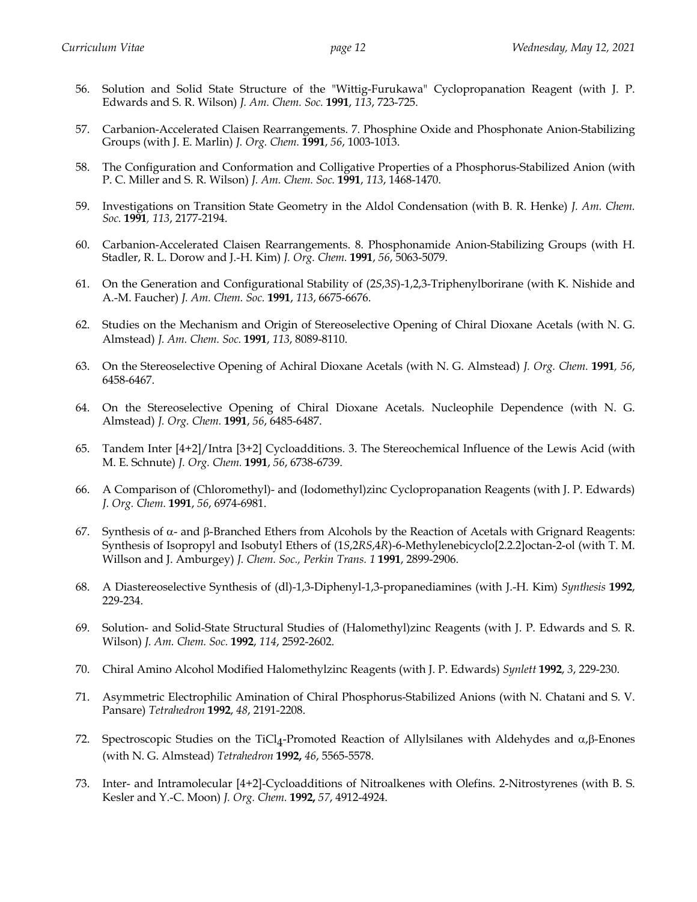56. Solution and Solid State Structure of the "Wittig-Furukawa" Cyclopropanation Reagent (with J. P. Edwards and S. R. Wilson) *J. Am. Chem. Soc.* **1991**, *113*, 723-725.

57. Carbanion-Accelerated Claisen Rearrangements. 7. Phosphine Oxide and Phosphonate Anion-Stabilizing Groups (with J. E. Marlin) *J. Org. Chem.* **1991**, *56*, 1003-1013.

58. The Configuration and Conformation and Colligative Properties of a Phosphorus-Stabilized Anion (with P. C. Miller and S. R. Wilson) *J. Am. Chem. Soc.* **1991**, *113*, 1468-1470.

59. Investigations on Transition State Geometry in the Aldol Condensation (with B. R. Henke) *J. Am. Chem. Soc.* **1991**, *113*, 2177-2194.

60. Carbanion-Accelerated Claisen Rearrangements. 8. Phosphonamide Anion-Stabilizing Groups (with H. Stadler, R. L. Dorow and J.-H. Kim) *J. Org. Chem.* **1991**, *56*, 5063-5079.

61. On the Generation and Configurational Stability of (2*S*,3*S*)-1,2,3-Triphenylborirane (with K. Nishide and A.-M. Faucher) *J. Am. Chem. Soc.* **1991**, *113*, 6675-6676.

62. Studies on the Mechanism and Origin of Stereoselective Opening of Chiral Dioxane Acetals (with N. G. Almstead) *J. Am. Chem. Soc.* **1991**, *113*, 8089-8110.

63. On the Stereoselective Opening of Achiral Dioxane Acetals (with N. G. Almstead) *J. Org. Chem.* **1991**, *56*, 6458-6467.

64. On the Stereoselective Opening of Chiral Dioxane Acetals. Nucleophile Dependence (with N. G. Almstead) *J. Org. Chem.* **1991**, *56*, 6485-6487.

65. Tandem Inter [4+2]/Intra [3+2] Cycloadditions. 3. The Stereochemical Influence of the Lewis Acid (with M. E. Schnute) *J. Org. Chem.* **1991**, *56*, 6738-6739.

66. A Comparison of (Chloromethyl)- and (Iodomethyl)zinc Cyclopropanation Reagents (with J. P. Edwards) *J. Org. Chem.* **1991**, *56*, 6974-6981.

67. Synthesis of α- and β-Branched Ethers from Alcohols by the Reaction of Acetals with Grignard Reagents: Synthesis of Isopropyl and Isobutyl Ethers of (1*S*,2*RS*,4*R*)-6-Methylenebicyclo[2.2.2]octan-2-ol (with T. M. Willson and J. Amburgey) *J. Chem. Soc., Perkin Trans. 1* **1991**, 2899-2906.

68. A Diastereoselective Synthesis of (dl)-1,3-Diphenyl-1,3-propanediamines (with J.-H. Kim) *Synthesis* **1992**, 229-234.

69. Solution- and Solid-State Structural Studies of (Halomethyl)zinc Reagents (with J. P. Edwards and S. R. Wilson) *J. Am. Chem. Soc.* **1992**, *114*, 2592-2602.

70. Chiral Amino Alcohol Modified Halomethylzinc Reagents (with J. P. Edwards) *Synlett* **1992**, *3*, 229-230.

71. Asymmetric Electrophilic Amination of Chiral Phosphorus-Stabilized Anions (with N. Chatani and S. V. Pansare) *Tetrahedron* **1992**, *48*, 2191-2208.

72. Spectroscopic Studies on the $TiCl_4$-Promoted Reaction of Allylsilanes with Aldehydes and α,β-Enones (with N. G. Almstead) *Tetrahedron* **1992,** *46*, 5565-5578.

73. Inter- and Intramolecular [4+2]-Cycloadditions of Nitroalkenes with Olefins. 2-Nitrostyrenes (with B. S. Kesler and Y.-C. Moon) *J. Org. Chem.* **1992,** *57*, 4912-4924.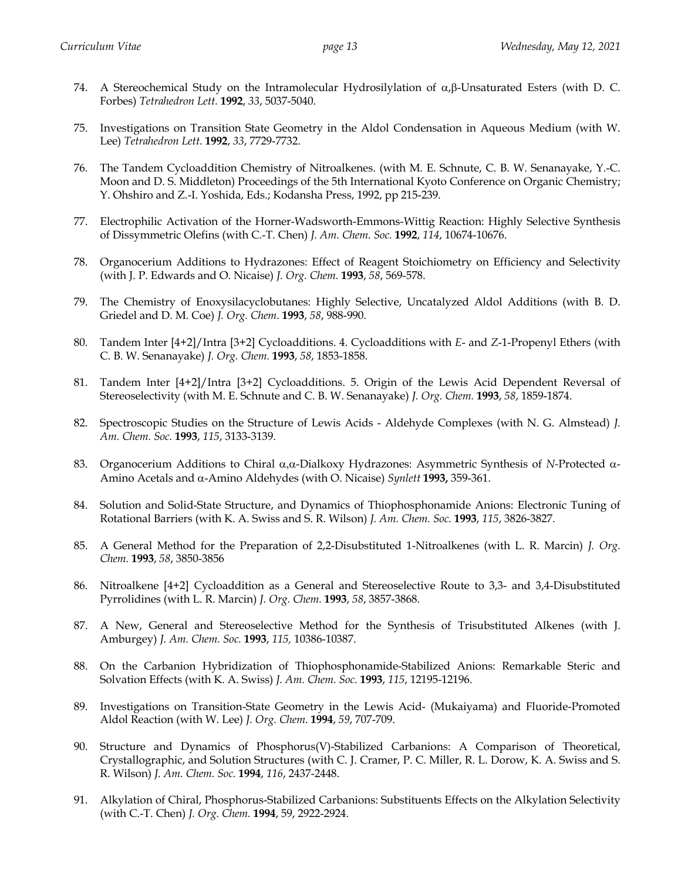74. A Stereochemical Study on the Intramolecular Hydrosilylation of $\alpha,\beta$-Unsaturated Esters (with D. C. Forbes) *Tetrahedron Lett.* **1992**, *33*, 5037-5040.

75. Investigations on Transition State Geometry in the Aldol Condensation in Aqueous Medium (with W. Lee) *Tetrahedron Lett.* **1992**, *33*, 7729-7732.

76. The Tandem Cycloaddition Chemistry of Nitroalkenes. (with M. E. Schnute, C. B. W. Senanayake, Y.-C. Moon and D. S. Middleton) Proceedings of the 5th International Kyoto Conference on Organic Chemistry; Y. Ohshiro and Z.-I. Yoshida, Eds.; Kodansha Press, 1992, pp 215-239.

77. Electrophilic Activation of the Horner-Wadsworth-Emmons-Wittig Reaction: Highly Selective Synthesis of Dissymmetric Olefins (with C.-T. Chen) *J. Am. Chem. Soc.* **1992**, *114*, 10674-10676.

78. Organocerium Additions to Hydrazones: Effect of Reagent Stoichiometry on Efficiency and Selectivity (with J. P. Edwards and O. Nicaise) *J. Org. Chem.* **1993**, *58*, 569-578.

79. The Chemistry of Enoxysilacyclobutanes: Highly Selective, Uncatalyzed Aldol Additions (with B. D. Griedel and D. M. Coe) *J. Org. Chem.* **1993**, *58*, 988-990.

80. Tandem Inter [4+2]/Intra [3+2] Cycloadditions. 4. Cycloadditions with *E*- and *Z*-1-Propenyl Ethers (with C. B. W. Senanayake) *J. Org. Chem.* **1993**, *58*, 1853-1858.

81. Tandem Inter [4+2]/Intra [3+2] Cycloadditions. 5. Origin of the Lewis Acid Dependent Reversal of Stereoselectivity (with M. E. Schnute and C. B. W. Senanayake) *J. Org. Chem.* **1993**, *58*, 1859-1874.

82. Spectroscopic Studies on the Structure of Lewis Acids - Aldehyde Complexes (with N. G. Almstead) *J. Am. Chem. Soc.* **1993**, *115*, 3133-3139.

83. Organocerium Additions to Chiral $\alpha,\alpha$-Dialkoxy Hydrazones: Asymmetric Synthesis of *N*-Protected $\alpha$-Amino Acetals and $\alpha$-Amino Aldehydes (with O. Nicaise) *Synlett* **1993,** 359-361.

84. Solution and Solid-State Structure, and Dynamics of Thiophosphonamide Anions: Electronic Tuning of Rotational Barriers (with K. A. Swiss and S. R. Wilson) *J. Am. Chem. Soc.* **1993**, *115*, 3826-3827.

85. A General Method for the Preparation of 2,2-Disubstituted 1-Nitroalkenes (with L. R. Marcin) *J. Org. Chem.* **1993**, *58*, 3850-3856

86. Nitroalkene [4+2] Cycloaddition as a General and Stereoselective Route to 3,3- and 3,4-Disubstituted Pyrrolidines (with L. R. Marcin) *J. Org. Chem.* **1993**, *58*, 3857-3868.

87. A New, General and Stereoselective Method for the Synthesis of Trisubstituted Alkenes (with J. Amburgey) *J. Am. Chem. Soc.* **1993**, *115,* 10386-10387.

88. On the Carbanion Hybridization of Thiophosphonamide-Stabilized Anions: Remarkable Steric and Solvation Effects (with K. A. Swiss) *J. Am. Chem. Soc.* **1993**, *115*, 12195-12196.

89. Investigations on Transition-State Geometry in the Lewis Acid- (Mukaiyama) and Fluoride-Promoted Aldol Reaction (with W. Lee) *J. Org. Chem.* **1994**, *59*, 707-709.

90. Structure and Dynamics of Phosphorus(V)-Stabilized Carbanions: A Comparison of Theoretical, Crystallographic, and Solution Structures (with C. J. Cramer, P. C. Miller, R. L. Dorow, K. A. Swiss and S. R. Wilson) *J. Am. Chem. Soc.* **1994**, *116*, 2437-2448.

91. Alkylation of Chiral, Phosphorus-Stabilized Carbanions: Substituents Effects on the Alkylation Selectivity (with C.-T. Chen) *J. Org. Chem.* **1994**, 59, 2922-2924.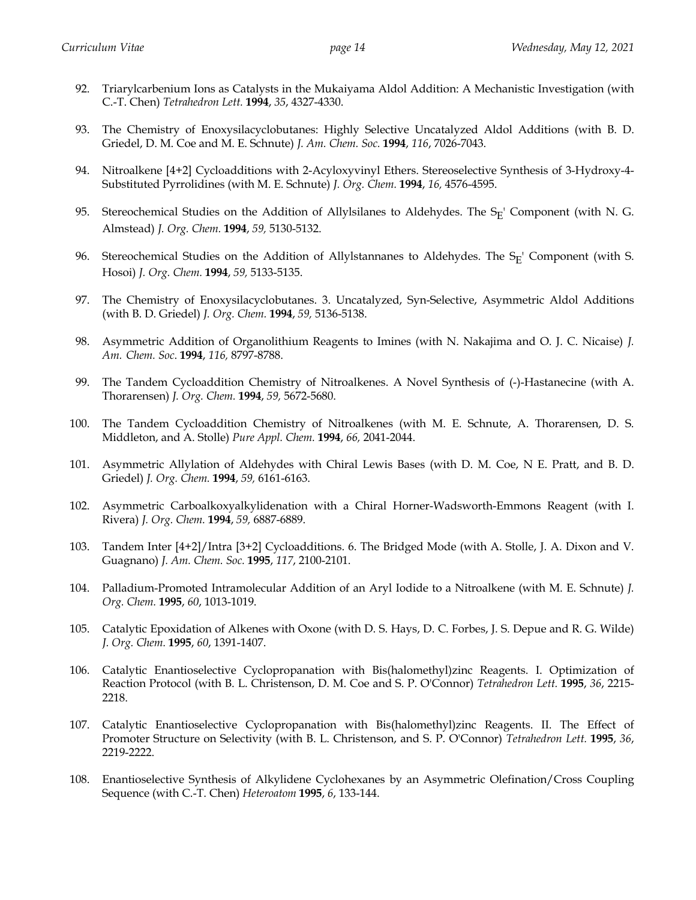92. Triarylcarbenium Ions as Catalysts in the Mukaiyama Aldol Addition: A Mechanistic Investigation (with C.-T. Chen) *Tetrahedron Lett.* **1994**, *35*, 4327-4330.

93. The Chemistry of Enoxysilacyclobutanes: Highly Selective Uncatalyzed Aldol Additions (with B. D. Griedel, D. M. Coe and M. E. Schnute) *J. Am. Chem. Soc.* **1994**, *116*, 7026-7043.

94. Nitroalkene [4+2] Cycloadditions with 2-Acyloxyvinyl Ethers. Stereoselective Synthesis of 3-Hydroxy-4-Substituted Pyrrolidines (with M. E. Schnute) *J. Org. Chem.* **1994**, *16*, 4576-4595.

95. Stereochemical Studies on the Addition of Allylsilanes to Aldehydes. The $S_E'$ Component (with N. G. Almstead) *J. Org. Chem.* **1994**, *59*, 5130-5132.

96. Stereochemical Studies on the Addition of Allylstannanes to Aldehydes. The $S_E'$ Component (with S. Hosoi) *J. Org. Chem.* **1994**, *59*, 5133-5135.

97. The Chemistry of Enoxysilacyclobutanes. 3. Uncatalyzed, Syn-Selective, Asymmetric Aldol Additions (with B. D. Griedel) *J. Org. Chem.* **1994**, *59*, 5136-5138.

98. Asymmetric Addition of Organolithium Reagents to Imines (with N. Nakajima and O. J. C. Nicaise) *J. Am. Chem. Soc*. **1994**, *116*, 8797-8788.

99. The Tandem Cycloaddition Chemistry of Nitroalkenes. A Novel Synthesis of (-)-Hastanecine (with A. Thorarensen) *J. Org. Chem.* **1994**, *59*, 5672-5680.

100. The Tandem Cycloaddition Chemistry of Nitroalkenes (with M. E. Schnute, A. Thorarensen, D. S. Middleton, and A. Stolle) *Pure Appl. Chem.* **1994**, *66*, 2041-2044.

101. Asymmetric Allylation of Aldehydes with Chiral Lewis Bases (with D. M. Coe, N E. Pratt, and B. D. Griedel) *J. Org. Chem.* **1994**, *59*, 6161-6163.

102. Asymmetric Carboalkoxyalkylidenation with a Chiral Horner-Wadsworth-Emmons Reagent (with I. Rivera) *J. Org. Chem.* **1994**, *59*, 6887-6889.

103. Tandem Inter [4+2]/Intra [3+2] Cycloadditions. 6. The Bridged Mode (with A. Stolle, J. A. Dixon and V. Guagnano) *J. Am. Chem. Soc.* **1995**, *117*, 2100-2101.

104. Palladium-Promoted Intramolecular Addition of an Aryl Iodide to a Nitroalkene (with M. E. Schnute) *J. Org. Chem.* **1995**, *60*, 1013-1019.

105. Catalytic Epoxidation of Alkenes with Oxone (with D. S. Hays, D. C. Forbes, J. S. Depue and R. G. Wilde) *J. Org. Chem.* **1995**, *60*, 1391-1407.

106. Catalytic Enantioselective Cyclopropanation with Bis(halomethyl)zinc Reagents. I. Optimization of Reaction Protocol (with B. L. Christenson, D. M. Coe and S. P. O'Connor) *Tetrahedron Lett.* **1995**, *36*, 2215-2218.

107. Catalytic Enantioselective Cyclopropanation with Bis(halomethyl)zinc Reagents. II. The Effect of Promoter Structure on Selectivity (with B. L. Christenson, and S. P. O'Connor) *Tetrahedron Lett.* **1995**, *36*, 2219-2222.

108. Enantioselective Synthesis of Alkylidene Cyclohexanes by an Asymmetric Olefination/Cross Coupling Sequence (with C.-T. Chen) *Heteroatom* **1995**, *6*, 133-144.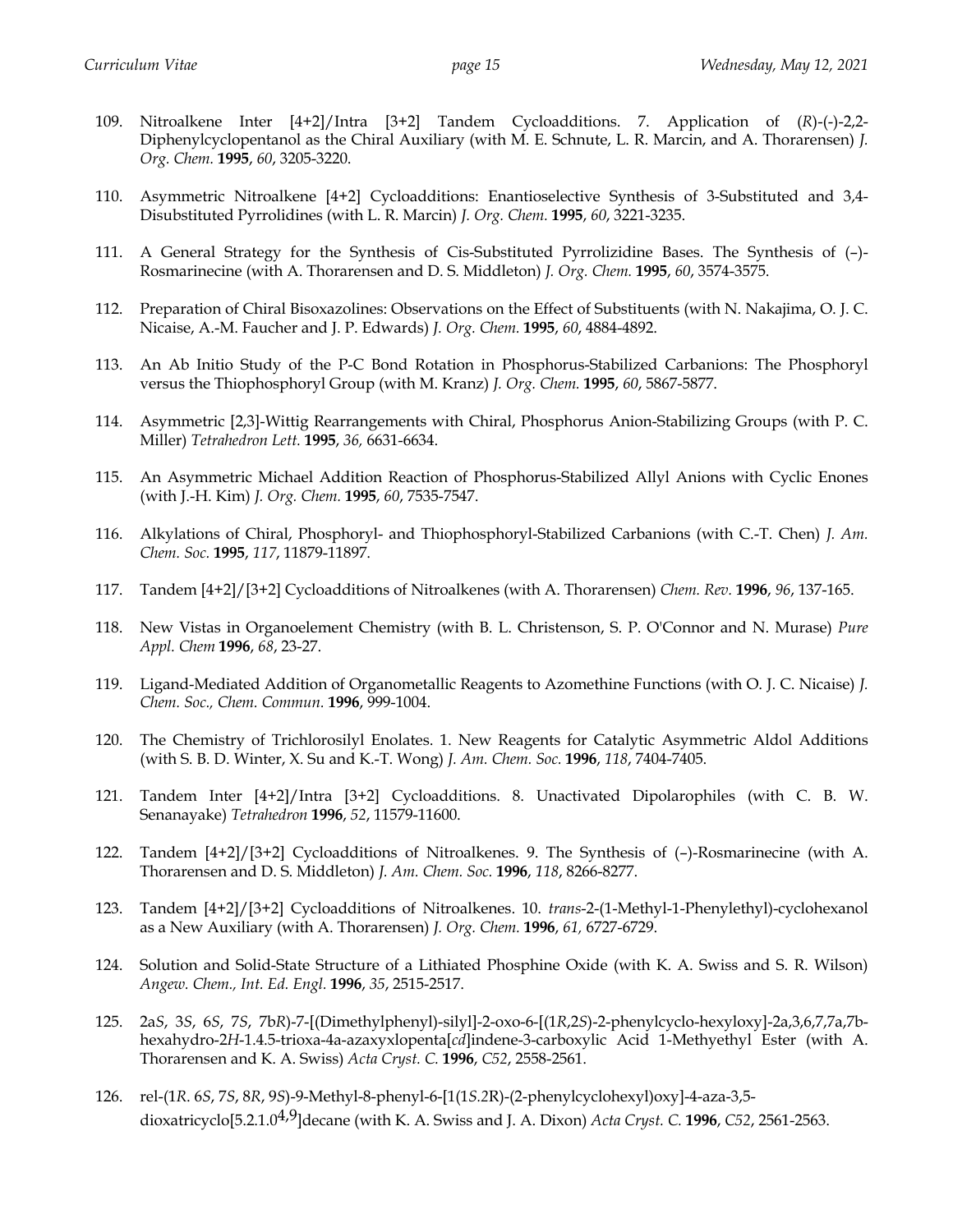109. Nitroalkene Inter [4+2]/Intra [3+2] Tandem Cycloadditions. 7. Application of (*R*)-(-)-2,2-Diphenylcyclopentanol as the Chiral Auxiliary (with M. E. Schnute, L. R. Marcin, and A. Thorarensen) *J. Org. Chem.* **1995**, *60*, 3205-3220.

110. Asymmetric Nitroalkene [4+2] Cycloadditions: Enantioselective Synthesis of 3-Substituted and 3,4-Disubstituted Pyrrolidines (with L. R. Marcin) *J. Org. Chem.* **1995**, *60*, 3221-3235.

111. A General Strategy for the Synthesis of Cis-Substituted Pyrrolizidine Bases. The Synthesis of (–)-Rosmarinecine (with A. Thorarensen and D. S. Middleton) *J. Org. Chem.* **1995**, *60*, 3574-3575.

112. Preparation of Chiral Bisoxazolines: Observations on the Effect of Substituents (with N. Nakajima, O. J. C. Nicaise, A.-M. Faucher and J. P. Edwards) *J. Org. Chem.* **1995**, *60*, 4884-4892.

113. An Ab Initio Study of the P-C Bond Rotation in Phosphorus-Stabilized Carbanions: The Phosphoryl versus the Thiophosphoryl Group (with M. Kranz) *J. Org. Chem.* **1995**, *60*, 5867-5877.

114. Asymmetric [2,3]-Wittig Rearrangements with Chiral, Phosphorus Anion-Stabilizing Groups (with P. C. Miller) *Tetrahedron Lett.* **1995**, *36,* 6631-6634.

115. An Asymmetric Michael Addition Reaction of Phosphorus-Stabilized Allyl Anions with Cyclic Enones (with J.-H. Kim) *J. Org. Chem.* **1995**, *60*, 7535-7547.

116. Alkylations of Chiral, Phosphoryl- and Thiophosphoryl-Stabilized Carbanions (with C.-T. Chen) *J. Am. Chem. Soc.* **1995**, *117*, 11879-11897.

117. Tandem [4+2]/[3+2] Cycloadditions of Nitroalkenes (with A. Thorarensen) *Chem. Rev.* **1996**, *96*, 137-165.

118. New Vistas in Organoelement Chemistry (with B. L. Christenson, S. P. O'Connor and N. Murase) *Pure Appl. Chem* **1996**, *68*, 23-27.

119. Ligand-Mediated Addition of Organometallic Reagents to Azomethine Functions (with O. J. C. Nicaise) *J. Chem. Soc., Chem. Commun.* **1996**, 999-1004.

120. The Chemistry of Trichlorosilyl Enolates. 1. New Reagents for Catalytic Asymmetric Aldol Additions (with S. B. D. Winter, X. Su and K.-T. Wong) *J. Am. Chem. Soc.* **1996**, *118*, 7404-7405.

121. Tandem Inter [4+2]/Intra [3+2] Cycloadditions. 8. Unactivated Dipolarophiles (with C. B. W. Senanayake) *Tetrahedron* **1996**, *52*, 11579-11600.

122. Tandem [4+2]/[3+2] Cycloadditions of Nitroalkenes. 9. The Synthesis of (–)-Rosmarinecine (with A. Thorarensen and D. S. Middleton) *J. Am. Chem. Soc.* **1996**, *118*, 8266-8277.

123. Tandem [4+2]/[3+2] Cycloadditions of Nitroalkenes. 10. *trans*-2-(1-Methyl-1-Phenylethyl)-cyclohexanol as a New Auxiliary (with A. Thorarensen) *J. Org. Chem.* **1996**, *61,* 6727-6729.

124. Solution and Solid-State Structure of a Lithiated Phosphine Oxide (with K. A. Swiss and S. R. Wilson) *Angew. Chem., Int. Ed. Engl.* **1996**, *35*, 2515-2517.

125. 2a*S*, 3*S*, 6*S*, 7*S*, 7b*R*)-7-[(Dimethylphenyl)-silyl]-2-oxo-6-[(1*R*,2*S*)-2-phenylcyclo-hexyloxy]-2a,3,6,7,7a,7b-hexahydro-2*H*-1.4.5-trioxa-4a-azaxyxlopenta[*cd*]indene-3-carboxylic Acid 1-Methyethyl Ester (with A. Thorarensen and K. A. Swiss) *Acta Cryst. C.* **1996**, *C52*, 2558-2561.

126. rel-(1*R*. 6*S*, 7*S*, 8*R*, 9*S*)-9-Methyl-8-phenyl-6-[1(1*S*.2*R*)-(2-phenylcyclohexyl)oxy]-4-aza-3,5-dioxatricyclo[5.2.1.0$^{4,9}$]decane (with K. A. Swiss and J. A. Dixon) *Acta Cryst. C.* **1996**, *C52*, 2561-2563.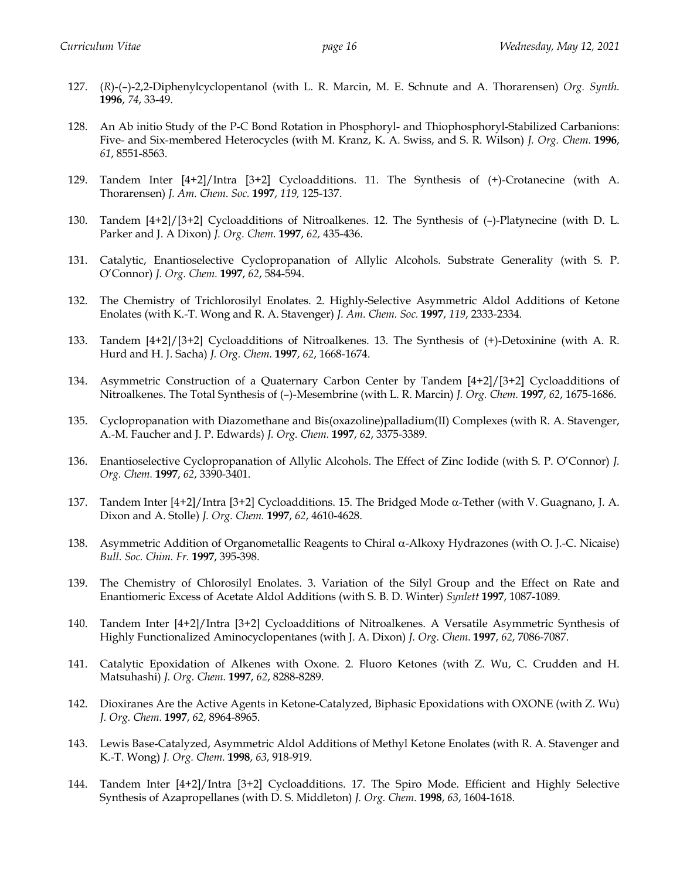127. (*R*)-(–)-2,2-Diphenylcyclopentanol (with L. R. Marcin, M. E. Schnute and A. Thorarensen) *Org. Synth.* **1996**, *74*, 33-49.

128. An Ab initio Study of the P-C Bond Rotation in Phosphoryl- and Thiophosphoryl-Stabilized Carbanions: Five- and Six-membered Heterocycles (with M. Kranz, K. A. Swiss, and S. R. Wilson) *J. Org. Chem.* **1996**, *61*, 8551-8563.

129. Tandem Inter [4+2]/Intra [3+2] Cycloadditions. 11. The Synthesis of (+)-Crotanecine (with A. Thorarensen) *J. Am. Chem. Soc.* **1997**, *119*, 125-137.

130. Tandem [4+2]/[3+2] Cycloadditions of Nitroalkenes. 12. The Synthesis of (–)-Platynecine (with D. L. Parker and J. A Dixon) *J. Org. Chem.* **1997**, *62,* 435-436.

131. Catalytic, Enantioselective Cyclopropanation of Allylic Alcohols. Substrate Generality (with S. P. O'Connor) *J. Org. Chem.* **1997**, *62*, 584-594.

132. The Chemistry of Trichlorosilyl Enolates. 2. Highly-Selective Asymmetric Aldol Additions of Ketone Enolates (with K.-T. Wong and R. A. Stavenger) *J. Am. Chem. Soc.* **1997**, *119*, 2333-2334.

133. Tandem [4+2]/[3+2] Cycloadditions of Nitroalkenes. 13. The Synthesis of (+)-Detoxinine (with A. R. Hurd and H. J. Sacha) *J. Org. Chem.* **1997**, *62*, 1668-1674.

134. Asymmetric Construction of a Quaternary Carbon Center by Tandem [4+2]/[3+2] Cycloadditions of Nitroalkenes. The Total Synthesis of (–)-Mesembrine (with L. R. Marcin) *J. Org. Chem.* **1997**, *62*, 1675-1686.

135. Cyclopropanation with Diazomethane and Bis(oxazoline)palladium(II) Complexes (with R. A. Stavenger, A.-M. Faucher and J. P. Edwards) *J. Org. Chem.* **1997**, *62*, 3375-3389.

136. Enantioselective Cyclopropanation of Allylic Alcohols. The Effect of Zinc Iodide (with S. P. O'Connor) *J. Org. Chem.* **1997**, *62*, 3390-3401.

137. Tandem Inter [4+2]/Intra [3+2] Cycloadditions. 15. The Bridged Mode $\alpha$-Tether (with V. Guagnano, J. A. Dixon and A. Stolle) *J. Org. Chem.* **1997**, *62*, 4610-4628.

138. Asymmetric Addition of Organometallic Reagents to Chiral $\alpha$-Alkoxy Hydrazones (with O. J.-C. Nicaise) *Bull. Soc. Chim. Fr.* **1997**, 395-398.

139. The Chemistry of Chlorosilyl Enolates. 3. Variation of the Silyl Group and the Effect on Rate and Enantiomeric Excess of Acetate Aldol Additions (with S. B. D. Winter) *Synlett* **1997**, 1087-1089.

140. Tandem Inter [4+2]/Intra [3+2] Cycloadditions of Nitroalkenes. A Versatile Asymmetric Synthesis of Highly Functionalized Aminocyclopentanes (with J. A. Dixon) *J. Org. Chem.* **1997**, *62*, 7086-7087.

141. Catalytic Epoxidation of Alkenes with Oxone. 2. Fluoro Ketones (with Z. Wu, C. Crudden and H. Matsuhashi) *J. Org. Chem.* **1997**, *62*, 8288-8289.

142. Dioxiranes Are the Active Agents in Ketone-Catalyzed, Biphasic Epoxidations with OXONE (with Z. Wu) *J. Org. Chem.* **1997**, *62*, 8964-8965.

143. Lewis Base-Catalyzed, Asymmetric Aldol Additions of Methyl Ketone Enolates (with R. A. Stavenger and K.-T. Wong) *J. Org. Chem.* **1998**, *63*, 918-919.

144. Tandem Inter [4+2]/Intra [3+2] Cycloadditions. 17. The Spiro Mode. Efficient and Highly Selective Synthesis of Azapropellanes (with D. S. Middleton) *J. Org. Chem.* **1998**, *63*, 1604-1618.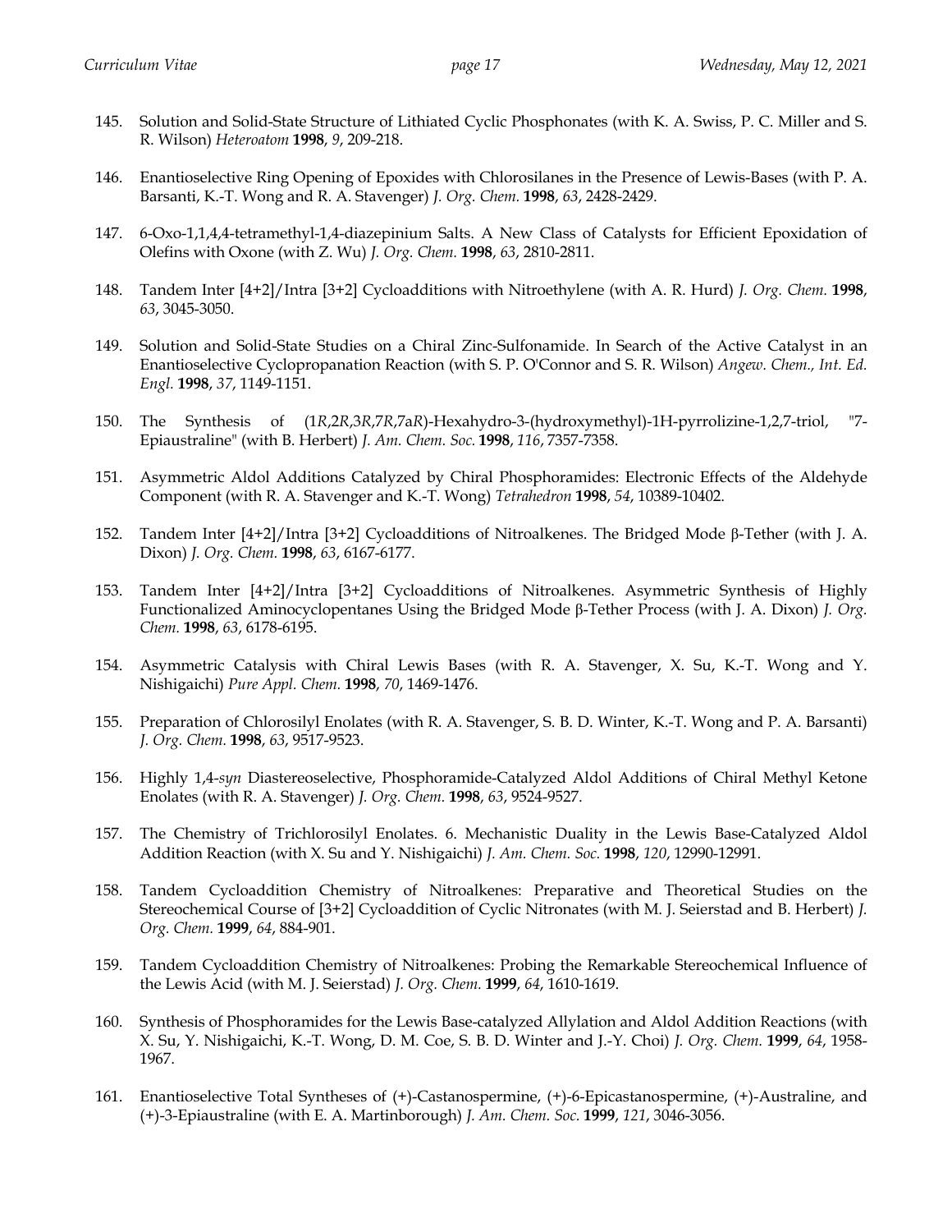145. Solution and Solid-State Structure of Lithiated Cyclic Phosphonates (with K. A. Swiss, P. C. Miller and S. R. Wilson) *Heteroatom* **1998**, *9*, 209-218.

146. Enantioselective Ring Opening of Epoxides with Chlorosilanes in the Presence of Lewis-Bases (with P. A. Barsanti, K.-T. Wong and R. A. Stavenger) *J. Org. Chem.* **1998**, *63*, 2428-2429.

147. 6-Oxo-1,1,4,4-tetramethyl-1,4-diazepinium Salts. A New Class of Catalysts for Efficient Epoxidation of Olefins with Oxone (with Z. Wu) *J. Org. Chem.* **1998**, *63*, 2810-2811.

148. Tandem Inter [4+2]/Intra [3+2] Cycloadditions with Nitroethylene (with A. R. Hurd) *J. Org. Chem.* **1998**, *63*, 3045-3050.

149. Solution and Solid-State Studies on a Chiral Zinc-Sulfonamide. In Search of the Active Catalyst in an Enantioselective Cyclopropanation Reaction (with S. P. O'Connor and S. R. Wilson) *Angew. Chem., Int. Ed. Engl.* **1998**, *37*, 1149-1151.

150. The Synthesis of (1*R*,2*R*,3*R*,7*R*,7a*R*)-Hexahydro-3-(hydroxymethyl)-1H-pyrrolizine-1,2,7-triol, "7-Epiaustraline" (with B. Herbert) *J. Am. Chem. Soc.* **1998**, *116*, 7357-7358.

151. Asymmetric Aldol Additions Catalyzed by Chiral Phosphoramides: Electronic Effects of the Aldehyde Component (with R. A. Stavenger and K.-T. Wong) *Tetrahedron* **1998**, *54*, 10389-10402.

152. Tandem Inter [4+2]/Intra [3+2] Cycloadditions of Nitroalkenes. The Bridged Mode β-Tether (with J. A. Dixon) *J. Org. Chem.* **1998**, *63*, 6167-6177.

153. Tandem Inter [4+2]/Intra [3+2] Cycloadditions of Nitroalkenes. Asymmetric Synthesis of Highly Functionalized Aminocyclopentanes Using the Bridged Mode β-Tether Process (with J. A. Dixon) *J. Org. Chem.* **1998**, *63*, 6178-6195.

154. Asymmetric Catalysis with Chiral Lewis Bases (with R. A. Stavenger, X. Su, K.-T. Wong and Y. Nishigaichi) *Pure Appl. Chem.* **1998**, *70*, 1469-1476.

155. Preparation of Chlorosilyl Enolates (with R. A. Stavenger, S. B. D. Winter, K.-T. Wong and P. A. Barsanti) *J. Org. Chem.* **1998**, *63*, 9517-9523.

156. Highly 1,4-*syn* Diastereoselective, Phosphoramide-Catalyzed Aldol Additions of Chiral Methyl Ketone Enolates (with R. A. Stavenger) *J. Org. Chem.* **1998**, *63*, 9524-9527.

157. The Chemistry of Trichlorosilyl Enolates. 6. Mechanistic Duality in the Lewis Base-Catalyzed Aldol Addition Reaction (with X. Su and Y. Nishigaichi) *J. Am. Chem. Soc.* **1998**, *120*, 12990-12991.

158. Tandem Cycloaddition Chemistry of Nitroalkenes: Preparative and Theoretical Studies on the Stereochemical Course of [3+2] Cycloaddition of Cyclic Nitronates (with M. J. Seierstad and B. Herbert) *J. Org. Chem.* **1999**, *64*, 884-901.

159. Tandem Cycloaddition Chemistry of Nitroalkenes: Probing the Remarkable Stereochemical Influence of the Lewis Acid (with M. J. Seierstad) *J. Org. Chem.* **1999**, *64*, 1610-1619.

160. Synthesis of Phosphoramides for the Lewis Base-catalyzed Allylation and Aldol Addition Reactions (with X. Su, Y. Nishigaichi, K.-T. Wong, D. M. Coe, S. B. D. Winter and J.-Y. Choi) *J. Org. Chem.* **1999**, *64*, 1958-1967.

161. Enantioselective Total Syntheses of (+)-Castanospermine, (+)-6-Epicastanospermine, (+)-Australine, and (+)-3-Epiaustraline (with E. A. Martinborough) *J. Am. Chem. Soc.* **1999**, *121*, 3046-3056.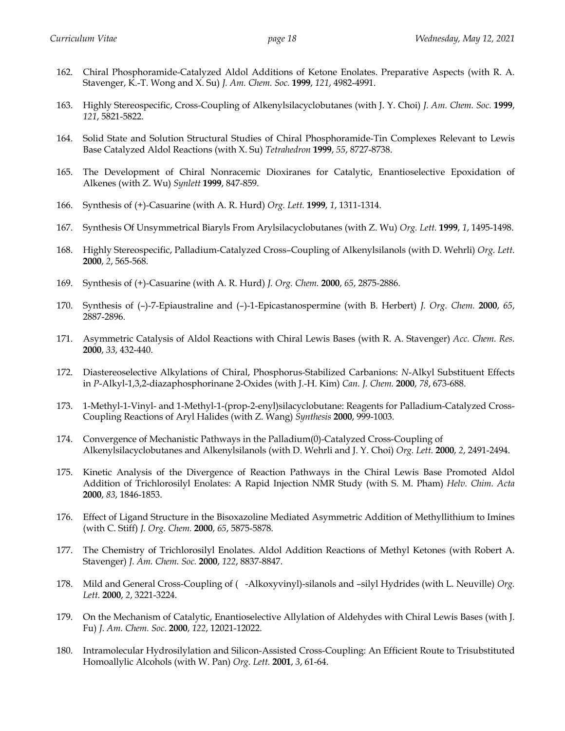162. Chiral Phosphoramide-Catalyzed Aldol Additions of Ketone Enolates. Preparative Aspects (with R. A. Stavenger, K.-T. Wong and X. Su) *J. Am. Chem. Soc.* **1999**, *121*, 4982-4991.

163. Highly Stereospecific, Cross-Coupling of Alkenylsilacyclobutanes (with J. Y. Choi) *J. Am. Chem. Soc.* **1999**, *121*, 5821-5822.

164. Solid State and Solution Structural Studies of Chiral Phosphoramide-Tin Complexes Relevant to Lewis Base Catalyzed Aldol Reactions (with X. Su) *Tetrahedron* **1999**, *55*, 8727-8738.

165. The Development of Chiral Nonracemic Dioxiranes for Catalytic, Enantioselective Epoxidation of Alkenes (with Z. Wu) *Synlett* **1999**, 847-859.

166. Synthesis of (+)-Casuarine (with A. R. Hurd) *Org. Lett.* **1999**, *1*, 1311-1314.

167. Synthesis Of Unsymmetrical Biaryls From Arylsilacyclobutanes (with Z. Wu) *Org. Lett.* **1999**, *1*, 1495-1498.

168. Highly Stereospecific, Palladium-Catalyzed Cross–Coupling of Alkenylsilanols (with D. Wehrli) *Org. Lett.* **2000**, *2*, 565-568.

169. Synthesis of (+)-Casuarine (with A. R. Hurd) *J. Org. Chem.* **2000**, *65*, 2875-2886.

170. Synthesis of (–)-7-Epiaustraline and (–)-1-Epicastanospermine (with B. Herbert) *J. Org. Chem.* **2000**, *65*, 2887-2896.

171. Asymmetric Catalysis of Aldol Reactions with Chiral Lewis Bases (with R. A. Stavenger) *Acc. Chem. Res.* **2000**, *33*, 432-440.

172. Diastereoselective Alkylations of Chiral, Phosphorus-Stabilized Carbanions: *N*-Alkyl Substituent Effects in *P*-Alkyl-1,3,2-diazaphosphorinane 2-Oxides (with J.-H. Kim) *Can. J. Chem.* **2000**, *78*, 673-688.

173. 1-Methyl-1-Vinyl- and 1-Methyl-1-(prop-2-enyl)silacyclobutane: Reagents for Palladium-Catalyzed Cross-Coupling Reactions of Aryl Halides (with Z. Wang) *Synthesis* **2000**, 999-1003.

174. Convergence of Mechanistic Pathways in the Palladium(0)-Catalyzed Cross-Coupling of Alkenylsilacyclobutanes and Alkenylsilanols (with D. Wehrli and J. Y. Choi) *Org. Lett.* **2000**, *2*, 2491-2494.

175. Kinetic Analysis of the Divergence of Reaction Pathways in the Chiral Lewis Base Promoted Aldol Addition of Trichlorosilyl Enolates: A Rapid Injection NMR Study (with S. M. Pham) *Helv. Chim. Acta* **2000**, *83*, 1846-1853.

176. Effect of Ligand Structure in the Bisoxazoline Mediated Asymmetric Addition of Methyllithium to Imines (with C. Stiff) *J. Org. Chem.* **2000**, *65*, 5875-5878.

177. The Chemistry of Trichlorosilyl Enolates. Aldol Addition Reactions of Methyl Ketones (with Robert A. Stavenger) *J. Am. Chem. Soc.* **2000**, *122*, 8837-8847.

178. Mild and General Cross-Coupling of ( -Alkoxyvinyl)-silanols and –silyl Hydrides (with L. Neuville) *Org. Lett.* **2000**, *2*, 3221-3224.

179. On the Mechanism of Catalytic, Enantioselective Allylation of Aldehydes with Chiral Lewis Bases (with J. Fu) *J. Am. Chem. Soc.* **2000**, *122*, 12021-12022.

180. Intramolecular Hydrosilylation and Silicon-Assisted Cross-Coupling: An Efficient Route to Trisubstituted Homoallylic Alcohols (with W. Pan) *Org. Lett.* **2001**, *3*, 61-64.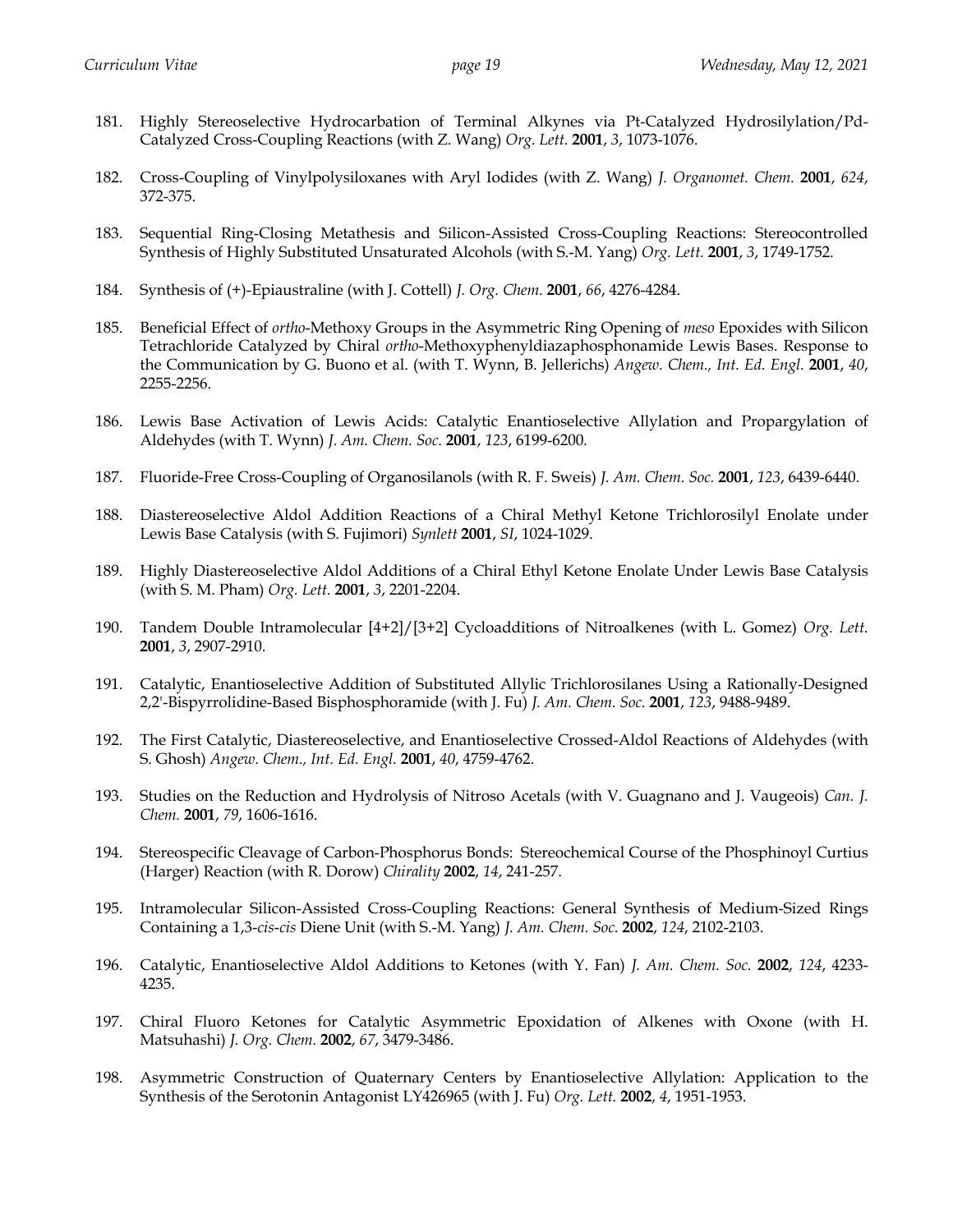181. Highly Stereoselective Hydrocarbation of Terminal Alkynes via Pt-Catalyzed Hydrosilylation/Pd-Catalyzed Cross-Coupling Reactions (with Z. Wang) *Org. Lett.* **2001**, *3*, 1073-1076.

182. Cross-Coupling of Vinylpolysiloxanes with Aryl Iodides (with Z. Wang) *J. Organomet. Chem.* **2001**, *624*, 372-375.

183. Sequential Ring-Closing Metathesis and Silicon-Assisted Cross-Coupling Reactions: Stereocontrolled Synthesis of Highly Substituted Unsaturated Alcohols (with S.-M. Yang) *Org. Lett.* **2001**, *3*, 1749-1752.

184. Synthesis of (+)-Epiaustraline (with J. Cottell) *J. Org. Chem.* **2001**, *66*, 4276-4284.

185. Beneficial Effect of *ortho*-Methoxy Groups in the Asymmetric Ring Opening of *meso* Epoxides with Silicon Tetrachloride Catalyzed by Chiral *ortho*-Methoxyphenyldiazaphosphonamide Lewis Bases. Response to the Communication by G. Buono et al. (with T. Wynn, B. Jellerichs) *Angew. Chem., Int. Ed. Engl.* **2001**, *40*, 2255-2256.

186. Lewis Base Activation of Lewis Acids: Catalytic Enantioselective Allylation and Propargylation of Aldehydes (with T. Wynn) *J. Am. Chem. Soc.* **2001**, *123*, 6199-6200.

187. Fluoride-Free Cross-Coupling of Organosilanols (with R. F. Sweis) *J. Am. Chem. Soc.* **2001**, *123*, 6439-6440.

188. Diastereoselective Aldol Addition Reactions of a Chiral Methyl Ketone Trichlorosilyl Enolate under Lewis Base Catalysis (with S. Fujimori) *Synlett* **2001**, *SI*, 1024-1029.

189. Highly Diastereoselective Aldol Additions of a Chiral Ethyl Ketone Enolate Under Lewis Base Catalysis (with S. M. Pham) *Org. Lett.* **2001**, *3*, 2201-2204.

190. Tandem Double Intramolecular [4+2]/[3+2] Cycloadditions of Nitroalkenes (with L. Gomez) *Org. Lett.* **2001**, *3*, 2907-2910.

191. Catalytic, Enantioselective Addition of Substituted Allylic Trichlorosilanes Using a Rationally-Designed 2,2'-Bispyrrolidine-Based Bisphosphoramide (with J. Fu) *J. Am. Chem. Soc.* **2001**, *123*, 9488-9489.

192. The First Catalytic, Diastereoselective, and Enantioselective Crossed-Aldol Reactions of Aldehydes (with S. Ghosh) *Angew. Chem., Int. Ed. Engl.* **2001**, *40*, 4759-4762.

193. Studies on the Reduction and Hydrolysis of Nitroso Acetals (with V. Guagnano and J. Vaugeois) *Can. J. Chem.* **2001**, *79*, 1606-1616.

194. Stereospecific Cleavage of Carbon-Phosphorus Bonds: Stereochemical Course of the Phosphinoyl Curtius (Harger) Reaction (with R. Dorow) *Chirality* **2002**, *14*, 241-257.

195. Intramolecular Silicon-Assisted Cross-Coupling Reactions: General Synthesis of Medium-Sized Rings Containing a 1,3-*cis*-*cis* Diene Unit (with S.-M. Yang) *J. Am. Chem. Soc.* **2002**, *124*, 2102-2103.

196. Catalytic, Enantioselective Aldol Additions to Ketones (with Y. Fan) *J. Am. Chem. Soc.* **2002**, *124*, 4233-4235.

197. Chiral Fluoro Ketones for Catalytic Asymmetric Epoxidation of Alkenes with Oxone (with H. Matsuhashi) *J. Org. Chem.* **2002**, *67*, 3479-3486.

198. Asymmetric Construction of Quaternary Centers by Enantioselective Allylation: Application to the Synthesis of the Serotonin Antagonist LY426965 (with J. Fu) *Org. Lett.* **2002**, *4*, 1951-1953.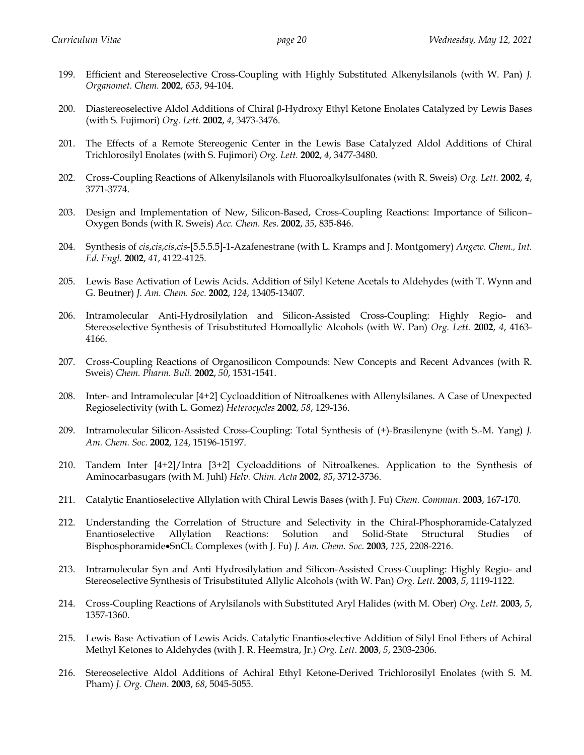199. Efficient and Stereoselective Cross-Coupling with Highly Substituted Alkenylsilanols (with W. Pan) *J. Organomet. Chem.* **2002**, *653*, 94-104.

200. Diastereoselective Aldol Additions of Chiral β-Hydroxy Ethyl Ketone Enolates Catalyzed by Lewis Bases (with S. Fujimori) *Org. Lett.* **2002**, *4*, 3473-3476.

201. The Effects of a Remote Stereogenic Center in the Lewis Base Catalyzed Aldol Additions of Chiral Trichlorosilyl Enolates (with S. Fujimori) *Org. Lett.* **2002**, *4*, 3477-3480.

202. Cross-Coupling Reactions of Alkenylsilanols with Fluoroalkylsulfonates (with R. Sweis) *Org. Lett.* **2002**, *4*, 3771-3774.

203. Design and Implementation of New, Silicon-Based, Cross-Coupling Reactions: Importance of Silicon–Oxygen Bonds (with R. Sweis) *Acc. Chem. Res.* **2002**, *35*, 835-846.

204. Synthesis of *cis*,*cis*,*cis*,*cis*-[5.5.5.5]-1-Azafenestrane (with L. Kramps and J. Montgomery) *Angew. Chem., Int. Ed. Engl.* **2002**, *41*, 4122-4125.

205. Lewis Base Activation of Lewis Acids. Addition of Silyl Ketene Acetals to Aldehydes (with T. Wynn and G. Beutner) *J. Am. Chem. Soc.* **2002**, *124*, 13405-13407.

206. Intramolecular Anti-Hydrosilylation and Silicon-Assisted Cross-Coupling: Highly Regio- and Stereoselective Synthesis of Trisubstituted Homoallylic Alcohols (with W. Pan) *Org. Lett.* **2002**, *4*, 4163-4166.

207. Cross-Coupling Reactions of Organosilicon Compounds: New Concepts and Recent Advances (with R. Sweis) *Chem. Pharm. Bull.* **2002**, *50*, 1531-1541.

208. Inter- and Intramolecular [4+2] Cycloaddition of Nitroalkenes with Allenylsilanes. A Case of Unexpected Regioselectivity (with L. Gomez) *Heterocycles* **2002**, *58*, 129-136.

209. Intramolecular Silicon-Assisted Cross-Coupling: Total Synthesis of (+)-Brasilenyne (with S.-M. Yang) *J. Am. Chem. Soc.* **2002**, *124*, 15196-15197.

210. Tandem Inter [4+2]/Intra [3+2] Cycloadditions of Nitroalkenes. Application to the Synthesis of Aminocarbasugars (with M. Juhl) *Helv. Chim. Acta* **2002**, *85*, 3712-3736.

211. Catalytic Enantioselective Allylation with Chiral Lewis Bases (with J. Fu) *Chem. Commun.* **2003**, 167-170.

212. Understanding the Correlation of Structure and Selectivity in the Chiral-Phosphoramide-Catalyzed Enantioselective Allylation Reactions: Solution and Solid-State Structural Studies of Bisphosphoramide•$SnCl_4$ Complexes (with J. Fu) *J. Am. Chem. Soc.* **2003**, *125*, 2208-2216.

213. Intramolecular Syn and Anti Hydrosilylation and Silicon-Assisted Cross-Coupling: Highly Regio- and Stereoselective Synthesis of Trisubstituted Allylic Alcohols (with W. Pan) *Org. Lett.* **2003**, *5*, 1119-1122.

214. Cross-Coupling Reactions of Arylsilanols with Substituted Aryl Halides (with M. Ober) *Org. Lett.* **2003**, *5*, 1357-1360.

215. Lewis Base Activation of Lewis Acids. Catalytic Enantioselective Addition of Silyl Enol Ethers of Achiral Methyl Ketones to Aldehydes (with J. R. Heemstra, Jr.) *Org. Lett.* **2003**, *5*, 2303-2306.

216. Stereoselective Aldol Additions of Achiral Ethyl Ketone-Derived Trichlorosilyl Enolates (with S. M. Pham) *J. Org. Chem.* **2003**, *68*, 5045-5055.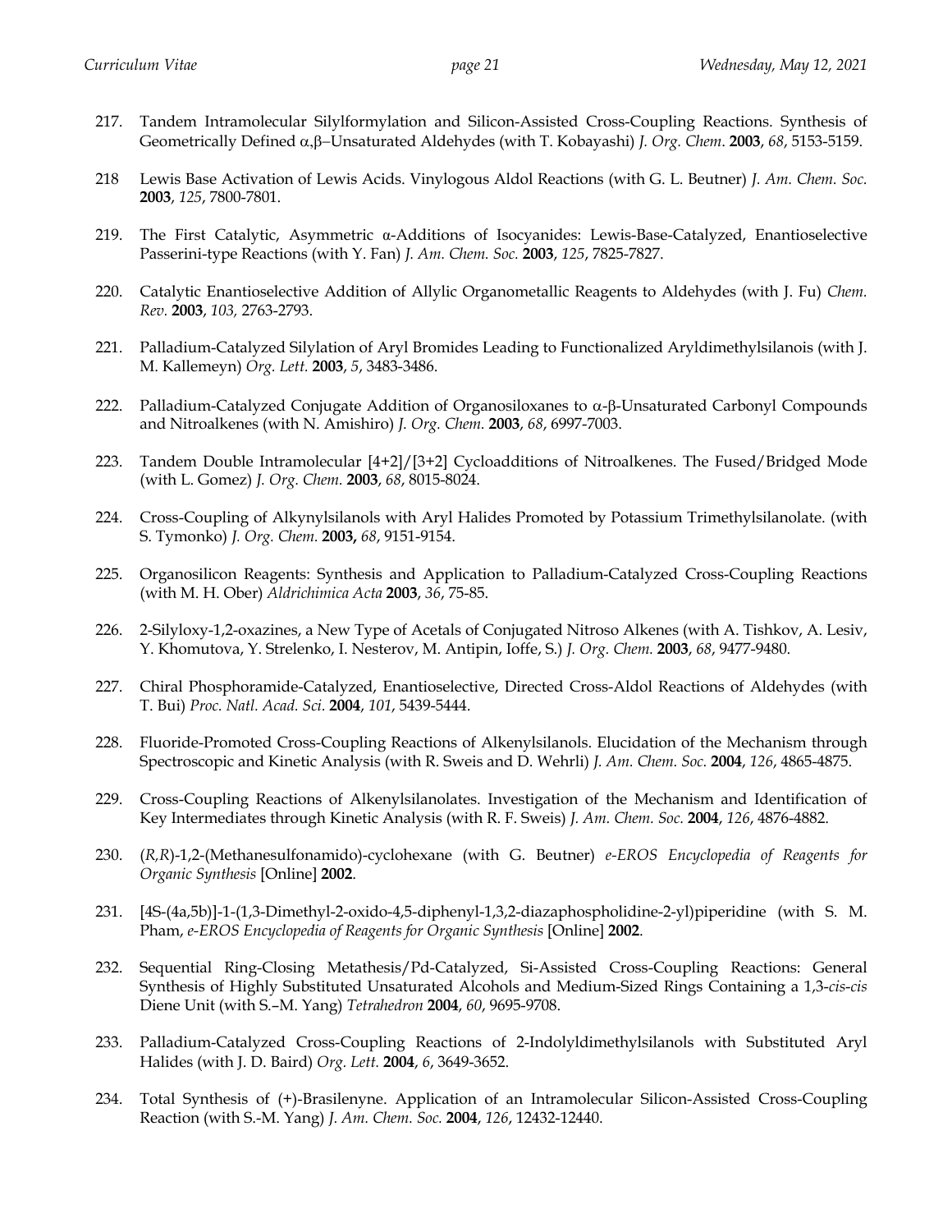217. Tandem Intramolecular Silylformylation and Silicon-Assisted Cross-Coupling Reactions. Synthesis of Geometrically Defined α,β–Unsaturated Aldehydes (with T. Kobayashi) *J. Org. Chem*. **2003**, *68*, 5153-5159.

218 Lewis Base Activation of Lewis Acids. Vinylogous Aldol Reactions (with G. L. Beutner) *J. Am. Chem. Soc.* **2003**, *125*, 7800-7801.

219. The First Catalytic, Asymmetric α-Additions of Isocyanides: Lewis-Base-Catalyzed, Enantioselective Passerini-type Reactions (with Y. Fan) *J. Am. Chem. Soc.* **2003**, *125*, 7825-7827.

220. Catalytic Enantioselective Addition of Allylic Organometallic Reagents to Aldehydes (with J. Fu) *Chem. Rev.* **2003**, *103,* 2763-2793.

221. Palladium-Catalyzed Silylation of Aryl Bromides Leading to Functionalized Aryldimethylsilanois (with J. M. Kallemeyn) *Org. Lett.* **2003**, *5*, 3483-3486.

222. Palladium-Catalyzed Conjugate Addition of Organosiloxanes to α-β-Unsaturated Carbonyl Compounds and Nitroalkenes (with N. Amishiro) *J. Org. Chem.* **2003**, *68*, 6997-7003.

223. Tandem Double Intramolecular [4+2]/[3+2] Cycloadditions of Nitroalkenes. The Fused/Bridged Mode (with L. Gomez) *J. Org. Chem.* **2003**, *68*, 8015-8024.

224. Cross-Coupling of Alkynylsilanols with Aryl Halides Promoted by Potassium Trimethylsilanolate. (with S. Tymonko) *J. Org. Chem.* **2003,** *68*, 9151-9154.

225. Organosilicon Reagents: Synthesis and Application to Palladium-Catalyzed Cross-Coupling Reactions (with M. H. Ober) *Aldrichimica Acta* **2003**, *36*, 75-85.

226. 2-Silyloxy-1,2-oxazines, a New Type of Acetals of Conjugated Nitroso Alkenes (with A. Tishkov, A. Lesiv, Y. Khomutova, Y. Strelenko, I. Nesterov, M. Antipin, Ioffe, S.) *J. Org. Chem.* **2003**, *68*, 9477-9480.

227. Chiral Phosphoramide-Catalyzed, Enantioselective, Directed Cross-Aldol Reactions of Aldehydes (with T. Bui) *Proc. Natl. Acad. Sci.* **2004**, *101*, 5439-5444.

228. Fluoride-Promoted Cross-Coupling Reactions of Alkenylsilanols. Elucidation of the Mechanism through Spectroscopic and Kinetic Analysis (with R. Sweis and D. Wehrli) *J. Am. Chem. Soc.* **2004**, *126*, 4865-4875.

229. Cross-Coupling Reactions of Alkenylsilanolates. Investigation of the Mechanism and Identification of Key Intermediates through Kinetic Analysis (with R. F. Sweis) *J. Am. Chem. Soc.* **2004**, *126*, 4876-4882.

230. (*R,R*)-1,2-(Methanesulfonamido)-cyclohexane (with G. Beutner) *e-EROS Encyclopedia of Reagents for Organic Synthesis* [Online] **2002**.

231. [4S-(4a,5b)]-1-(1,3-Dimethyl-2-oxido-4,5-diphenyl-1,3,2-diazaphospholidine-2-yl)piperidine (with S. M. Pham, *e-EROS Encyclopedia of Reagents for Organic Synthesis* [Online] **2002**.

232. Sequential Ring-Closing Metathesis/Pd-Catalyzed, Si-Assisted Cross-Coupling Reactions: General Synthesis of Highly Substituted Unsaturated Alcohols and Medium-Sized Rings Containing a 1,3-*cis-cis* Diene Unit (with S.–M. Yang) *Tetrahedron* **2004**, *60*, 9695-9708.

233. Palladium-Catalyzed Cross-Coupling Reactions of 2-Indolyldimethylsilanols with Substituted Aryl Halides (with J. D. Baird) *Org. Lett.* **2004**, *6*, 3649-3652.

234. Total Synthesis of (+)-Brasilenyne. Application of an Intramolecular Silicon-Assisted Cross-Coupling Reaction (with S.-M. Yang) *J. Am. Chem. Soc.* **2004**, *126*, 12432-12440.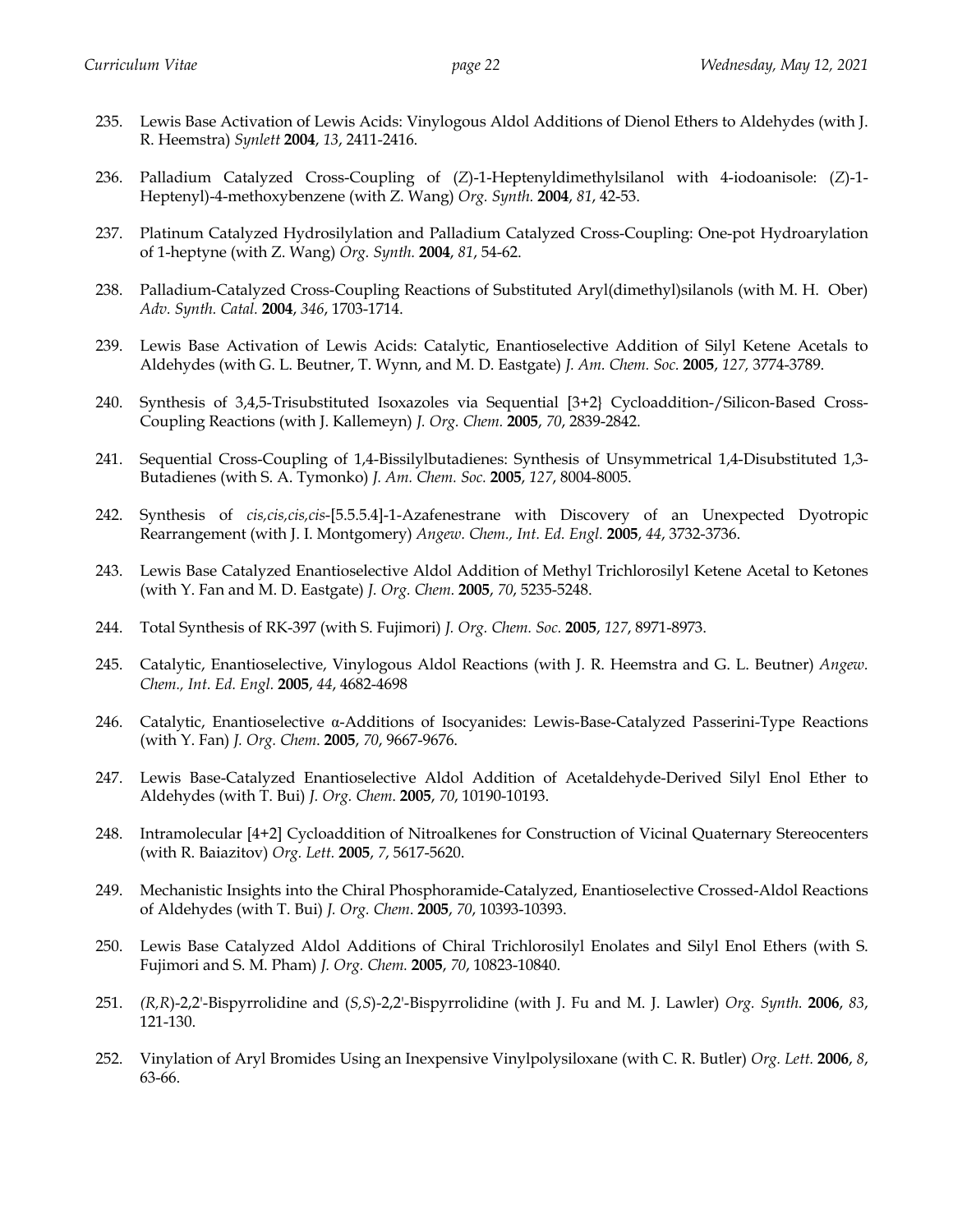235. Lewis Base Activation of Lewis Acids: Vinylogous Aldol Additions of Dienol Ethers to Aldehydes (with J. R. Heemstra) *Synlett* **2004**, *13*, 2411-2416.

236. Palladium Catalyzed Cross-Coupling of (*Z*)-1-Heptenyldimethylsilanol with 4-iodoanisole: (*Z*)-1-Heptenyl)-4-methoxybenzene (with Z. Wang) *Org. Synth.* **2004**, *81*, 42-53.

237. Platinum Catalyzed Hydrosilylation and Palladium Catalyzed Cross-Coupling: One-pot Hydroarylation of 1-heptyne (with Z. Wang) *Org. Synth.* **2004**, *81*, 54-62.

238. Palladium-Catalyzed Cross-Coupling Reactions of Substituted Aryl(dimethyl)silanols (with M. H. Ober) *Adv. Synth. Catal.* **2004**, *346*, 1703-1714.

239. Lewis Base Activation of Lewis Acids: Catalytic, Enantioselective Addition of Silyl Ketene Acetals to Aldehydes (with G. L. Beutner, T. Wynn, and M. D. Eastgate) *J. Am. Chem. Soc.* **2005**, *127,* 3774-3789.

240. Synthesis of 3,4,5-Trisubstituted Isoxazoles via Sequential [3+2} Cycloaddition-/Silicon-Based Cross-Coupling Reactions (with J. Kallemeyn) *J. Org. Chem.* **2005**, *70*, 2839-2842.

241. Sequential Cross-Coupling of 1,4-Bissilylbutadienes: Synthesis of Unsymmetrical 1,4-Disubstituted 1,3-Butadienes (with S. A. Tymonko) *J. Am. Chem. Soc.* **2005**, *127*, 8004-8005.

242. Synthesis of *cis,cis,cis,cis*-[5.5.5.4]-1-Azafenestrane with Discovery of an Unexpected Dyotropic Rearrangement (with J. I. Montgomery) *Angew. Chem., Int. Ed. Engl.* **2005**, *44*, 3732-3736.

243. Lewis Base Catalyzed Enantioselective Aldol Addition of Methyl Trichlorosilyl Ketene Acetal to Ketones (with Y. Fan and M. D. Eastgate) *J. Org. Chem.* **2005**, *70*, 5235-5248.

244. Total Synthesis of RK-397 (with S. Fujimori) *J. Org. Chem. Soc.* **2005**, *127*, 8971-8973.

245. Catalytic, Enantioselective, Vinylogous Aldol Reactions (with J. R. Heemstra and G. L. Beutner) *Angew. Chem., Int. Ed. Engl.* **2005**, *44*, 4682-4698

246. Catalytic, Enantioselective α-Additions of Isocyanides: Lewis-Base-Catalyzed Passerini-Type Reactions (with Y. Fan) *J. Org. Chem*. **2005**, *70*, 9667-9676.

247. Lewis Base-Catalyzed Enantioselective Aldol Addition of Acetaldehyde-Derived Silyl Enol Ether to Aldehydes (with T. Bui) *J. Org. Chem*. **2005**, *70*, 10190-10193.

248. Intramolecular [4+2] Cycloaddition of Nitroalkenes for Construction of Vicinal Quaternary Stereocenters (with R. Baiazitov) *Org. Lett.* **2005**, *7*, 5617-5620.

249. Mechanistic Insights into the Chiral Phosphoramide-Catalyzed, Enantioselective Crossed-Aldol Reactions of Aldehydes (with T. Bui) *J. Org. Chem*. **2005**, *70*, 10393-10393.

250. Lewis Base Catalyzed Aldol Additions of Chiral Trichlorosilyl Enolates and Silyl Enol Ethers (with S. Fujimori and S. M. Pham) *J. Org. Chem.* **2005**, *70*, 10823-10840.

251. *(R,R*)-2,2'-Bispyrrolidine and (*S,S*)-2,2'-Bispyrrolidine (with J. Fu and M. J. Lawler) *Org. Synth.* **2006**, *83*, 121-130.

252. Vinylation of Aryl Bromides Using an Inexpensive Vinylpolysiloxane (with C. R. Butler) *Org. Lett.* **2006**, *8*, 63-66.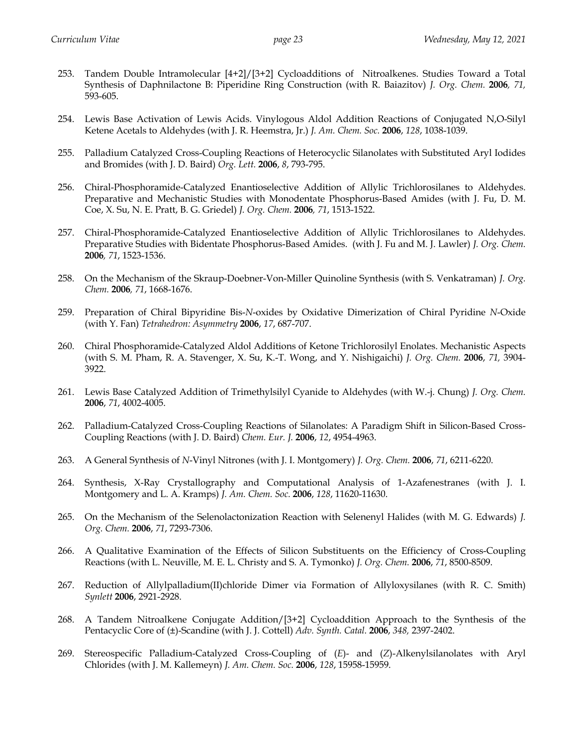253. Tandem Double Intramolecular [4+2]/[3+2] Cycloadditions of Nitroalkenes. Studies Toward a Total Synthesis of Daphnilactone B: Piperidine Ring Construction (with R. Baiazitov) *J. Org. Chem.* **2006**, *71*, 593-605.

254. Lewis Base Activation of Lewis Acids. Vinylogous Aldol Addition Reactions of Conjugated N,O-Silyl Ketene Acetals to Aldehydes (with J. R. Heemstra, Jr.) *J. Am. Chem. Soc.* **2006**, *128*, 1038-1039.

255. Palladium Catalyzed Cross-Coupling Reactions of Heterocyclic Silanolates with Substituted Aryl Iodides and Bromides (with J. D. Baird) *Org. Lett.* **2006**, *8*, 793-795.

256. Chiral-Phosphoramide-Catalyzed Enantioselective Addition of Allylic Trichlorosilanes to Aldehydes. Preparative and Mechanistic Studies with Monodentate Phosphorus-Based Amides (with J. Fu, D. M. Coe, X. Su, N. E. Pratt, B. G. Griedel) *J. Org. Chem.* **2006**, *71*, 1513-1522.

257. Chiral-Phosphoramide-Catalyzed Enantioselective Addition of Allylic Trichlorosilanes to Aldehydes. Preparative Studies with Bidentate Phosphorus-Based Amides. (with J. Fu and M. J. Lawler) *J. Org. Chem.* **2006**, *71*, 1523-1536.

258. On the Mechanism of the Skraup-Doebner-Von-Miller Quinoline Synthesis (with S. Venkatraman) *J. Org. Chem.* **2006**, *71*, 1668-1676.

259. Preparation of Chiral Bipyridine Bis-*N*-oxides by Oxidative Dimerization of Chiral Pyridine *N*-Oxide (with Y. Fan) *Tetrahedron: Asymmetry* **2006**, *17*, 687-707.

260. Chiral Phosphoramide-Catalyzed Aldol Additions of Ketone Trichlorosilyl Enolates. Mechanistic Aspects (with S. M. Pham, R. A. Stavenger, X. Su, K.-T. Wong, and Y. Nishigaichi) *J. Org. Chem.* **2006**, *71,* 3904-3922.

261. Lewis Base Catalyzed Addition of Trimethylsilyl Cyanide to Aldehydes (with W.-j. Chung) *J. Org. Chem.* **2006**, *71*, 4002-4005.

262. Palladium-Catalyzed Cross-Coupling Reactions of Silanolates: A Paradigm Shift in Silicon-Based Cross-Coupling Reactions (with J. D. Baird) *Chem. Eur. J.* **2006**, *12*, 4954-4963.

263. A General Synthesis of *N*-Vinyl Nitrones (with J. I. Montgomery) *J. Org. Chem.* **2006**, *71*, 6211-6220.

264. Synthesis, X-Ray Crystallography and Computational Analysis of 1-Azafenestranes (with J. I. Montgomery and L. A. Kramps) *J. Am. Chem. Soc.* **2006**, *128*, 11620-11630.

265. On the Mechanism of the Selenolactonization Reaction with Selenenyl Halides (with M. G. Edwards) *J. Org. Chem.* **2006**, *71*, 7293-7306.

266. A Qualitative Examination of the Effects of Silicon Substituents on the Efficiency of Cross-Coupling Reactions (with L. Neuville, M. E. L. Christy and S. A. Tymonko) *J. Org. Chem.* **2006**, *71*, 8500-8509.

267. Reduction of Allylpalladium(II)chloride Dimer via Formation of Allyloxysilanes (with R. C. Smith) *Synlett* **2006**, 2921-2928.

268. A Tandem Nitroalkene Conjugate Addition/[3+2] Cycloaddition Approach to the Synthesis of the Pentacyclic Core of (±)-Scandine (with J. J. Cottell) *Adv. Synth. Catal.* **2006**, *348*, 2397-2402.

269. Stereospecific Palladium-Catalyzed Cross-Coupling of (*E*)- and (*Z*)-Alkenylsilanolates with Aryl Chlorides (with J. M. Kallemeyn) *J. Am. Chem. Soc.* **2006**, *128*, 15958-15959.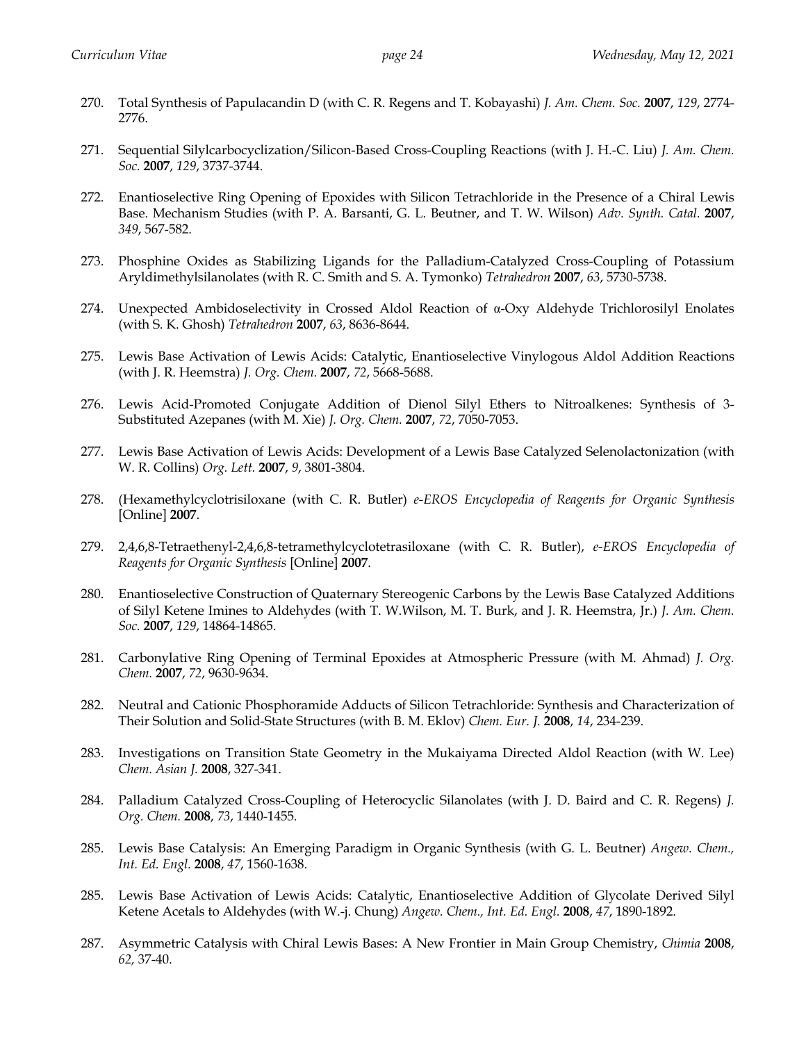270. Total Synthesis of Papulacandin D (with C. R. Regens and T. Kobayashi) *J. Am. Chem. Soc.* **2007**, *129*, 2774-2776.

271. Sequential Silylcarbocyclization/Silicon-Based Cross-Coupling Reactions (with J. H.-C. Liu) *J. Am. Chem. Soc.* **2007**, *129*, 3737-3744.

272. Enantioselective Ring Opening of Epoxides with Silicon Tetrachloride in the Presence of a Chiral Lewis Base. Mechanism Studies (with P. A. Barsanti, G. L. Beutner, and T. W. Wilson) *Adv. Synth. Catal.* **2007**, *349*, 567-582.

273. Phosphine Oxides as Stabilizing Ligands for the Palladium-Catalyzed Cross-Coupling of Potassium Aryldimethylsilanolates (with R. C. Smith and S. A. Tymonko) *Tetrahedron* **2007**, *63*, 5730-5738.

274. Unexpected Ambidoselectivity in Crossed Aldol Reaction of α-Oxy Aldehyde Trichlorosilyl Enolates (with S. K. Ghosh) *Tetrahedron* **2007**, *63*, 8636-8644.

275. Lewis Base Activation of Lewis Acids: Catalytic, Enantioselective Vinylogous Aldol Addition Reactions (with J. R. Heemstra) *J. Org. Chem.* **2007**, *72*, 5668-5688.

276. Lewis Acid-Promoted Conjugate Addition of Dienol Silyl Ethers to Nitroalkenes: Synthesis of 3-Substituted Azepanes (with M. Xie) *J. Org. Chem.* **2007**, *72*, 7050-7053.

277. Lewis Base Activation of Lewis Acids: Development of a Lewis Base Catalyzed Selenolactonization (with W. R. Collins) *Org. Lett.* **2007**, *9*, 3801-3804.

278. (Hexamethylcyclotrisiloxane (with C. R. Butler) *e-EROS Encyclopedia of Reagents for Organic Synthesis* [Online] **2007**.

279. 2,4,6,8-Tetraethenyl-2,4,6,8-tetramethylcyclotetrasiloxane (with C. R. Butler), *e-EROS Encyclopedia of Reagents for Organic Synthesis* [Online] **2007**.

280. Enantioselective Construction of Quaternary Stereogenic Carbons by the Lewis Base Catalyzed Additions of Silyl Ketene Imines to Aldehydes (with T. W.Wilson, M. T. Burk, and J. R. Heemstra, Jr.) *J. Am. Chem. Soc.* **2007**, *129*, 14864-14865.

281. Carbonylative Ring Opening of Terminal Epoxides at Atmospheric Pressure (with M. Ahmad) *J. Org. Chem.* **2007**, *72*, 9630-9634.

282. Neutral and Cationic Phosphoramide Adducts of Silicon Tetrachloride: Synthesis and Characterization of Their Solution and Solid-State Structures (with B. M. Eklov) *Chem. Eur. J.* **2008**, *14*, 234-239.

283. Investigations on Transition State Geometry in the Mukaiyama Directed Aldol Reaction (with W. Lee) *Chem. Asian J.* **2008**, 327-341.

284. Palladium Catalyzed Cross-Coupling of Heterocyclic Silanolates (with J. D. Baird and C. R. Regens) *J. Org. Chem.* **2008**, *73*, 1440-1455.

285. Lewis Base Catalysis: An Emerging Paradigm in Organic Synthesis (with G. L. Beutner) *Angew. Chem., Int. Ed. Engl.* **2008**, *47*, 1560-1638.

285. Lewis Base Activation of Lewis Acids: Catalytic, Enantioselective Addition of Glycolate Derived Silyl Ketene Acetals to Aldehydes (with W.-j. Chung) *Angew. Chem., Int. Ed. Engl.* **2008**, *47*, 1890-1892.

287. Asymmetric Catalysis with Chiral Lewis Bases: A New Frontier in Main Group Chemistry, *Chimia* **2008**, *62*, 37-40.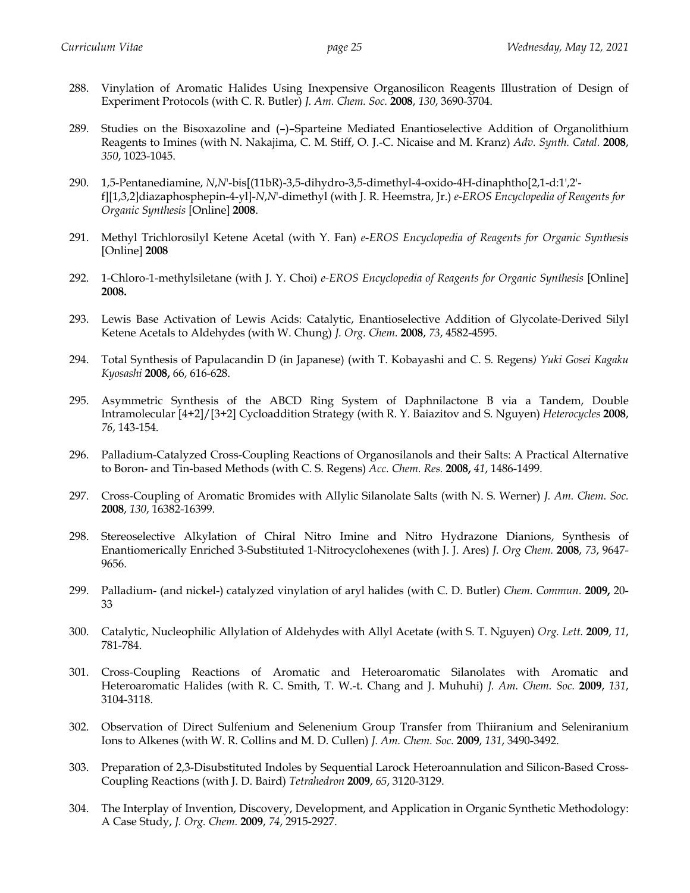288. Vinylation of Aromatic Halides Using Inexpensive Organosilicon Reagents Illustration of Design of Experiment Protocols (with C. R. Butler) *J. Am. Chem. Soc.* **2008**, *130*, 3690-3704.

289. Studies on the Bisoxazoline and (–)–Sparteine Mediated Enantioselective Addition of Organolithium Reagents to Imines (with N. Nakajima, C. M. Stiff, O. J.-C. Nicaise and M. Kranz) *Adv. Synth. Catal.* **2008**, *350*, 1023-1045.

290. 1,5-Pentanediamine, *N*,*N*'-bis[(11bR)-3,5-dihydro-3,5-dimethyl-4-oxido-4H-dinaphtho[2,1-d:1',2'-f][1,3,2]diazaphosphepin-4-yl]-*N*,*N*'-dimethyl (with J. R. Heemstra, Jr.) *e-EROS Encyclopedia of Reagents for Organic Synthesis* [Online] **2008**.

291. Methyl Trichlorosilyl Ketene Acetal (with Y. Fan) *e-EROS Encyclopedia of Reagents for Organic Synthesis* [Online] **2008**

292. 1-Chloro-1-methylsiletane (with J. Y. Choi) *e-EROS Encyclopedia of Reagents for Organic Synthesis* [Online] **2008.**

293. Lewis Base Activation of Lewis Acids: Catalytic, Enantioselective Addition of Glycolate-Derived Silyl Ketene Acetals to Aldehydes (with W. Chung) *J. Org. Chem.* **2008**, *73*, 4582-4595.

294. Total Synthesis of Papulacandin D (in Japanese) (with T. Kobayashi and C. S. Regens*) Yuki Gosei Kagaku Kyosashi* **2008,** 66, 616-628.

295. Asymmetric Synthesis of the ABCD Ring System of Daphnilactone B via a Tandem, Double Intramolecular [4+2]/[3+2] Cycloaddition Strategy (with R. Y. Baiazitov and S. Nguyen) *Heterocycles* **2008**, *76*, 143-154.

296. Palladium-Catalyzed Cross-Coupling Reactions of Organosilanols and their Salts: A Practical Alternative to Boron- and Tin-based Methods (with C. S. Regens) *Acc. Chem. Res.* **2008,** *41*, 1486-1499.

297. Cross-Coupling of Aromatic Bromides with Allylic Silanolate Salts (with N. S. Werner) *J. Am. Chem. Soc.* **2008**, *130*, 16382-16399.

298. Stereoselective Alkylation of Chiral Nitro Imine and Nitro Hydrazone Dianions, Synthesis of Enantiomerically Enriched 3-Substituted 1-Nitrocyclohexenes (with J. J. Ares) *J. Org Chem.* **2008**, *73*, 9647-9656.

299. Palladium- (and nickel-) catalyzed vinylation of aryl halides (with C. D. Butler) *Chem. Commun.* **2009,** 20-33

300. Catalytic, Nucleophilic Allylation of Aldehydes with Allyl Acetate (with S. T. Nguyen) *Org. Lett.* **2009**, *11*, 781-784.

301. Cross-Coupling Reactions of Aromatic and Heteroaromatic Silanolates with Aromatic and Heteroaromatic Halides (with R. C. Smith, T. W.-t. Chang and J. Muhuhi) *J. Am. Chem. Soc.* **2009**, *131*, 3104-3118.

302. Observation of Direct Sulfenium and Selenenium Group Transfer from Thiiranium and Seleniranium Ions to Alkenes (with W. R. Collins and M. D. Cullen) *J. Am. Chem. Soc.* **2009**, *131*, 3490-3492.

303. Preparation of 2,3-Disubstituted Indoles by Sequential Larock Heteroannulation and Silicon-Based Cross-Coupling Reactions (with J. D. Baird) *Tetrahedron* **2009**, *65*, 3120-3129.

304. The Interplay of Invention, Discovery, Development, and Application in Organic Synthetic Methodology: A Case Study, *J. Org. Chem.* **2009**, *74*, 2915-2927.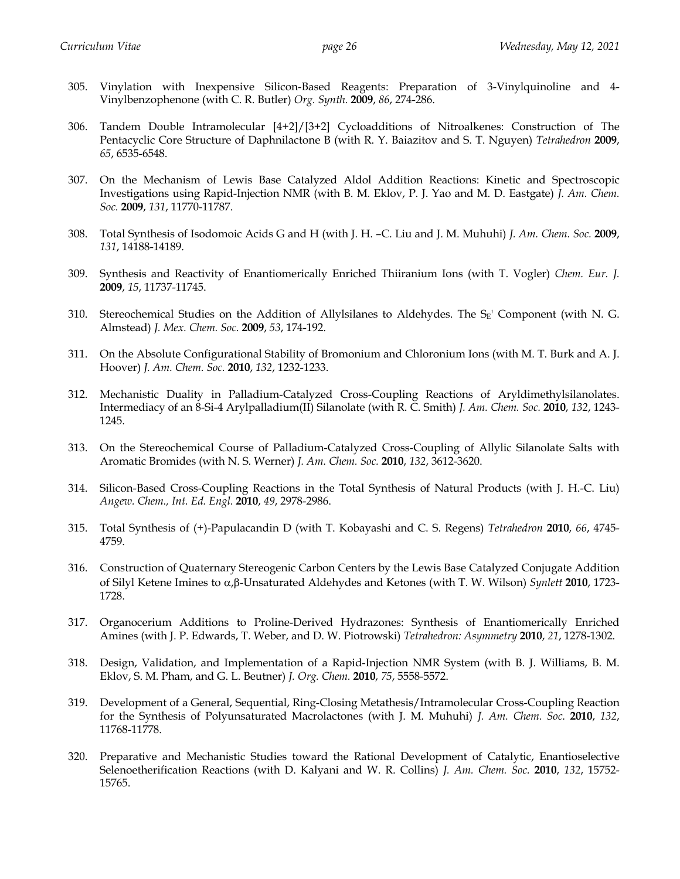305. Vinylation with Inexpensive Silicon-Based Reagents: Preparation of 3-Vinylquinoline and 4-Vinylbenzophenone (with C. R. Butler) *Org. Synth.* **2009**, *86*, 274-286.

306. Tandem Double Intramolecular [4+2]/[3+2] Cycloadditions of Nitroalkenes: Construction of The Pentacyclic Core Structure of Daphnilactone B (with R. Y. Baiazitov and S. T. Nguyen) *Tetrahedron* **2009**, *65*, 6535-6548.

307. On the Mechanism of Lewis Base Catalyzed Aldol Addition Reactions: Kinetic and Spectroscopic Investigations using Rapid-Injection NMR (with B. M. Eklov, P. J. Yao and M. D. Eastgate) *J. Am. Chem. Soc.* **2009**, *131*, 11770-11787.

308. Total Synthesis of Isodomoic Acids G and H (with J. H. –C. Liu and J. M. Muhuhi) *J. Am. Chem. Soc.* **2009**, *131*, 14188-14189.

309. Synthesis and Reactivity of Enantiomerically Enriched Thiiranium Ions (with T. Vogler) *Chem. Eur. J.* **2009**, *15*, 11737-11745.

310. Stereochemical Studies on the Addition of Allylsilanes to Aldehydes. The $S_E'$ Component (with N. G. Almstead) *J. Mex. Chem. Soc.* **2009**, *53*, 174-192.

311. On the Absolute Configurational Stability of Bromonium and Chloronium Ions (with M. T. Burk and A. J. Hoover) *J. Am. Chem. Soc.* **2010**, *132*, 1232-1233.

312. Mechanistic Duality in Palladium-Catalyzed Cross-Coupling Reactions of Aryldimethylsilanolates. Intermediacy of an 8-Si-4 Arylpalladium(II) Silanolate (with R. C. Smith) *J. Am. Chem. Soc.* **2010**, *132*, 1243-1245.

313. On the Stereochemical Course of Palladium-Catalyzed Cross-Coupling of Allylic Silanolate Salts with Aromatic Bromides (with N. S. Werner) *J. Am. Chem. Soc.* **2010**, *132*, 3612-3620.

314. Silicon-Based Cross-Coupling Reactions in the Total Synthesis of Natural Products (with J. H.-C. Liu) *Angew. Chem., Int. Ed. Engl.* **2010**, *49*, 2978-2986.

315. Total Synthesis of (+)-Papulacandin D (with T. Kobayashi and C. S. Regens) *Tetrahedron* **2010**, *66*, 4745-4759.

316. Construction of Quaternary Stereogenic Carbon Centers by the Lewis Base Catalyzed Conjugate Addition of Silyl Ketene Imines to α,β-Unsaturated Aldehydes and Ketones (with T. W. Wilson) *Synlett* **2010**, 1723-1728.

317. Organocerium Additions to Proline-Derived Hydrazones: Synthesis of Enantiomerically Enriched Amines (with J. P. Edwards, T. Weber, and D. W. Piotrowski) *Tetrahedron: Asymmetry* **2010**, *21*, 1278-1302.

318. Design, Validation, and Implementation of a Rapid-Injection NMR System (with B. J. Williams, B. M. Eklov, S. M. Pham, and G. L. Beutner) *J. Org. Chem.* **2010**, *75*, 5558-5572.

319. Development of a General, Sequential, Ring-Closing Metathesis/Intramolecular Cross-Coupling Reaction for the Synthesis of Polyunsaturated Macrolactones (with J. M. Muhuhi) *J. Am. Chem. Soc.* **2010**, *132*, 11768-11778.

320. Preparative and Mechanistic Studies toward the Rational Development of Catalytic, Enantioselective Selenoetherification Reactions (with D. Kalyani and W. R. Collins) *J. Am. Chem. Soc.* **2010**, *132*, 15752-15765.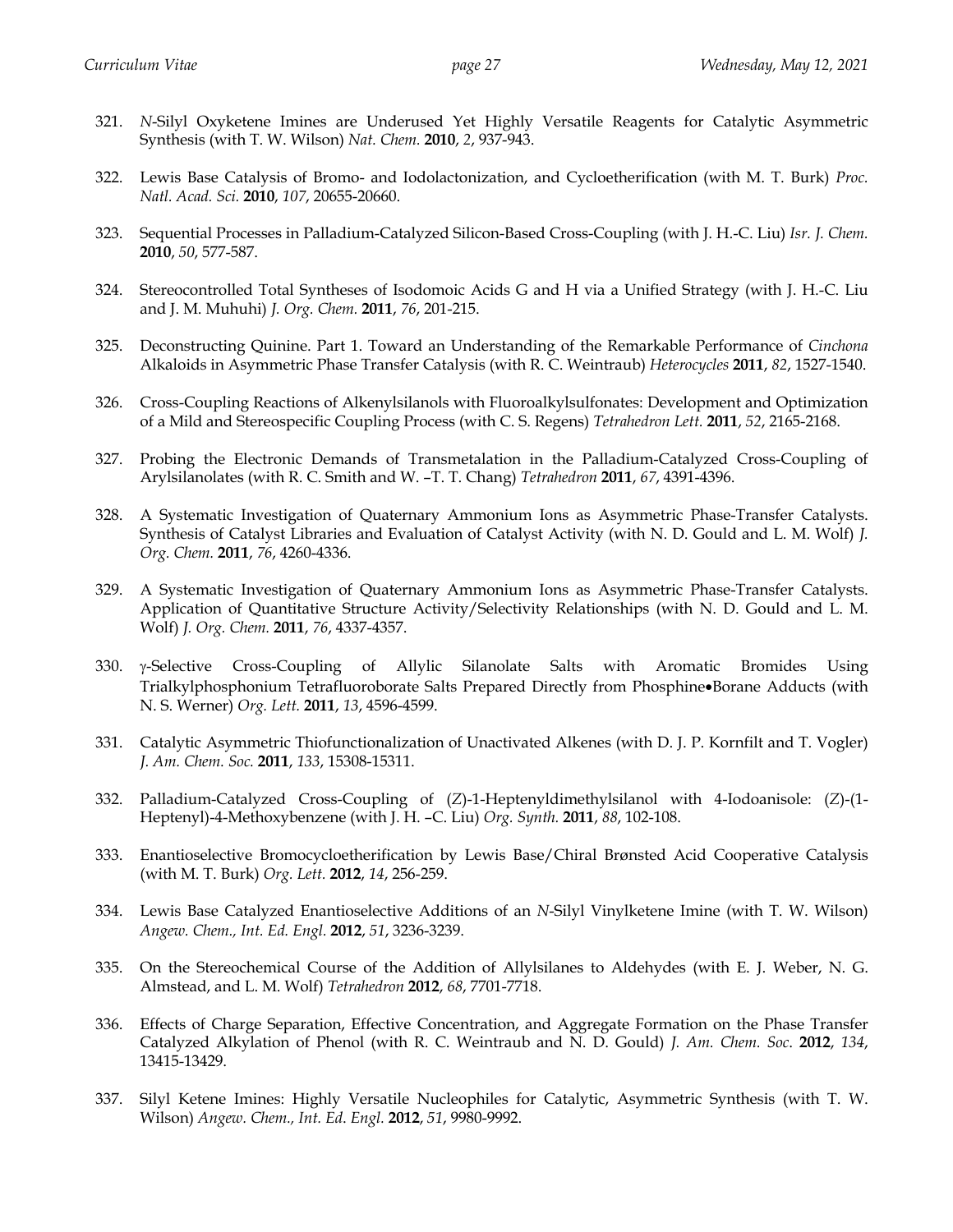321. *N*-Silyl Oxyketene Imines are Underused Yet Highly Versatile Reagents for Catalytic Asymmetric Synthesis (with T. W. Wilson) *Nat. Chem.* **2010**, *2*, 937-943.

322. Lewis Base Catalysis of Bromo- and Iodolactonization, and Cycloetherification (with M. T. Burk) *Proc. Natl. Acad. Sci.* **2010**, *107*, 20655-20660.

323. Sequential Processes in Palladium-Catalyzed Silicon-Based Cross-Coupling (with J. H.-C. Liu) *Isr. J. Chem.* **2010**, *50*, 577-587.

324. Stereocontrolled Total Syntheses of Isodomoic Acids G and H via a Unified Strategy (with J. H.-C. Liu and J. M. Muhuhi) *J. Org. Chem.* **2011**, *76*, 201-215.

325. Deconstructing Quinine. Part 1. Toward an Understanding of the Remarkable Performance of *Cinchona* Alkaloids in Asymmetric Phase Transfer Catalysis (with R. C. Weintraub) *Heterocycles* **2011**, *82*, 1527-1540.

326. Cross-Coupling Reactions of Alkenylsilanols with Fluoroalkylsulfonates: Development and Optimization of a Mild and Stereospecific Coupling Process (with C. S. Regens) *Tetrahedron Lett.* **2011**, *52*, 2165-2168.

327. Probing the Electronic Demands of Transmetalation in the Palladium-Catalyzed Cross-Coupling of Arylsilanolates (with R. C. Smith and W. –T. T. Chang) *Tetrahedron* **2011**, *67*, 4391-4396.

328. A Systematic Investigation of Quaternary Ammonium Ions as Asymmetric Phase-Transfer Catalysts. Synthesis of Catalyst Libraries and Evaluation of Catalyst Activity (with N. D. Gould and L. M. Wolf) *J. Org. Chem.* **2011**, *76*, 4260-4336.

329. A Systematic Investigation of Quaternary Ammonium Ions as Asymmetric Phase-Transfer Catalysts. Application of Quantitative Structure Activity/Selectivity Relationships (with N. D. Gould and L. M. Wolf) *J. Org. Chem.* **2011**, *76*, 4337-4357.

330. γ-Selective Cross-Coupling of Allylic Silanolate Salts with Aromatic Bromides Using Trialkylphosphonium Tetrafluoroborate Salts Prepared Directly from Phosphine•Borane Adducts (with N. S. Werner) *Org. Lett.* **2011**, *13*, 4596-4599.

331. Catalytic Asymmetric Thiofunctionalization of Unactivated Alkenes (with D. J. P. Kornfilt and T. Vogler) *J. Am. Chem. Soc.* **2011**, *133*, 15308-15311.

332. Palladium-Catalyzed Cross-Coupling of (*Z*)-1-Heptenyldimethylsilanol with 4-Iodoanisole: (*Z*)-(1-Heptenyl)-4-Methoxybenzene (with J. H. –C. Liu) *Org. Synth.* **2011**, *88*, 102-108.

333. Enantioselective Bromocycloetherification by Lewis Base/Chiral Brønsted Acid Cooperative Catalysis (with M. T. Burk) *Org. Lett.* **2012**, *14*, 256-259.

334. Lewis Base Catalyzed Enantioselective Additions of an *N*-Silyl Vinylketene Imine (with T. W. Wilson) *Angew. Chem., Int. Ed. Engl.* **2012**, *51*, 3236-3239.

335. On the Stereochemical Course of the Addition of Allylsilanes to Aldehydes (with E. J. Weber, N. G. Almstead, and L. M. Wolf) *Tetrahedron* **2012**, *68*, 7701-7718.

336. Effects of Charge Separation, Effective Concentration, and Aggregate Formation on the Phase Transfer Catalyzed Alkylation of Phenol (with R. C. Weintraub and N. D. Gould) *J. Am. Chem. Soc*. **2012**, *134*, 13415-13429.

337. Silyl Ketene Imines: Highly Versatile Nucleophiles for Catalytic, Asymmetric Synthesis (with T. W. Wilson) *Angew. Chem., Int. Ed. Engl.* **2012**, *51*, 9980-9992.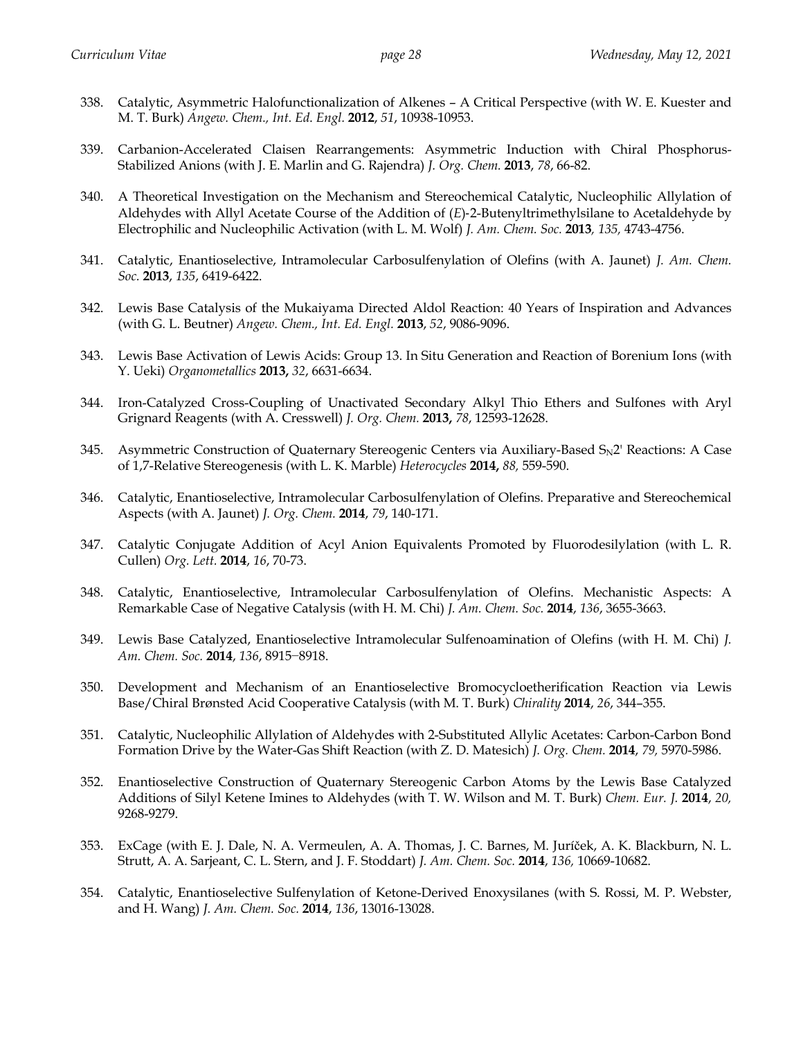338. Catalytic, Asymmetric Halofunctionalization of Alkenes – A Critical Perspective (with W. E. Kuester and M. T. Burk) *Angew. Chem., Int. Ed. Engl.* **2012**, *51*, 10938-10953.

339. Carbanion-Accelerated Claisen Rearrangements: Asymmetric Induction with Chiral Phosphorus-Stabilized Anions (with J. E. Marlin and G. Rajendra) *J. Org. Chem.* **2013**, *78*, 66-82.

340. A Theoretical Investigation on the Mechanism and Stereochemical Catalytic, Nucleophilic Allylation of Aldehydes with Allyl Acetate Course of the Addition of (*E*)-2-Butenyltrimethylsilane to Acetaldehyde by Electrophilic and Nucleophilic Activation (with L. M. Wolf) *J. Am. Chem. Soc.* **2013**, *135*, 4743-4756.

341. Catalytic, Enantioselective, Intramolecular Carbosulfenylation of Olefins (with A. Jaunet) *J. Am. Chem. Soc.* **2013**, *135*, 6419-6422.

342. Lewis Base Catalysis of the Mukaiyama Directed Aldol Reaction: 40 Years of Inspiration and Advances (with G. L. Beutner) *Angew. Chem., Int. Ed. Engl.* **2013**, *52*, 9086-9096.

343. Lewis Base Activation of Lewis Acids: Group 13. In Situ Generation and Reaction of Borenium Ions (with Y. Ueki) *Organometallics* **2013,** *32*, 6631-6634.

344. Iron-Catalyzed Cross-Coupling of Unactivated Secondary Alkyl Thio Ethers and Sulfones with Aryl Grignard Reagents (with A. Cresswell) *J. Org. Chem.* **2013,** *78*, 12593-12628.

345. Asymmetric Construction of Quaternary Stereogenic Centers via Auxiliary-Based $S_N2'$ Reactions: A Case of 1,7-Relative Stereogenesis (with L. K. Marble) *Heterocycles* **2014,** *88,* 559-590.

346. Catalytic, Enantioselective, Intramolecular Carbosulfenylation of Olefins. Preparative and Stereochemical Aspects (with A. Jaunet) *J. Org. Chem.* **2014**, *79*, 140-171.

347. Catalytic Conjugate Addition of Acyl Anion Equivalents Promoted by Fluorodesilylation (with L. R. Cullen) *Org. Lett.* **2014**, *16*, 70-73.

348. Catalytic, Enantioselective, Intramolecular Carbosulfenylation of Olefins. Mechanistic Aspects: A Remarkable Case of Negative Catalysis (with H. M. Chi) *J. Am. Chem. Soc.* **2014**, *136*, 3655-3663.

349. Lewis Base Catalyzed, Enantioselective Intramolecular Sulfenoamination of Olefins (with H. M. Chi) *J. Am. Chem. Soc.* **2014**, *136*, 8915–8918.

350. Development and Mechanism of an Enantioselective Bromocycloetherification Reaction via Lewis Base/Chiral Brønsted Acid Cooperative Catalysis (with M. T. Burk) *Chirality* **2014**, *26*, 344–355.

351. Catalytic, Nucleophilic Allylation of Aldehydes with 2-Substituted Allylic Acetates: Carbon-Carbon Bond Formation Drive by the Water-Gas Shift Reaction (with Z. D. Matesich) *J. Org. Chem.* **2014**, *79,* 5970-5986.

352. Enantioselective Construction of Quaternary Stereogenic Carbon Atoms by the Lewis Base Catalyzed Additions of Silyl Ketene Imines to Aldehydes (with T. W. Wilson and M. T. Burk) *Chem. Eur. J.* **2014**, *20,* 9268-9279.

353. ExCage (with E. J. Dale, N. A. Vermeulen, A. A. Thomas, J. C. Barnes, M. Juríček, A. K. Blackburn, N. L. Strutt, A. A. Sarjeant, C. L. Stern, and J. F. Stoddart) *J. Am. Chem. Soc.* **2014**, *136,* 10669-10682.

354. Catalytic, Enantioselective Sulfenylation of Ketone-Derived Enoxysilanes (with S. Rossi, M. P. Webster, and H. Wang) *J. Am. Chem. Soc.* **2014**, *136*, 13016-13028.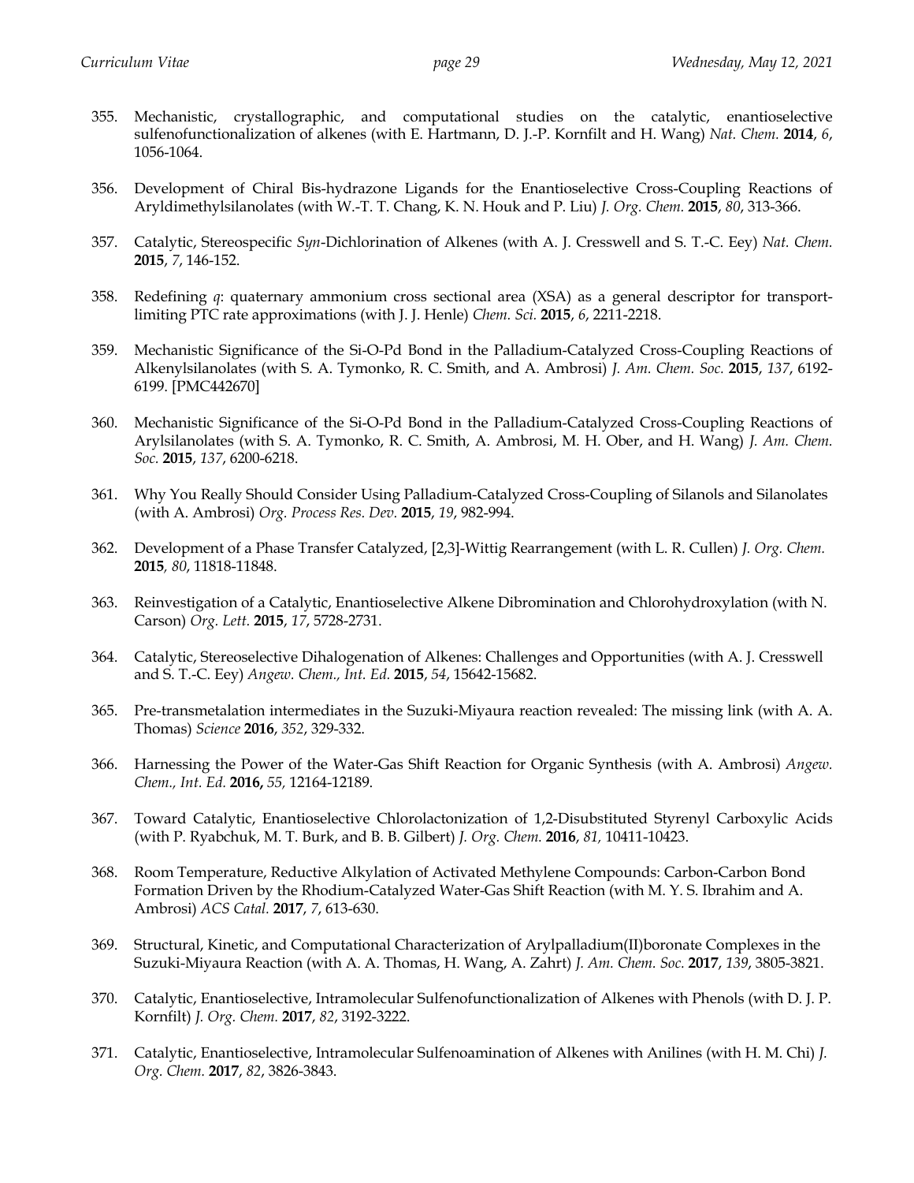355. Mechanistic, crystallographic, and computational studies on the catalytic, enantioselective sulfenofunctionalization of alkenes (with E. Hartmann, D. J.-P. Kornfilt and H. Wang) *Nat. Chem.* **2014**, *6*, 1056-1064.

356. Development of Chiral Bis-hydrazone Ligands for the Enantioselective Cross-Coupling Reactions of Aryldimethylsilanolates (with W.-T. T. Chang, K. N. Houk and P. Liu) *J. Org. Chem.* **2015**, *80*, 313-366.

357. Catalytic, Stereospecific *Syn*-Dichlorination of Alkenes (with A. J. Cresswell and S. T.-C. Eey) *Nat. Chem.* **2015**, *7*, 146-152.

358. Redefining *q*: quaternary ammonium cross sectional area (XSA) as a general descriptor for transport-limiting PTC rate approximations (with J. J. Henle) *Chem. Sci.* **2015**, *6*, 2211-2218.

359. Mechanistic Significance of the Si-O-Pd Bond in the Palladium-Catalyzed Cross-Coupling Reactions of Alkenylsilanolates (with S. A. Tymonko, R. C. Smith, and A. Ambrosi) *J. Am. Chem. Soc.* **2015**, *137*, 6192-6199. [PMC442670]

360. Mechanistic Significance of the Si-O-Pd Bond in the Palladium-Catalyzed Cross-Coupling Reactions of Arylsilanolates (with S. A. Tymonko, R. C. Smith, A. Ambrosi, M. H. Ober, and H. Wang) *J. Am. Chem. Soc.* **2015**, *137*, 6200-6218.

361. Why You Really Should Consider Using Palladium-Catalyzed Cross-Coupling of Silanols and Silanolates (with A. Ambrosi) *Org. Process Res. Dev.* **2015**, *19*, 982-994.

362. Development of a Phase Transfer Catalyzed, [2,3]-Wittig Rearrangement (with L. R. Cullen) *J. Org. Chem.* **2015**, *80*, 11818-11848.

363. Reinvestigation of a Catalytic, Enantioselective Alkene Dibromination and Chlorohydroxylation (with N. Carson) *Org. Lett.* **2015**, *17*, 5728-2731.

364. Catalytic, Stereoselective Dihalogenation of Alkenes: Challenges and Opportunities (with A. J. Cresswell and S. T.-C. Eey) *Angew. Chem., Int. Ed.* **2015**, *54*, 15642-15682.

365. Pre-transmetalation intermediates in the Suzuki-Miyaura reaction revealed: The missing link (with A. A. Thomas) *Science* **2016**, *352*, 329-332.

366. Harnessing the Power of the Water-Gas Shift Reaction for Organic Synthesis (with A. Ambrosi) *Angew. Chem., Int. Ed.* **2016,** *55,* 12164-12189.

367. Toward Catalytic, Enantioselective Chlorolactonization of 1,2-Disubstituted Styrenyl Carboxylic Acids (with P. Ryabchuk, M. T. Burk, and B. B. Gilbert) *J. Org. Chem.* **2016**, *81,* 10411-10423.

368. Room Temperature, Reductive Alkylation of Activated Methylene Compounds: Carbon-Carbon Bond Formation Driven by the Rhodium-Catalyzed Water-Gas Shift Reaction (with M. Y. S. Ibrahim and A. Ambrosi) *ACS Catal.* **2017**, *7*, 613-630.

369. Structural, Kinetic, and Computational Characterization of Arylpalladium(II)boronate Complexes in the Suzuki-Miyaura Reaction (with A. A. Thomas, H. Wang, A. Zahrt) *J. Am. Chem. Soc.* **2017**, *139*, 3805-3821.

370. Catalytic, Enantioselective, Intramolecular Sulfenofunctionalization of Alkenes with Phenols (with D. J. P. Kornfilt) *J. Org. Chem.* **2017**, *82*, 3192-3222.

371. Catalytic, Enantioselective, Intramolecular Sulfenoamination of Alkenes with Anilines (with H. M. Chi) *J. Org. Chem.* **2017**, *82*, 3826-3843.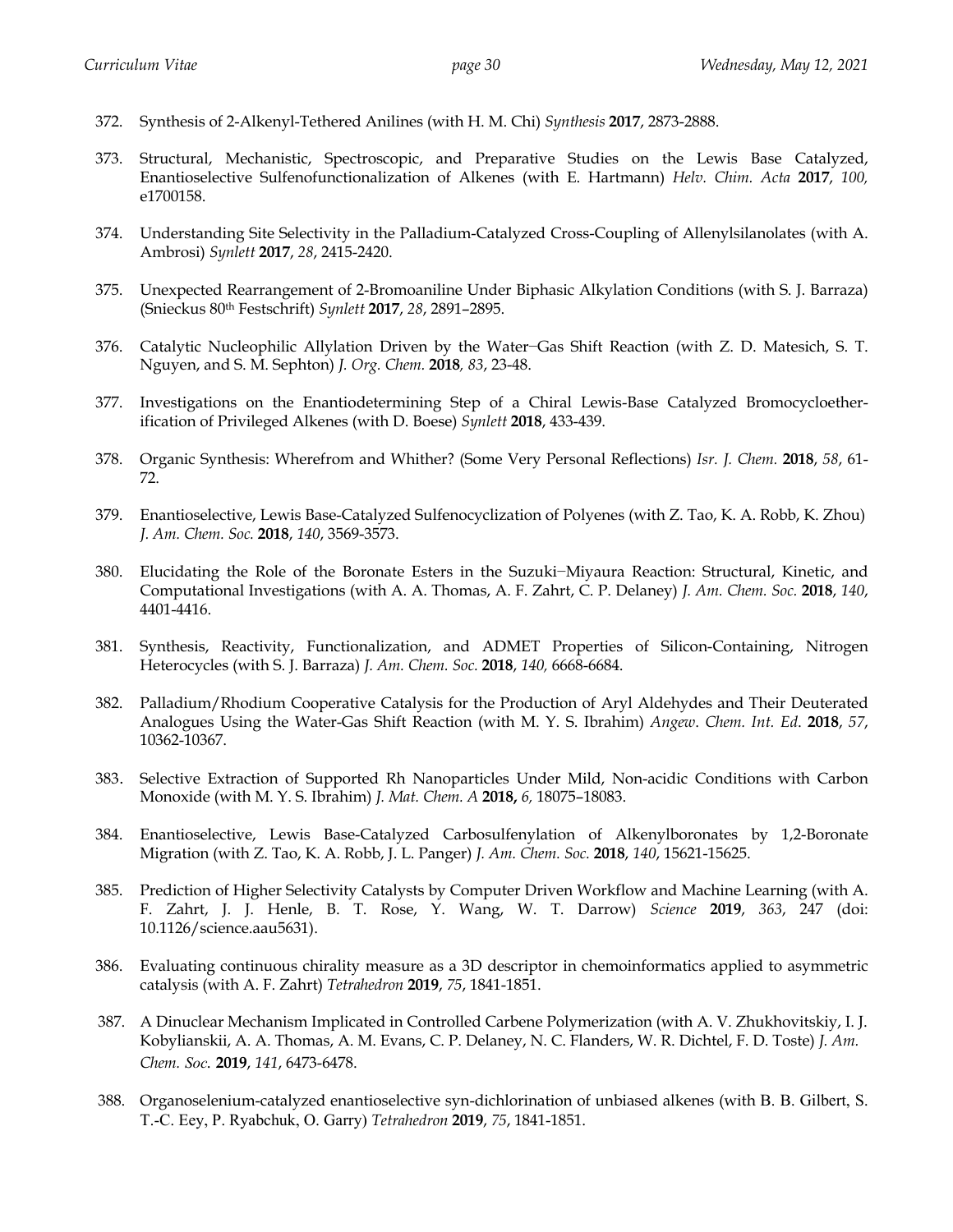372. Synthesis of 2-Alkenyl-Tethered Anilines (with H. M. Chi) *Synthesis* **2017**, 2873-2888.

373. Structural, Mechanistic, Spectroscopic, and Preparative Studies on the Lewis Base Catalyzed, Enantioselective Sulfenofunctionalization of Alkenes (with E. Hartmann) *Helv. Chim. Acta* **2017**, *100,* e1700158.

374. Understanding Site Selectivity in the Palladium-Catalyzed Cross-Coupling of Allenylsilanolates (with A. Ambrosi) *Synlett* **2017**, *28*, 2415-2420.

375. Unexpected Rearrangement of 2-Bromoaniline Under Biphasic Alkylation Conditions (with S. J. Barraza) (Snieckus 80th Festschrift) *Synlett* **2017**, *28*, 2891–2895.

376. Catalytic Nucleophilic Allylation Driven by the Water–Gas Shift Reaction (with Z. D. Matesich, S. T. Nguyen, and S. M. Sephton) *J. Org. Chem.* **2018**, *83*, 23-48.

377. Investigations on the Enantiodetermining Step of a Chiral Lewis-Base Catalyzed Bromocycloetherification of Privileged Alkenes (with D. Boese) *Synlett* **2018**, 433-439.

378. Organic Synthesis: Wherefrom and Whither? (Some Very Personal Reflections) *Isr. J. Chem.* **2018**, *58*, 61-72.

379. Enantioselective, Lewis Base-Catalyzed Sulfenocyclization of Polyenes (with Z. Tao, K. A. Robb, K. Zhou) *J. Am. Chem. Soc.* **2018**, *140*, 3569-3573.

380. Elucidating the Role of the Boronate Esters in the Suzuki–Miyaura Reaction: Structural, Kinetic, and Computational Investigations (with A. A. Thomas, A. F. Zahrt, C. P. Delaney) *J. Am. Chem. Soc.* **2018**, *140*, 4401-4416.

381. Synthesis, Reactivity, Functionalization, and ADMET Properties of Silicon-Containing, Nitrogen Heterocycles (with S. J. Barraza) *J. Am. Chem. Soc.* **2018**, *140,* 6668-6684.

382. Palladium/Rhodium Cooperative Catalysis for the Production of Aryl Aldehydes and Their Deuterated Analogues Using the Water-Gas Shift Reaction (with M. Y. S. Ibrahim) *Angew. Chem. Int. Ed*. **2018**, *57*, 10362-10367.

383. Selective Extraction of Supported Rh Nanoparticles Under Mild, Non-acidic Conditions with Carbon Monoxide (with M. Y. S. Ibrahim) *J. Mat. Chem. A* **2018,** *6,* 18075–18083.

384. Enantioselective, Lewis Base-Catalyzed Carbosulfenylation of Alkenylboronates by 1,2-Boronate Migration (with Z. Tao, K. A. Robb, J. L. Panger) *J. Am. Chem. Soc.* **2018**, *140*, 15621-15625.

385. Prediction of Higher Selectivity Catalysts by Computer Driven Workflow and Machine Learning (with A. F. Zahrt, J. J. Henle, B. T. Rose, Y. Wang, W. T. Darrow) *Science* **2019**, *363*, 247 (doi: 10.1126/science.aau5631).

386. Evaluating continuous chirality measure as a 3D descriptor in chemoinformatics applied to asymmetric catalysis (with A. F. Zahrt) *Tetrahedron* **2019**, *75*, 1841-1851.

387. A Dinuclear Mechanism Implicated in Controlled Carbene Polymerization (with A. V. Zhukhovitskiy, I. J. Kobylianskii, A. A. Thomas, A. M. Evans, C. P. Delaney, N. C. Flanders, W. R. Dichtel, F. D. Toste) *J. Am. Chem. Soc.* **2019**, *141*, 6473-6478.

388. Organoselenium-catalyzed enantioselective syn-dichlorination of unbiased alkenes (with B. B. Gilbert, S. T.-C. Eey, P. Ryabchuk, O. Garry) *Tetrahedron* **2019**, *75*, 1841-1851.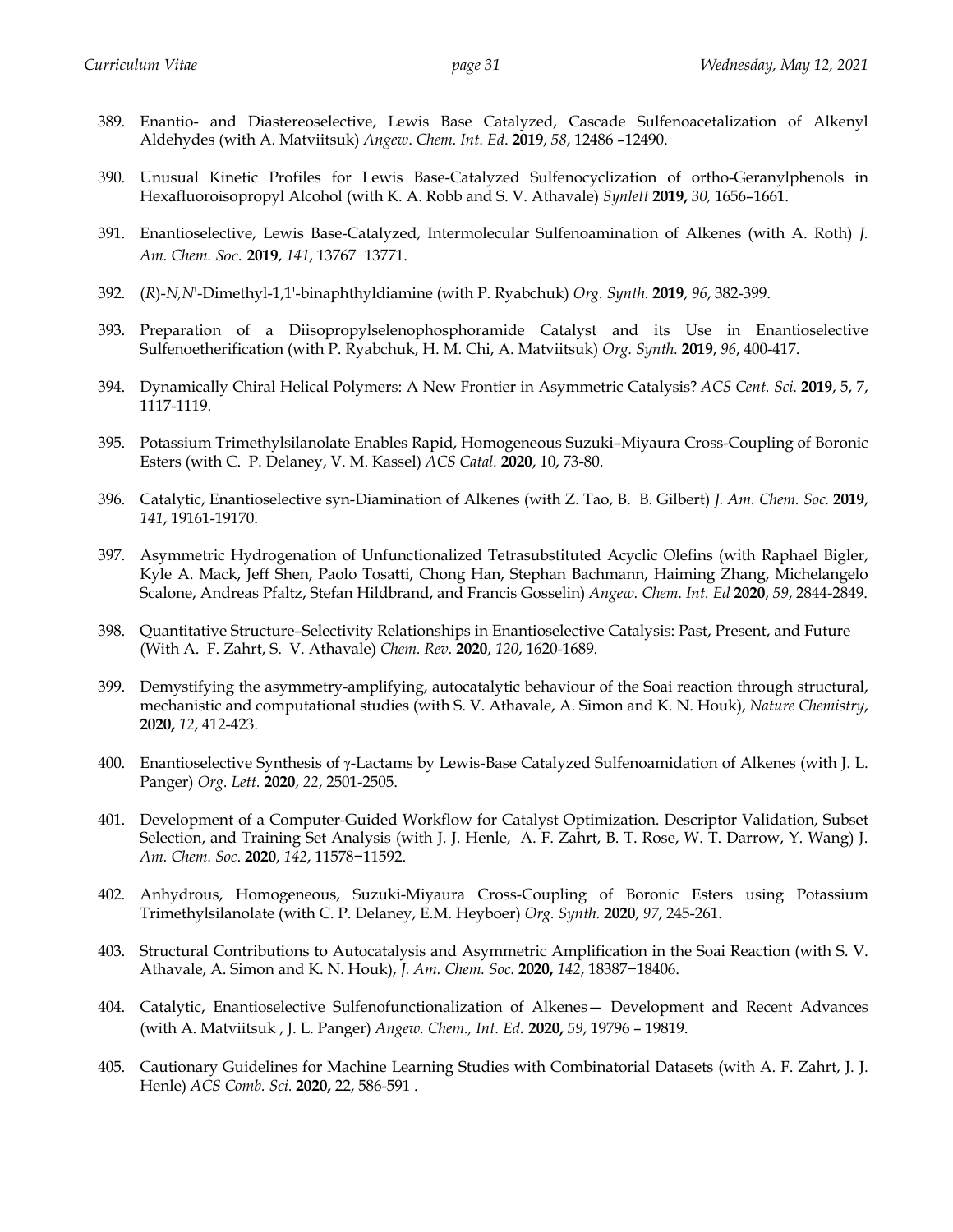389. Enantio- and Diastereoselective, Lewis Base Catalyzed, Cascade Sulfenoacetalization of Alkenyl Aldehydes (with A. Matviitsuk) *Angew. Chem. Int. Ed.* **2019**, *58*, 12486 –12490.

390. Unusual Kinetic Profiles for Lewis Base-Catalyzed Sulfenocyclization of ortho-Geranylphenols in Hexafluoroisopropyl Alcohol (with K. A. Robb and S. V. Athavale) *Synlett* **2019,** *30,* 1656–1661.

391. Enantioselective, Lewis Base-Catalyzed, Intermolecular Sulfenoamination of Alkenes (with A. Roth) *J. Am. Chem. Soc.* **2019**, *141*, 13767−13771.

392. (*R*)-*N,N'*-Dimethyl-1,1'-binaphthyldiamine (with P. Ryabchuk) *Org. Synth.* **2019**, *96*, 382-399.

393. Preparation of a Diisopropylselenophosphoramide Catalyst and its Use in Enantioselective Sulfenoetherification (with P. Ryabchuk, H. M. Chi, A. Matviitsuk) *Org. Synth.* **2019**, *96*, 400-417.

394. Dynamically Chiral Helical Polymers: A New Frontier in Asymmetric Catalysis? *ACS Cent. Sci.* **2019**, 5, 7, 1117-1119.

395. Potassium Trimethylsilanolate Enables Rapid, Homogeneous Suzuki–Miyaura Cross-Coupling of Boronic Esters (with C. P. Delaney, V. M. Kassel) *ACS Catal.* **2020**, 10, 73-80.

396. Catalytic, Enantioselective syn-Diamination of Alkenes (with Z. Tao, B. B. Gilbert) *J. Am. Chem. Soc.* **2019**, *141*, 19161-19170.

397. Asymmetric Hydrogenation of Unfunctionalized Tetrasubstituted Acyclic Olefins (with Raphael Bigler, Kyle A. Mack, Jeff Shen, Paolo Tosatti, Chong Han, Stephan Bachmann, Haiming Zhang, Michelangelo Scalone, Andreas Pfaltz, Stefan Hildbrand, and Francis Gosselin) *Angew. Chem. Int. Ed* **2020**, *59*, 2844-2849.

398. Quantitative Structure–Selectivity Relationships in Enantioselective Catalysis: Past, Present, and Future (With A. F. Zahrt, S. V. Athavale) *Chem. Rev.* **2020**, *120*, 1620-1689.

399. Demystifying the asymmetry-amplifying, autocatalytic behaviour of the Soai reaction through structural, mechanistic and computational studies (with S. V. Athavale, A. Simon and K. N. Houk), *Nature Chemistry*, **2020,** *12*, 412-423.

400. Enantioselective Synthesis of γ-Lactams by Lewis-Base Catalyzed Sulfenoamidation of Alkenes (with J. L. Panger) *Org. Lett.* **2020**, *22*, 2501-2505.

401. Development of a Computer-Guided Workflow for Catalyst Optimization. Descriptor Validation, Subset Selection, and Training Set Analysis (with J. J. Henle, A. F. Zahrt, B. T. Rose, W. T. Darrow, Y. Wang) J. *Am. Chem. Soc*. **2020**, *142*, 11578−11592.

402. Anhydrous, Homogeneous, Suzuki-Miyaura Cross-Coupling of Boronic Esters using Potassium Trimethylsilanolate (with C. P. Delaney, E.M. Heyboer) *Org. Synth.* **2020**, *97*, 245-261.

403. Structural Contributions to Autocatalysis and Asymmetric Amplification in the Soai Reaction (with S. V. Athavale, A. Simon and K. N. Houk), *J. Am. Chem. Soc.* **2020,** *142*, 18387−18406.

404. Catalytic, Enantioselective Sulfenofunctionalization of Alkenes— Development and Recent Advances (with A. Matviitsuk , J. L. Panger) *Angew. Chem., Int. Ed***.** **2020,** *59*, 19796 – 19819.

405. Cautionary Guidelines for Machine Learning Studies with Combinatorial Datasets (with A. F. Zahrt, J. J. Henle) *ACS Comb. Sci.* **2020,** 22, 586-591 .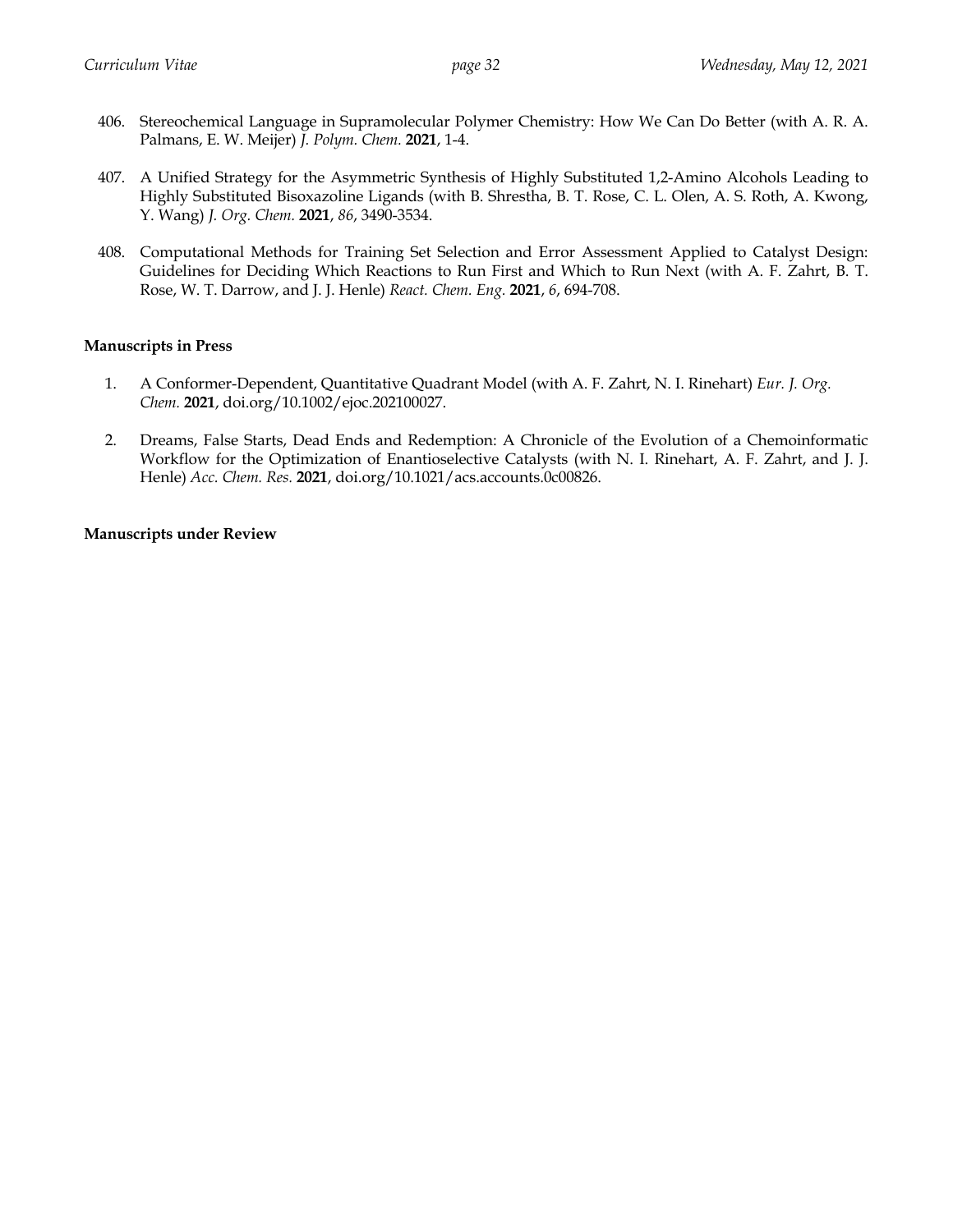406. Stereochemical Language in Supramolecular Polymer Chemistry: How We Can Do Better (with A. R. A. Palmans, E. W. Meijer) *J. Polym. Chem.* **2021**, 1-4.

407. A Unified Strategy for the Asymmetric Synthesis of Highly Substituted 1,2-Amino Alcohols Leading to Highly Substituted Bisoxazoline Ligands (with B. Shrestha, B. T. Rose, C. L. Olen, A. S. Roth, A. Kwong, Y. Wang) *J. Org. Chem.* **2021**, *86*, 3490-3534.

408. Computational Methods for Training Set Selection and Error Assessment Applied to Catalyst Design: Guidelines for Deciding Which Reactions to Run First and Which to Run Next (with A. F. Zahrt, B. T. Rose, W. T. Darrow, and J. J. Henle) *React. Chem. Eng.* **2021**, *6*, 694-708.

**Manuscripts in Press**

1. A Conformer-Dependent, Quantitative Quadrant Model (with A. F. Zahrt, N. I. Rinehart) *Eur. J. Org. Chem.* **2021**, doi.org/10.1002/ejoc.202100027.

2. Dreams, False Starts, Dead Ends and Redemption: A Chronicle of the Evolution of a Chemoinformatic Workflow for the Optimization of Enantioselective Catalysts (with N. I. Rinehart, A. F. Zahrt, and J. J. Henle) *Acc. Chem. Res.* **2021**, doi.org/10.1021/acs.accounts.0c00826.

**Manuscripts under Review**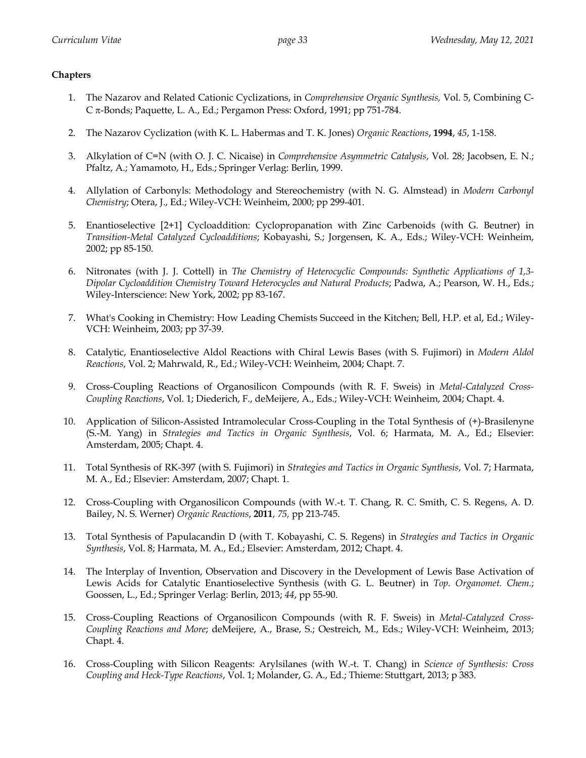**Chapters**

1. The Nazarov and Related Cationic Cyclizations, in *Comprehensive Organic Synthesis,* Vol. 5, Combining C-C π-Bonds; Paquette, L. A., Ed.; Pergamon Press: Oxford, 1991; pp 751-784.

2. The Nazarov Cyclization (with K. L. Habermas and T. K. Jones) *Organic Reactions*, **1994**, *45*, 1-158.

3. Alkylation of C=N (with O. J. C. Nicaise) in *Comprehensive Asymmetric Catalysis*, Vol. 28; Jacobsen, E. N.; Pfaltz, A.; Yamamoto, H., Eds.; Springer Verlag: Berlin, 1999.

4. Allylation of Carbonyls: Methodology and Stereochemistry (with N. G. Almstead) in *Modern Carbonyl Chemistry*; Otera, J., Ed.; Wiley-VCH: Weinheim, 2000; pp 299-401.

5. Enantioselective [2+1] Cycloaddition: Cyclopropanation with Zinc Carbenoids (with G. Beutner) in *Transition-Metal Catalyzed Cycloadditions*; Kobayashi, S.; Jorgensen, K. A., Eds.; Wiley-VCH: Weinheim, 2002; pp 85-150.

6. Nitronates (with J. J. Cottell) in *The Chemistry of Heterocyclic Compounds: Synthetic Applications of 1,3-Dipolar Cycloaddition Chemistry Toward Heterocycles and Natural Products*; Padwa, A.; Pearson, W. H., Eds.; Wiley-Interscience: New York, 2002; pp 83-167.

7. What's Cooking in Chemistry: How Leading Chemists Succeed in the Kitchen; Bell, H.P. et al, Ed.; Wiley-VCH: Weinheim, 2003; pp 37-39.

8. Catalytic, Enantioselective Aldol Reactions with Chiral Lewis Bases (with S. Fujimori) in *Modern Aldol Reactions*, Vol. 2; Mahrwald, R., Ed.; Wiley-VCH: Weinheim, 2004; Chapt. 7.

9. Cross-Coupling Reactions of Organosilicon Compounds (with R. F. Sweis) in *Metal-Catalyzed Cross-Coupling Reactions*, Vol. 1; Diederich, F., deMeijere, A., Eds.; Wiley-VCH: Weinheim, 2004; Chapt. 4.

10. Application of Silicon-Assisted Intramolecular Cross-Coupling in the Total Synthesis of (+)-Brasilenyne (S.-M. Yang) in *Strategies and Tactics in Organic Synthesis*, Vol. 6; Harmata, M. A., Ed.; Elsevier: Amsterdam, 2005; Chapt. 4.

11. Total Synthesis of RK-397 (with S. Fujimori) in *Strategies and Tactics in Organic Synthesis*, Vol. 7; Harmata, M. A., Ed.; Elsevier: Amsterdam, 2007; Chapt. 1.

12. Cross-Coupling with Organosilicon Compounds (with W.-t. T. Chang, R. C. Smith, C. S. Regens, A. D. Bailey, N. S. Werner) *Organic Reactions*, **2011**, *75,* pp 213-745.

13. Total Synthesis of Papulacandin D (with T. Kobayashi, C. S. Regens) in *Strategies and Tactics in Organic Synthesis*, Vol. 8; Harmata, M. A., Ed.; Elsevier: Amsterdam, 2012; Chapt. 4.

14. The Interplay of Invention, Observation and Discovery in the Development of Lewis Base Activation of Lewis Acids for Catalytic Enantioselective Synthesis (with G. L. Beutner) in *Top. Organomet. Chem.*; Goossen, L., Ed.; Springer Verlag: Berlin, 2013; *44*, pp 55-90.

15. Cross-Coupling Reactions of Organosilicon Compounds (with R. F. Sweis) in *Metal-Catalyzed Cross-Coupling Reactions and More*; deMeijere, A., Brase, S.; Oestreich, M., Eds.; Wiley-VCH: Weinheim, 2013; Chapt. 4.

16. Cross-Coupling with Silicon Reagents: Arylsilanes (with W.-t. T. Chang) in *Science of Synthesis: Cross Coupling and Heck-Type Reactions*, Vol. 1; Molander, G. A., Ed.; Thieme: Stuttgart, 2013; p 383.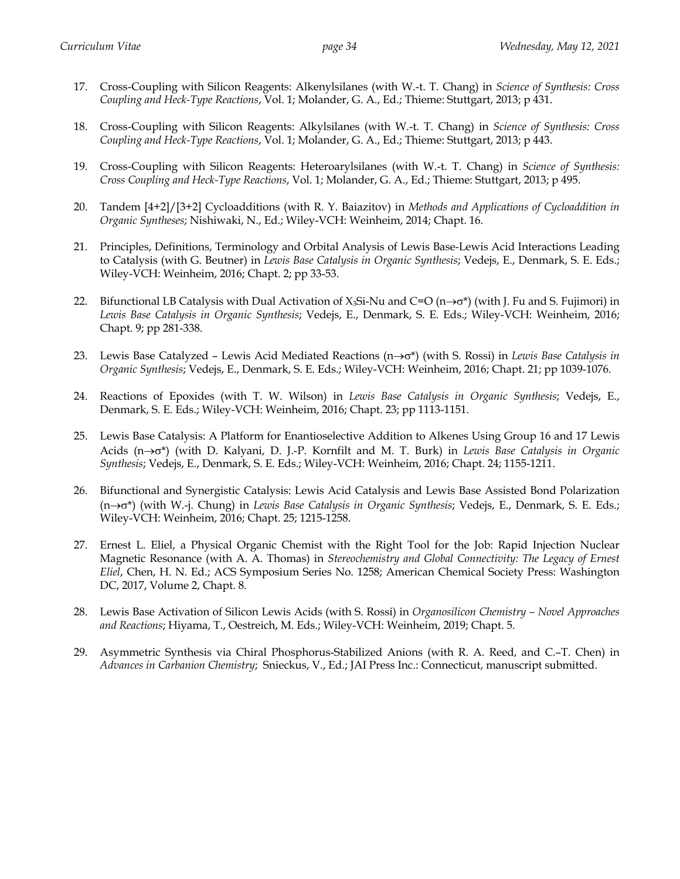17. Cross-Coupling with Silicon Reagents: Alkenylsilanes (with W.-t. T. Chang) in *Science of Synthesis: Cross Coupling and Heck-Type Reactions*, Vol. 1; Molander, G. A., Ed.; Thieme: Stuttgart, 2013; p 431.

18. Cross-Coupling with Silicon Reagents: Alkylsilanes (with W.-t. T. Chang) in *Science of Synthesis: Cross Coupling and Heck-Type Reactions*, Vol. 1; Molander, G. A., Ed.; Thieme: Stuttgart, 2013; p 443.

19. Cross-Coupling with Silicon Reagents: Heteroarylsilanes (with W.-t. T. Chang) in *Science of Synthesis: Cross Coupling and Heck-Type Reactions*, Vol. 1; Molander, G. A., Ed.; Thieme: Stuttgart, 2013; p 495.

20. Tandem [4+2]/[3+2] Cycloadditions (with R. Y. Baiazitov) in *Methods and Applications of Cycloaddition in Organic Syntheses*; Nishiwaki, N., Ed.; Wiley-VCH: Weinheim, 2014; Chapt. 16.

21. Principles, Definitions, Terminology and Orbital Analysis of Lewis Base-Lewis Acid Interactions Leading to Catalysis (with G. Beutner) in *Lewis Base Catalysis in Organic Synthesis*; Vedejs, E., Denmark, S. E. Eds.; Wiley-VCH: Weinheim, 2016; Chapt. 2; pp 33-53.

22. Bifunctional LB Catalysis with Dual Activation of $X_3$Si-Nu and C=O ($n \rightarrow \sigma^*$) (with J. Fu and S. Fujimori) in *Lewis Base Catalysis in Organic Synthesis*; Vedejs, E., Denmark, S. E. Eds.; Wiley-VCH: Weinheim, 2016; Chapt. 9; pp 281-338.

23. Lewis Base Catalyzed – Lewis Acid Mediated Reactions ($n \rightarrow \sigma^*$) (with S. Rossi) in *Lewis Base Catalysis in Organic Synthesis*; Vedejs, E., Denmark, S. E. Eds.; Wiley-VCH: Weinheim, 2016; Chapt. 21; pp 1039-1076.

24. Reactions of Epoxides (with T. W. Wilson) in *Lewis Base Catalysis in Organic Synthesis*; Vedejs, E., Denmark, S. E. Eds.; Wiley-VCH: Weinheim, 2016; Chapt. 23; pp 1113-1151.

25. Lewis Base Catalysis: A Platform for Enantioselective Addition to Alkenes Using Group 16 and 17 Lewis Acids ($n \rightarrow \sigma^*$) (with D. Kalyani, D. J.-P. Kornfilt and M. T. Burk) in *Lewis Base Catalysis in Organic Synthesis*; Vedejs, E., Denmark, S. E. Eds.; Wiley-VCH: Weinheim, 2016; Chapt. 24; 1155-1211.

26. Bifunctional and Synergistic Catalysis: Lewis Acid Catalysis and Lewis Base Assisted Bond Polarization ($n \rightarrow \sigma^*$) (with W.-j. Chung) in *Lewis Base Catalysis in Organic Synthesis*; Vedejs, E., Denmark, S. E. Eds.; Wiley-VCH: Weinheim, 2016; Chapt. 25; 1215-1258.

27. Ernest L. Eliel, a Physical Organic Chemist with the Right Tool for the Job: Rapid Injection Nuclear Magnetic Resonance (with A. A. Thomas) in *Stereochemistry and Global Connectivity: The Legacy of Ernest Eliel*, Chen, H. N. Ed.; ACS Symposium Series No. 1258; American Chemical Society Press: Washington DC, 2017, Volume 2, Chapt. 8.

28. Lewis Base Activation of Silicon Lewis Acids (with S. Rossi) in *Organosilicon Chemistry – Novel Approaches and Reactions*; Hiyama, T., Oestreich, M. Eds.; Wiley-VCH: Weinheim, 2019; Chapt. 5.

29. Asymmetric Synthesis via Chiral Phosphorus-Stabilized Anions (with R. A. Reed, and C.–T. Chen) in *Advances in Carbanion Chemistry*; Snieckus, V., Ed.; JAI Press Inc.: Connecticut, manuscript submitted.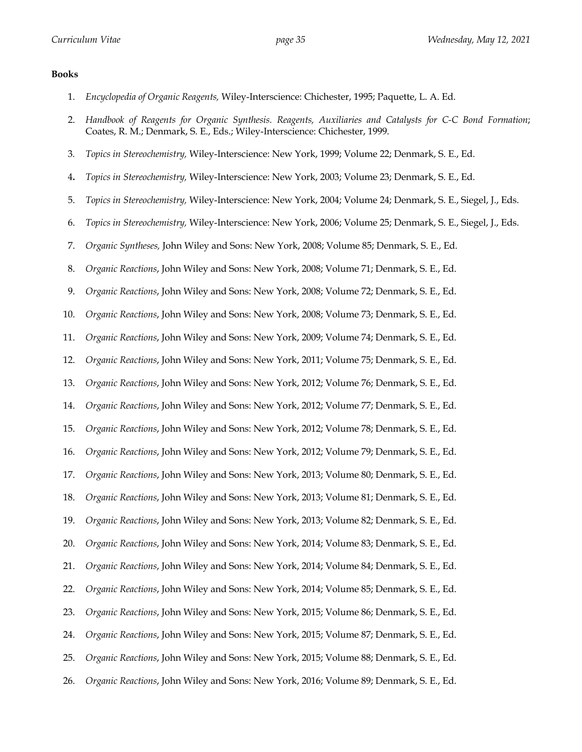**Books**

1. *Encyclopedia of Organic Reagents,* Wiley-Interscience: Chichester, 1995; Paquette, L. A. Ed.
2. *Handbook of Reagents for Organic Synthesis. Reagents, Auxiliaries and Catalysts for C-C Bond Formation*; Coates, R. M.; Denmark, S. E., Eds.; Wiley-Interscience: Chichester, 1999.
3. *Topics in Stereochemistry,* Wiley-Interscience: New York, 1999; Volume 22; Denmark, S. E., Ed.
4. *Topics in Stereochemistry,* Wiley-Interscience: New York, 2003; Volume 23; Denmark, S. E., Ed.
5. *Topics in Stereochemistry,* Wiley-Interscience: New York, 2004; Volume 24; Denmark, S. E., Siegel, J., Eds.
6. *Topics in Stereochemistry,* Wiley-Interscience: New York, 2006; Volume 25; Denmark, S. E., Siegel, J., Eds.
7. *Organic Syntheses,* John Wiley and Sons: New York, 2008; Volume 85; Denmark, S. E., Ed.
8. *Organic Reactions*, John Wiley and Sons: New York, 2008; Volume 71; Denmark, S. E., Ed.
9. *Organic Reactions*, John Wiley and Sons: New York, 2008; Volume 72; Denmark, S. E., Ed.
10. *Organic Reactions*, John Wiley and Sons: New York, 2008; Volume 73; Denmark, S. E., Ed.
11. *Organic Reactions*, John Wiley and Sons: New York, 2009; Volume 74; Denmark, S. E., Ed.
12. *Organic Reactions*, John Wiley and Sons: New York, 2011; Volume 75; Denmark, S. E., Ed.
13. *Organic Reactions*, John Wiley and Sons: New York, 2012; Volume 76; Denmark, S. E., Ed.
14. *Organic Reactions*, John Wiley and Sons: New York, 2012; Volume 77; Denmark, S. E., Ed.
15. *Organic Reactions*, John Wiley and Sons: New York, 2012; Volume 78; Denmark, S. E., Ed.
16. *Organic Reactions*, John Wiley and Sons: New York, 2012; Volume 79; Denmark, S. E., Ed.
17. *Organic Reactions*, John Wiley and Sons: New York, 2013; Volume 80; Denmark, S. E., Ed.
18. *Organic Reactions*, John Wiley and Sons: New York, 2013; Volume 81; Denmark, S. E., Ed.
19. *Organic Reactions*, John Wiley and Sons: New York, 2013; Volume 82; Denmark, S. E., Ed.
20. *Organic Reactions*, John Wiley and Sons: New York, 2014; Volume 83; Denmark, S. E., Ed.
21. *Organic Reactions*, John Wiley and Sons: New York, 2014; Volume 84; Denmark, S. E., Ed.
22. *Organic Reactions*, John Wiley and Sons: New York, 2014; Volume 85; Denmark, S. E., Ed.
23. *Organic Reactions*, John Wiley and Sons: New York, 2015; Volume 86; Denmark, S. E., Ed.
24. *Organic Reactions*, John Wiley and Sons: New York, 2015; Volume 87; Denmark, S. E., Ed.
25. *Organic Reactions*, John Wiley and Sons: New York, 2015; Volume 88; Denmark, S. E., Ed.
26. *Organic Reactions*, John Wiley and Sons: New York, 2016; Volume 89; Denmark, S. E., Ed.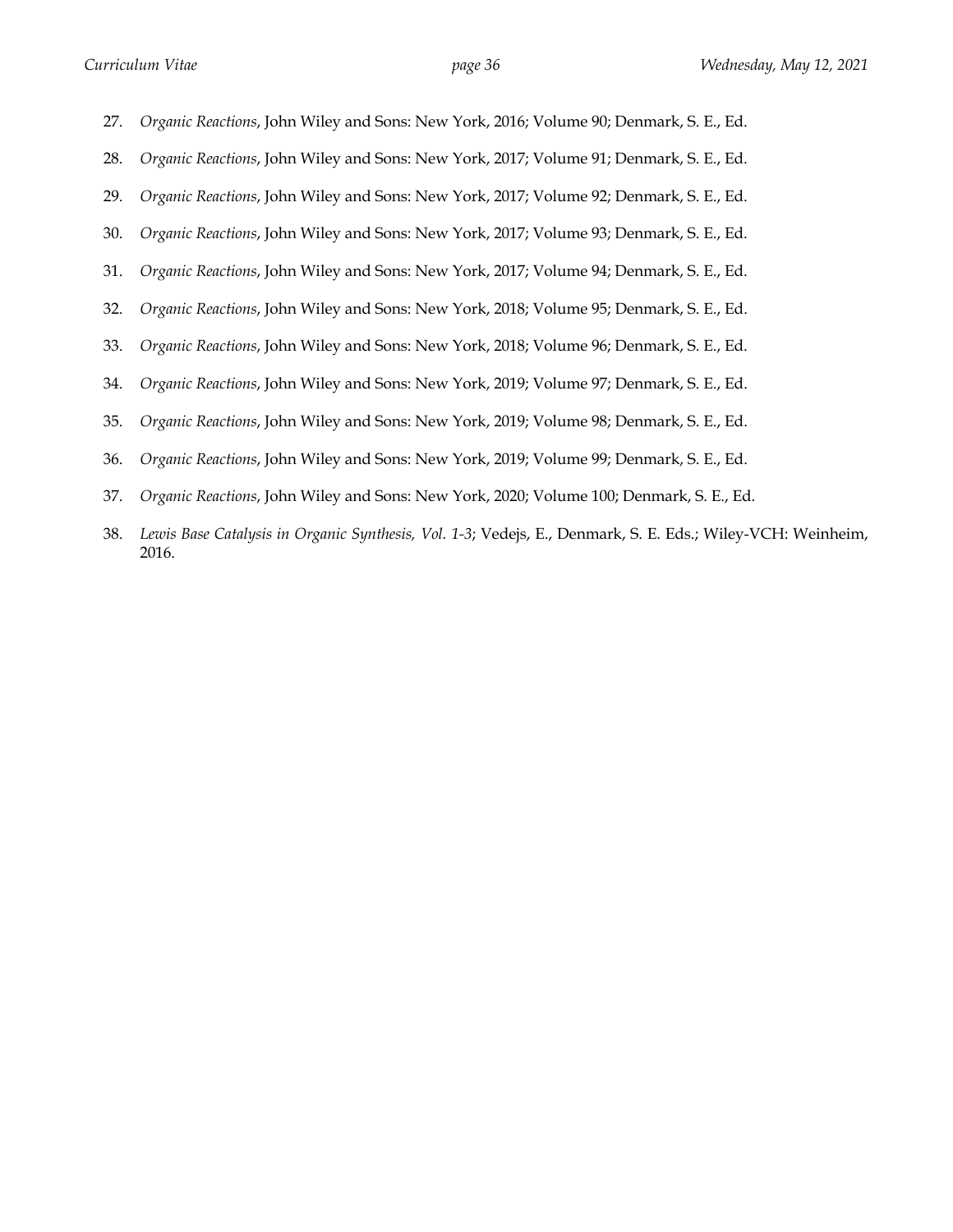27. *Organic Reactions*, John Wiley and Sons: New York, 2016; Volume 90; Denmark, S. E., Ed.

28. *Organic Reactions*, John Wiley and Sons: New York, 2017; Volume 91; Denmark, S. E., Ed.

29. *Organic Reactions*, John Wiley and Sons: New York, 2017; Volume 92; Denmark, S. E., Ed.

30. *Organic Reactions*, John Wiley and Sons: New York, 2017; Volume 93; Denmark, S. E., Ed.

31. *Organic Reactions*, John Wiley and Sons: New York, 2017; Volume 94; Denmark, S. E., Ed.

32. *Organic Reactions*, John Wiley and Sons: New York, 2018; Volume 95; Denmark, S. E., Ed.

33. *Organic Reactions*, John Wiley and Sons: New York, 2018; Volume 96; Denmark, S. E., Ed.

34. *Organic Reactions*, John Wiley and Sons: New York, 2019; Volume 97; Denmark, S. E., Ed.

35. *Organic Reactions*, John Wiley and Sons: New York, 2019; Volume 98; Denmark, S. E., Ed.

36. *Organic Reactions*, John Wiley and Sons: New York, 2019; Volume 99; Denmark, S. E., Ed.

37. *Organic Reactions*, John Wiley and Sons: New York, 2020; Volume 100; Denmark, S. E., Ed.

38. *Lewis Base Catalysis in Organic Synthesis, Vol. 1-3*; Vedejs, E., Denmark, S. E. Eds.; Wiley-VCH: Weinheim, 2016.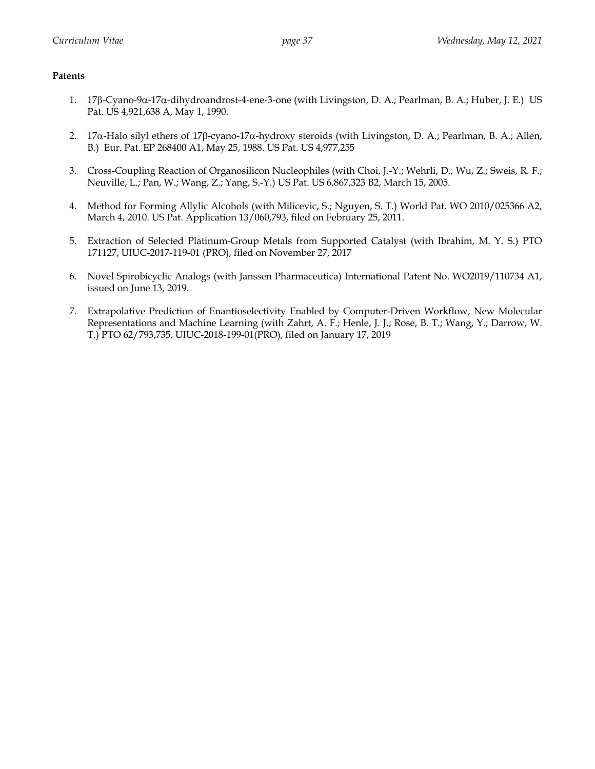**Patents**

1. 17β-Cyano-9α-17α-dihydroandrost-4-ene-3-one (with Livingston, D. A.; Pearlman, B. A.; Huber, J. E.) US Pat. US 4,921,638 A, May 1, 1990.

2. 17α-Halo silyl ethers of 17β-cyano-17α-hydroxy steroids (with Livingston, D. A.; Pearlman, B. A.; Allen, B.) Eur. Pat. EP 268400 A1, May 25, 1988. US Pat. US 4,977,255

3. Cross-Coupling Reaction of Organosilicon Nucleophiles (with Choi, J.-Y.; Wehrli, D.; Wu, Z.; Sweis, R. F.; Neuville, L.; Pan, W.; Wang, Z.; Yang, S.-Y.) US Pat. US 6,867,323 B2, March 15, 2005.

4. Method for Forming Allylic Alcohols (with Milicevic, S.; Nguyen, S. T.) World Pat. WO 2010/025366 A2, March 4, 2010. US Pat. Application 13/060,793, filed on February 25, 2011.

5. Extraction of Selected Platinum-Group Metals from Supported Catalyst (with Ibrahim, M. Y. S.) PTO 171127, UIUC-2017-119-01 (PRO), filed on November 27, 2017

6. Novel Spirobicyclic Analogs (with Janssen Pharmaceutica) International Patent No. WO2019/110734 A1, issued on June 13, 2019.

7. Extrapolative Prediction of Enantioselectivity Enabled by Computer-Driven Workflow, New Molecular Representations and Machine Learning (with Zahrt, A. F.; Henle, J. J.; Rose, B. T.; Wang, Y.; Darrow, W. T.) PTO 62/793,735, UIUC-2018-199-01(PRO), filed on January 17, 2019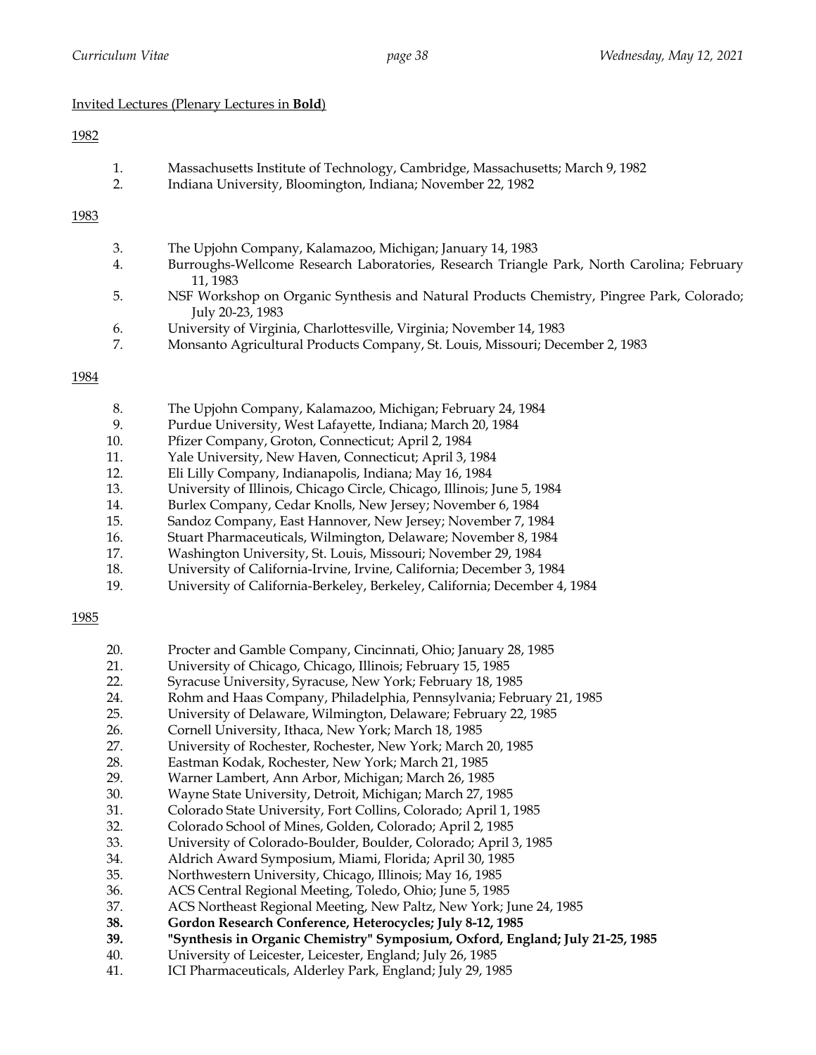Invited Lectures (Plenary Lectures in **Bold**)

1982

1. Massachusetts Institute of Technology, Cambridge, Massachusetts; March 9, 1982
2. Indiana University, Bloomington, Indiana; November 22, 1982

1983

3. The Upjohn Company, Kalamazoo, Michigan; January 14, 1983
4. Burroughs-Wellcome Research Laboratories, Research Triangle Park, North Carolina; February 11, 1983
5. NSF Workshop on Organic Synthesis and Natural Products Chemistry, Pingree Park, Colorado; July 20-23, 1983
6. University of Virginia, Charlottesville, Virginia; November 14, 1983
7. Monsanto Agricultural Products Company, St. Louis, Missouri; December 2, 1983

1984

8. The Upjohn Company, Kalamazoo, Michigan; February 24, 1984
9. Purdue University, West Lafayette, Indiana; March 20, 1984
10. Pfizer Company, Groton, Connecticut; April 2, 1984
11. Yale University, New Haven, Connecticut; April 3, 1984
12. Eli Lilly Company, Indianapolis, Indiana; May 16, 1984
13. University of Illinois, Chicago Circle, Chicago, Illinois; June 5, 1984
14. Burlex Company, Cedar Knolls, New Jersey; November 6, 1984
15. Sandoz Company, East Hannover, New Jersey; November 7, 1984
16. Stuart Pharmaceuticals, Wilmington, Delaware; November 8, 1984
17. Washington University, St. Louis, Missouri; November 29, 1984
18. University of California-Irvine, Irvine, California; December 3, 1984
19. University of California-Berkeley, Berkeley, California; December 4, 1984

1985

20. Procter and Gamble Company, Cincinnati, Ohio; January 28, 1985
21. University of Chicago, Chicago, Illinois; February 15, 1985
22. Syracuse University, Syracuse, New York; February 18, 1985
24. Rohm and Haas Company, Philadelphia, Pennsylvania; February 21, 1985
25. University of Delaware, Wilmington, Delaware; February 22, 1985
26. Cornell University, Ithaca, New York; March 18, 1985
27. University of Rochester, Rochester, New York; March 20, 1985
28. Eastman Kodak, Rochester, New York; March 21, 1985
29. Warner Lambert, Ann Arbor, Michigan; March 26, 1985
30. Wayne State University, Detroit, Michigan; March 27, 1985
31. Colorado State University, Fort Collins, Colorado; April 1, 1985
32. Colorado School of Mines, Golden, Colorado; April 2, 1985
33. University of Colorado-Boulder, Boulder, Colorado; April 3, 1985
34. Aldrich Award Symposium, Miami, Florida; April 30, 1985
35. Northwestern University, Chicago, Illinois; May 16, 1985
36. ACS Central Regional Meeting, Toledo, Ohio; June 5, 1985
37. ACS Northeast Regional Meeting, New Paltz, New York; June 24, 1985
38. **Gordon Research Conference, Heterocycles; July 8-12, 1985**
39. **"Synthesis in Organic Chemistry" Symposium, Oxford, England; July 21-25, 1985**
40. University of Leicester, Leicester, England; July 26, 1985
41. ICI Pharmaceuticals, Alderley Park, England; July 29, 1985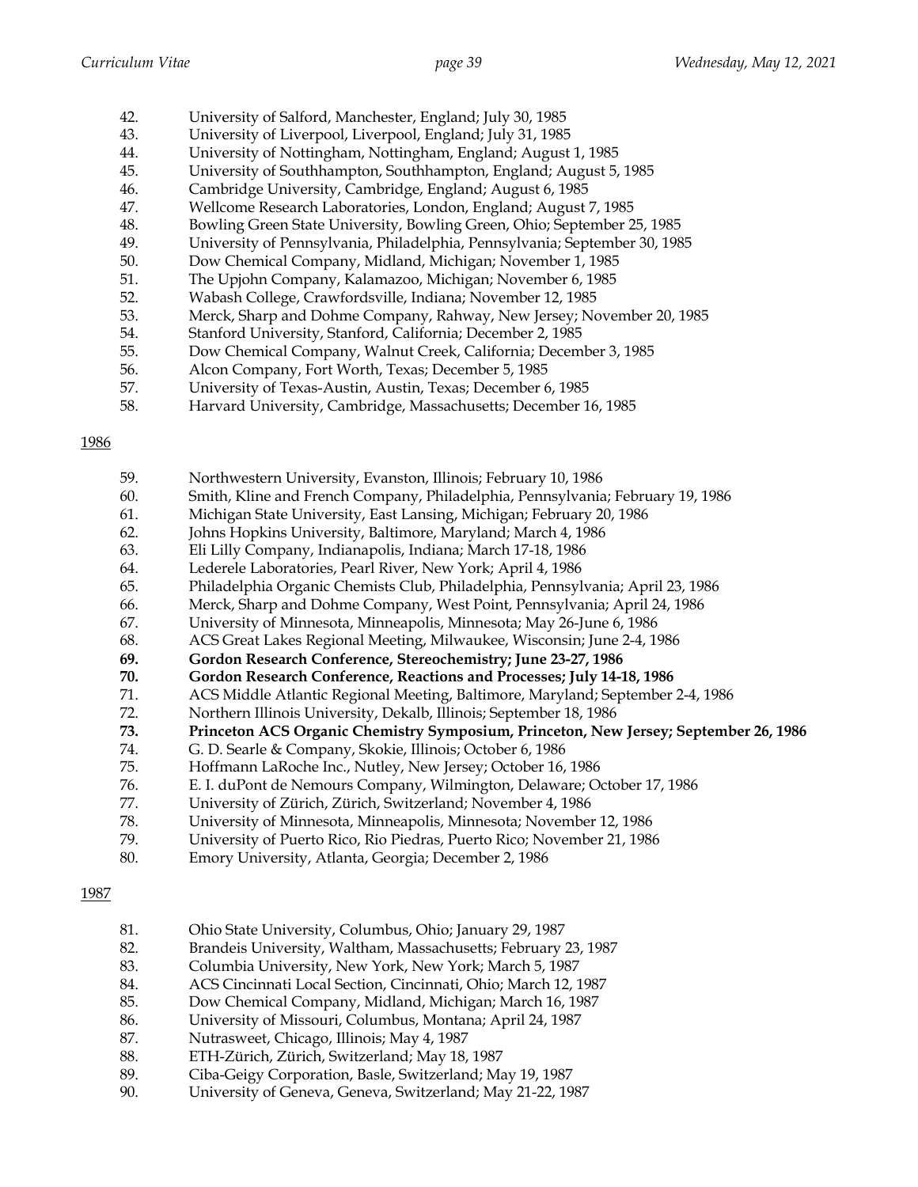42. University of Salford, Manchester, England; July 30, 1985
43. University of Liverpool, Liverpool, England; July 31, 1985
44. University of Nottingham, Nottingham, England; August 1, 1985
45. University of Southhampton, Southhampton, England; August 5, 1985
46. Cambridge University, Cambridge, England; August 6, 1985
47. Wellcome Research Laboratories, London, England; August 7, 1985
48. Bowling Green State University, Bowling Green, Ohio; September 25, 1985
49. University of Pennsylvania, Philadelphia, Pennsylvania; September 30, 1985
50. Dow Chemical Company, Midland, Michigan; November 1, 1985
51. The Upjohn Company, Kalamazoo, Michigan; November 6, 1985
52. Wabash College, Crawfordsville, Indiana; November 12, 1985
53. Merck, Sharp and Dohme Company, Rahway, New Jersey; November 20, 1985
54. Stanford University, Stanford, California; December 2, 1985
55. Dow Chemical Company, Walnut Creek, California; December 3, 1985
56. Alcon Company, Fort Worth, Texas; December 5, 1985
57. University of Texas-Austin, Austin, Texas; December 6, 1985
58. Harvard University, Cambridge, Massachusetts; December 16, 1985

<u>1986</u>

59. Northwestern University, Evanston, Illinois; February 10, 1986
60. Smith, Kline and French Company, Philadelphia, Pennsylvania; February 19, 1986
61. Michigan State University, East Lansing, Michigan; February 20, 1986
62. Johns Hopkins University, Baltimore, Maryland; March 4, 1986
63. Eli Lilly Company, Indianapolis, Indiana; March 17-18, 1986
64. Lederele Laboratories, Pearl River, New York; April 4, 1986
65. Philadelphia Organic Chemists Club, Philadelphia, Pennsylvania; April 23, 1986
66. Merck, Sharp and Dohme Company, West Point, Pennsylvania; April 24, 1986
67. University of Minnesota, Minneapolis, Minnesota; May 26-June 6, 1986
68. ACS Great Lakes Regional Meeting, Milwaukee, Wisconsin; June 2-4, 1986
69. **Gordon Research Conference, Stereochemistry; June 23-27, 1986**
70. **Gordon Research Conference, Reactions and Processes; July 14-18, 1986**
71. ACS Middle Atlantic Regional Meeting, Baltimore, Maryland; September 2-4, 1986
72. Northern Illinois University, Dekalb, Illinois; September 18, 1986
73. **Princeton ACS Organic Chemistry Symposium, Princeton, New Jersey; September 26, 1986**
74. G. D. Searle & Company, Skokie, Illinois; October 6, 1986
75. Hoffmann LaRoche Inc., Nutley, New Jersey; October 16, 1986
76. E. I. duPont de Nemours Company, Wilmington, Delaware; October 17, 1986
77. University of Zürich, Zürich, Switzerland; November 4, 1986
78. University of Minnesota, Minneapolis, Minnesota; November 12, 1986
79. University of Puerto Rico, Rio Piedras, Puerto Rico; November 21, 1986
80. Emory University, Atlanta, Georgia; December 2, 1986

<u>1987</u>

81. Ohio State University, Columbus, Ohio; January 29, 1987
82. Brandeis University, Waltham, Massachusetts; February 23, 1987
83. Columbia University, New York, New York; March 5, 1987
84. ACS Cincinnati Local Section, Cincinnati, Ohio; March 12, 1987
85. Dow Chemical Company, Midland, Michigan; March 16, 1987
86. University of Missouri, Columbus, Montana; April 24, 1987
87. Nutrasweet, Chicago, Illinois; May 4, 1987
88. ETH-Zürich, Zürich, Switzerland; May 18, 1987
89. Ciba-Geigy Corporation, Basle, Switzerland; May 19, 1987
90. University of Geneva, Geneva, Switzerland; May 21-22, 1987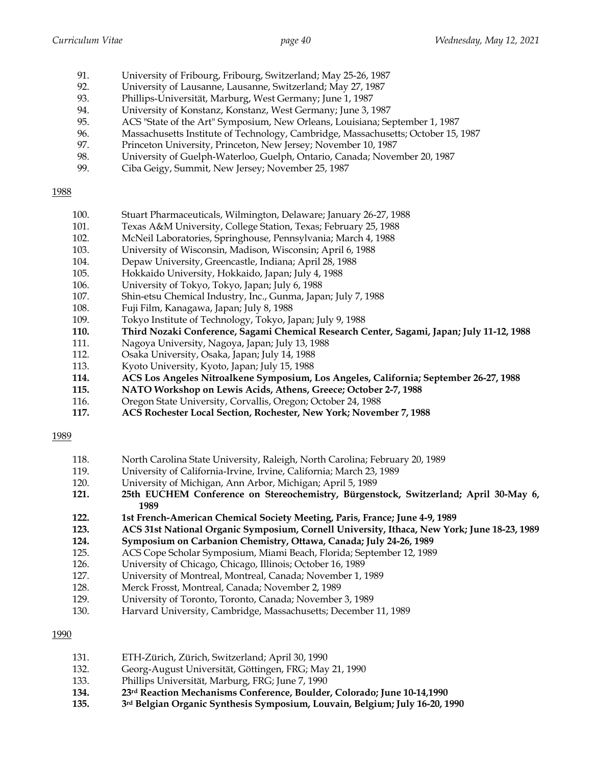91. University of Fribourg, Fribourg, Switzerland; May 25-26, 1987
92. University of Lausanne, Lausanne, Switzerland; May 27, 1987
93. Phillips-Universität, Marburg, West Germany; June 1, 1987
94. University of Konstanz, Konstanz, West Germany; June 3, 1987
95. ACS "State of the Art" Symposium, New Orleans, Louisiana; September 1, 1987
96. Massachusetts Institute of Technology, Cambridge, Massachusetts; October 15, 1987
97. Princeton University, Princeton, New Jersey; November 10, 1987
98. University of Guelph-Waterloo, Guelph, Ontario, Canada; November 20, 1987
99. Ciba Geigy, Summit, New Jersey; November 25, 1987

1988

100. Stuart Pharmaceuticals, Wilmington, Delaware; January 26-27, 1988
101. Texas A&M University, College Station, Texas; February 25, 1988
102. McNeil Laboratories, Springhouse, Pennsylvania; March 4, 1988
103. University of Wisconsin, Madison, Wisconsin; April 6, 1988
104. Depaw University, Greencastle, Indiana; April 28, 1988
105. Hokkaido University, Hokkaido, Japan; July 4, 1988
106. University of Tokyo, Tokyo, Japan; July 6, 1988
107. Shin-etsu Chemical Industry, Inc., Gunma, Japan; July 7, 1988
108. Fuji Film, Kanagawa, Japan; July 8, 1988
109. Tokyo Institute of Technology, Tokyo, Japan; July 9, 1988
110. **Third Nozaki Conference, Sagami Chemical Research Center, Sagami, Japan; July 11-12, 1988**
111. Nagoya University, Nagoya, Japan; July 13, 1988
112. Osaka University, Osaka, Japan; July 14, 1988
113. Kyoto University, Kyoto, Japan; July 15, 1988
114. **ACS Los Angeles Nitroalkene Symposium, Los Angeles, California; September 26-27, 1988**
115. **NATO Workshop on Lewis Acids, Athens, Greece; October 2-7, 1988**
116. Oregon State University, Corvallis, Oregon; October 24, 1988
117. **ACS Rochester Local Section, Rochester, New York; November 7, 1988**

1989

118. North Carolina State University, Raleigh, North Carolina; February 20, 1989
119. University of California-Irvine, Irvine, California; March 23, 1989
120. University of Michigan, Ann Arbor, Michigan; April 5, 1989
121. **25th EUCHEM Conference on Stereochemistry, Bürgenstock, Switzerland; April 30-May 6, 1989**
122. **1st French-American Chemical Society Meeting, Paris, France; June 4-9, 1989**
123. **ACS 31st National Organic Symposium, Cornell University, Ithaca, New York; June 18-23, 1989**
124. **Symposium on Carbanion Chemistry, Ottawa, Canada; July 24-26, 1989**
125. ACS Cope Scholar Symposium, Miami Beach, Florida; September 12, 1989
126. University of Chicago, Chicago, Illinois; October 16, 1989
127. University of Montreal, Montreal, Canada; November 1, 1989
128. Merck Frosst, Montreal, Canada; November 2, 1989
129. University of Toronto, Toronto, Canada; November 3, 1989
130. Harvard University, Cambridge, Massachusetts; December 11, 1989

1990

131. ETH-Zürich, Zürich, Switzerland; April 30, 1990
132. Georg-August Universität, Göttingen, FRG; May 21, 1990
133. Phillips Universität, Marburg, FRG; June 7, 1990
134. **23rd Reaction Mechanisms Conference, Boulder, Colorado; June 10-14,1990**
135. **3rd Belgian Organic Synthesis Symposium, Louvain, Belgium; July 16-20, 1990**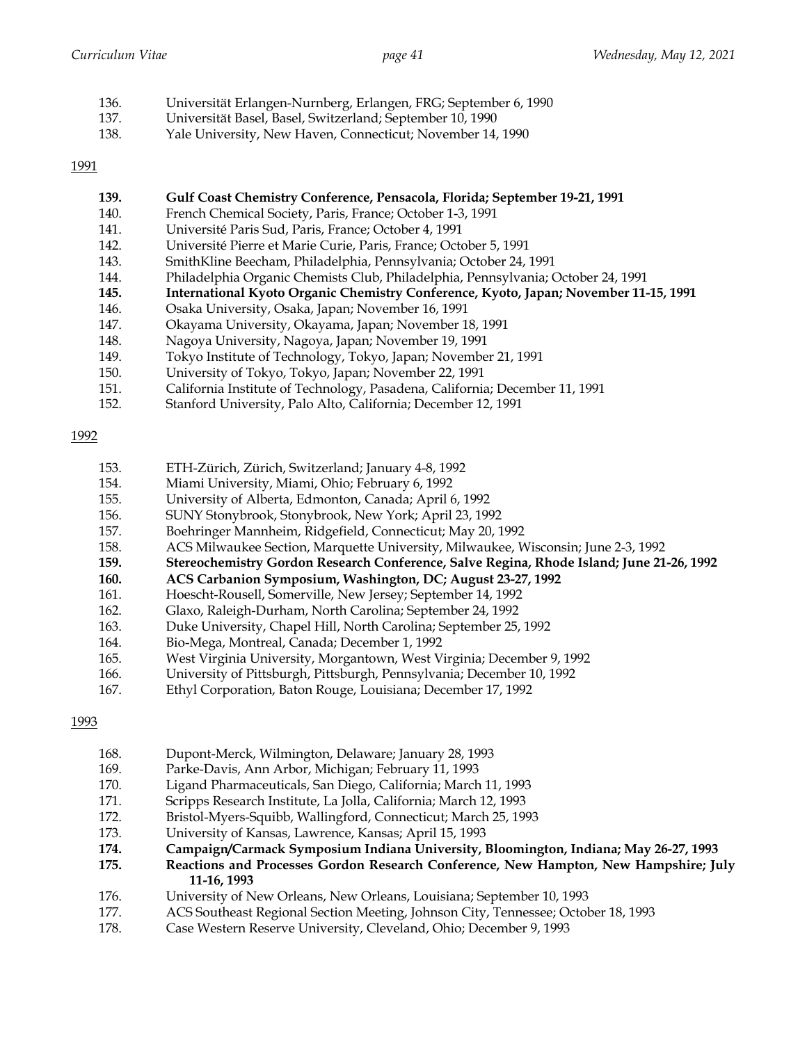136. Universität Erlangen-Nurnberg, Erlangen, FRG; September 6, 1990
137. Universität Basel, Basel, Switzerland; September 10, 1990
138. Yale University, New Haven, Connecticut; November 14, 1990

<u>1991</u>

**139. Gulf Coast Chemistry Conference, Pensacola, Florida; September 19-21, 1991**
140. French Chemical Society, Paris, France; October 1-3, 1991
141. Université Paris Sud, Paris, France; October 4, 1991
142. Université Pierre et Marie Curie, Paris, France; October 5, 1991
143. SmithKline Beecham, Philadelphia, Pennsylvania; October 24, 1991
144. Philadelphia Organic Chemists Club, Philadelphia, Pennsylvania; October 24, 1991
**145. International Kyoto Organic Chemistry Conference, Kyoto, Japan; November 11-15, 1991**
146. Osaka University, Osaka, Japan; November 16, 1991
147. Okayama University, Okayama, Japan; November 18, 1991
148. Nagoya University, Nagoya, Japan; November 19, 1991
149. Tokyo Institute of Technology, Tokyo, Japan; November 21, 1991
150. University of Tokyo, Tokyo, Japan; November 22, 1991
151. California Institute of Technology, Pasadena, California; December 11, 1991
152. Stanford University, Palo Alto, California; December 12, 1991

<u>1992</u>

153. ETH-Zürich, Zürich, Switzerland; January 4-8, 1992
154. Miami University, Miami, Ohio; February 6, 1992
155. University of Alberta, Edmonton, Canada; April 6, 1992
156. SUNY Stonybrook, Stonybrook, New York; April 23, 1992
157. Boehringer Mannheim, Ridgefield, Connecticut; May 20, 1992
158. ACS Milwaukee Section, Marquette University, Milwaukee, Wisconsin; June 2-3, 1992
**159. Stereochemistry Gordon Research Conference, Salve Regina, Rhode Island; June 21-26, 1992**
**160. ACS Carbanion Symposium, Washington, DC; August 23-27, 1992**
161. Hoescht-Rousell, Somerville, New Jersey; September 14, 1992
162. Glaxo, Raleigh-Durham, North Carolina; September 24, 1992
163. Duke University, Chapel Hill, North Carolina; September 25, 1992
164. Bio-Mega, Montreal, Canada; December 1, 1992
165. West Virginia University, Morgantown, West Virginia; December 9, 1992
166. University of Pittsburgh, Pittsburgh, Pennsylvania; December 10, 1992
167. Ethyl Corporation, Baton Rouge, Louisiana; December 17, 1992

<u>1993</u>

168. Dupont-Merck, Wilmington, Delaware; January 28, 1993
169. Parke-Davis, Ann Arbor, Michigan; February 11, 1993
170. Ligand Pharmaceuticals, San Diego, California; March 11, 1993
171. Scripps Research Institute, La Jolla, California; March 12, 1993
172. Bristol-Myers-Squibb, Wallingford, Connecticut; March 25, 1993
173. University of Kansas, Lawrence, Kansas; April 15, 1993
**174. Campaign/Carmack Symposium Indiana University, Bloomington, Indiana; May 26-27, 1993**
**175. Reactions and Processes Gordon Research Conference, New Hampton, New Hampshire; July 11-16, 1993**
176. University of New Orleans, New Orleans, Louisiana; September 10, 1993
177. ACS Southeast Regional Section Meeting, Johnson City, Tennessee; October 18, 1993
178. Case Western Reserve University, Cleveland, Ohio; December 9, 1993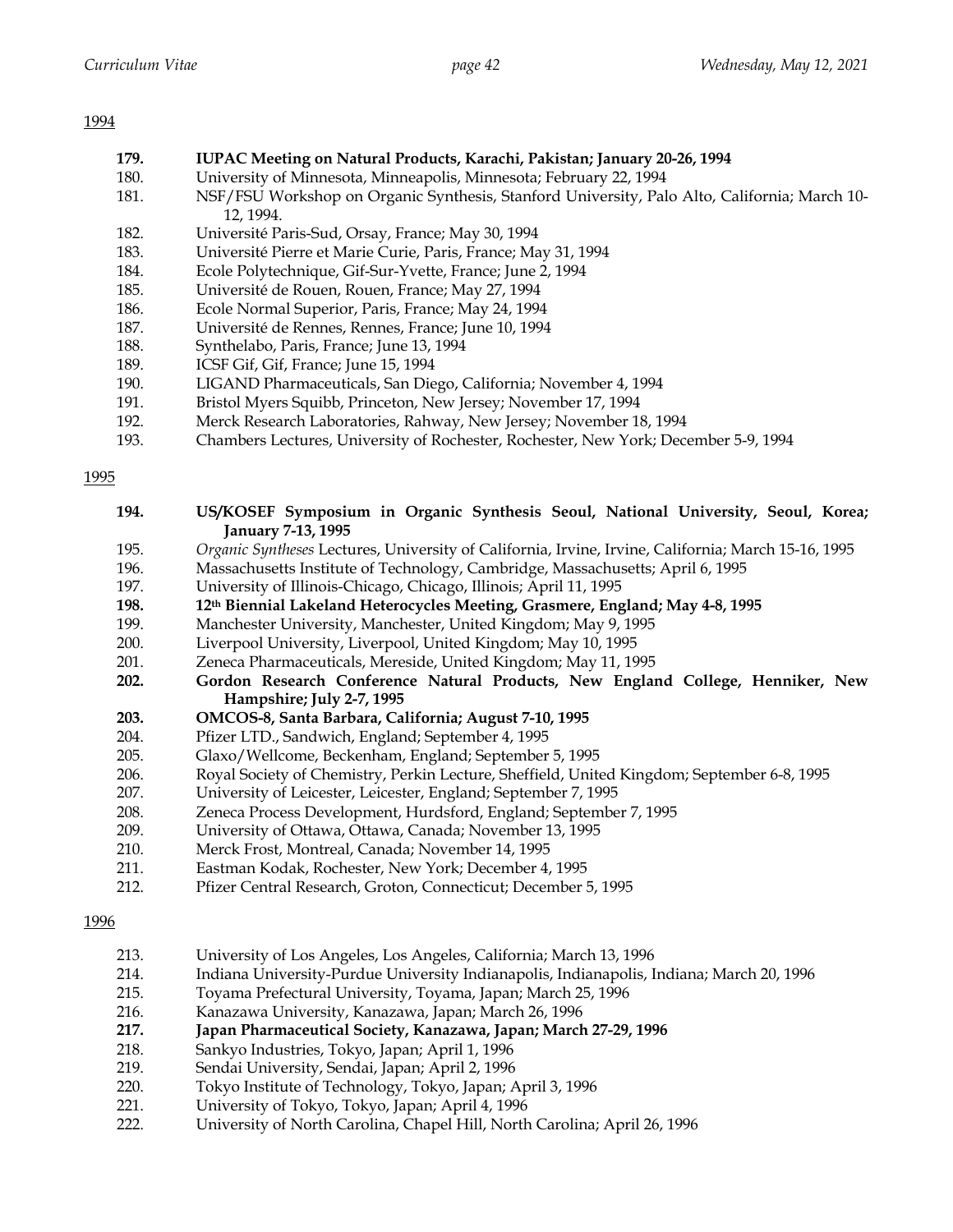## 1994

**179. IUPAC Meeting on Natural Products, Karachi, Pakistan; January 20-26, 1994**
180. University of Minnesota, Minneapolis, Minnesota; February 22, 1994
181. NSF/FSU Workshop on Organic Synthesis, Stanford University, Palo Alto, California; March 10-12, 1994.
182. Université Paris-Sud, Orsay, France; May 30, 1994
183. Université Pierre et Marie Curie, Paris, France; May 31, 1994
184. Ecole Polytechnique, Gif-Sur-Yvette, France; June 2, 1994
185. Université de Rouen, Rouen, France; May 27, 1994
186. Ecole Normal Superior, Paris, France; May 24, 1994
187. Université de Rennes, Rennes, France; June 10, 1994
188. Synthelabo, Paris, France; June 13, 1994
189. ICSF Gif, Gif, France; June 15, 1994
190. LIGAND Pharmaceuticals, San Diego, California; November 4, 1994
191. Bristol Myers Squibb, Princeton, New Jersey; November 17, 1994
192. Merck Research Laboratories, Rahway, New Jersey; November 18, 1994
193. Chambers Lectures, University of Rochester, Rochester, New York; December 5-9, 1994

## 1995

**194. US/KOSEF Symposium in Organic Synthesis Seoul, National University, Seoul, Korea; January 7-13, 1995**
195. *Organic Syntheses* Lectures, University of California, Irvine, Irvine, California; March 15-16, 1995
196. Massachusetts Institute of Technology, Cambridge, Massachusetts; April 6, 1995
197. University of Illinois-Chicago, Chicago, Illinois; April 11, 1995
**198. 12th Biennial Lakeland Heterocycles Meeting, Grasmere, England; May 4-8, 1995**
199. Manchester University, Manchester, United Kingdom; May 9, 1995
200. Liverpool University, Liverpool, United Kingdom; May 10, 1995
201. Zeneca Pharmaceuticals, Mereside, United Kingdom; May 11, 1995
**202. Gordon Research Conference Natural Products, New England College, Henniker, New Hampshire; July 2-7, 1995**
**203. OMCOS-8, Santa Barbara, California; August 7-10, 1995**
204. Pfizer LTD., Sandwich, England; September 4, 1995
205. Glaxo/Wellcome, Beckenham, England; September 5, 1995
206. Royal Society of Chemistry, Perkin Lecture, Sheffield, United Kingdom; September 6-8, 1995
207. University of Leicester, Leicester, England; September 7, 1995
208. Zeneca Process Development, Hurdsford, England; September 7, 1995
209. University of Ottawa, Ottawa, Canada; November 13, 1995
210. Merck Frost, Montreal, Canada; November 14, 1995
211. Eastman Kodak, Rochester, New York; December 4, 1995
212. Pfizer Central Research, Groton, Connecticut; December 5, 1995

## 1996

213. University of Los Angeles, Los Angeles, California; March 13, 1996
214. Indiana University-Purdue University Indianapolis, Indianapolis, Indiana; March 20, 1996
215. Toyama Prefectural University, Toyama, Japan; March 25, 1996
216. Kanazawa University, Kanazawa, Japan; March 26, 1996
**217. Japan Pharmaceutical Society, Kanazawa, Japan; March 27-29, 1996**
218. Sankyo Industries, Tokyo, Japan; April 1, 1996
219. Sendai University, Sendai, Japan; April 2, 1996
220. Tokyo Institute of Technology, Tokyo, Japan; April 3, 1996
221. University of Tokyo, Tokyo, Japan; April 4, 1996
222. University of North Carolina, Chapel Hill, North Carolina; April 26, 1996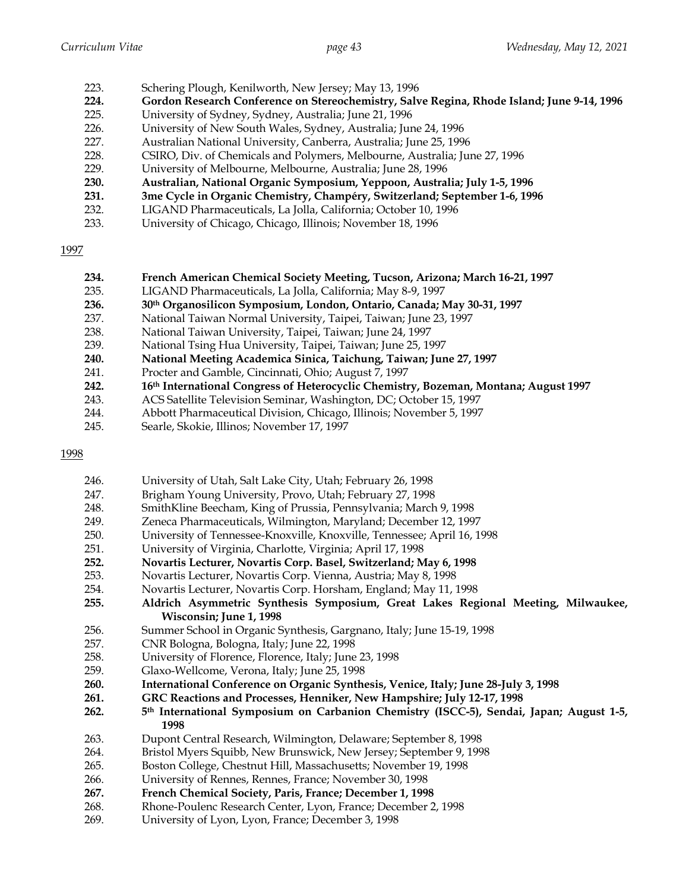223. Schering Plough, Kenilworth, New Jersey; May 13, 1996
**224. Gordon Research Conference on Stereochemistry, Salve Regina, Rhode Island; June 9-14, 1996**
225. University of Sydney, Sydney, Australia; June 21, 1996
226. University of New South Wales, Sydney, Australia; June 24, 1996
227. Australian National University, Canberra, Australia; June 25, 1996
228. CSIRO, Div. of Chemicals and Polymers, Melbourne, Australia; June 27, 1996
229. University of Melbourne, Melbourne, Australia; June 28, 1996
**230. Australian, National Organic Symposium, Yeppoon, Australia; July 1-5, 1996**
**231. 3me Cycle in Organic Chemistry, Champéry, Switzerland; September 1-6, 1996**
232. LIGAND Pharmaceuticals, La Jolla, California; October 10, 1996
233. University of Chicago, Chicago, Illinois; November 18, 1996

1997

**234. French American Chemical Society Meeting, Tucson, Arizona; March 16-21, 1997**
235. LIGAND Pharmaceuticals, La Jolla, California; May 8-9, 1997
**236. 30th Organosilicon Symposium, London, Ontario, Canada; May 30-31, 1997**
237. National Taiwan Normal University, Taipei, Taiwan; June 23, 1997
238. National Taiwan University, Taipei, Taiwan; June 24, 1997
239. National Tsing Hua University, Taipei, Taiwan; June 25, 1997
**240. National Meeting Academica Sinica, Taichung, Taiwan; June 27, 1997**
241. Procter and Gamble, Cincinnati, Ohio; August 7, 1997
**242. 16th International Congress of Heterocyclic Chemistry, Bozeman, Montana; August 1997**
243. ACS Satellite Television Seminar, Washington, DC; October 15, 1997
244. Abbott Pharmaceutical Division, Chicago, Illinois; November 5, 1997
245. Searle, Skokie, Illinos; November 17, 1997

1998

246. University of Utah, Salt Lake City, Utah; February 26, 1998
247. Brigham Young University, Provo, Utah; February 27, 1998
248. SmithKline Beecham, King of Prussia, Pennsylvania; March 9, 1998
249. Zeneca Pharmaceuticals, Wilmington, Maryland; December 12, 1997
250. University of Tennessee-Knoxville, Knoxville, Tennessee; April 16, 1998
251. University of Virginia, Charlotte, Virginia; April 17, 1998
**252. Novartis Lecturer, Novartis Corp. Basel, Switzerland; May 6, 1998**
253. Novartis Lecturer, Novartis Corp. Vienna, Austria; May 8, 1998
254. Novartis Lecturer, Novartis Corp. Horsham, England; May 11, 1998
**255. Aldrich Asymmetric Synthesis Symposium, Great Lakes Regional Meeting, Milwaukee, Wisconsin; June 1, 1998**
256. Summer School in Organic Synthesis, Gargnano, Italy; June 15-19, 1998
257. CNR Bologna, Bologna, Italy; June 22, 1998
258. University of Florence, Florence, Italy; June 23, 1998
259. Glaxo-Wellcome, Verona, Italy; June 25, 1998
**260. International Conference on Organic Synthesis, Venice, Italy; June 28-July 3, 1998**
**261. GRC Reactions and Processes, Henniker, New Hampshire; July 12-17, 1998**
**262. 5th International Symposium on Carbanion Chemistry (ISCC-5), Sendai, Japan; August 1-5, 1998**
263. Dupont Central Research, Wilmington, Delaware; September 8, 1998
264. Bristol Myers Squibb, New Brunswick, New Jersey; September 9, 1998
265. Boston College, Chestnut Hill, Massachusetts; November 19, 1998
266. University of Rennes, Rennes, France; November 30, 1998
**267. French Chemical Society, Paris, France; December 1, 1998**
268. Rhone-Poulenc Research Center, Lyon, France; December 2, 1998
269. University of Lyon, Lyon, France; December 3, 1998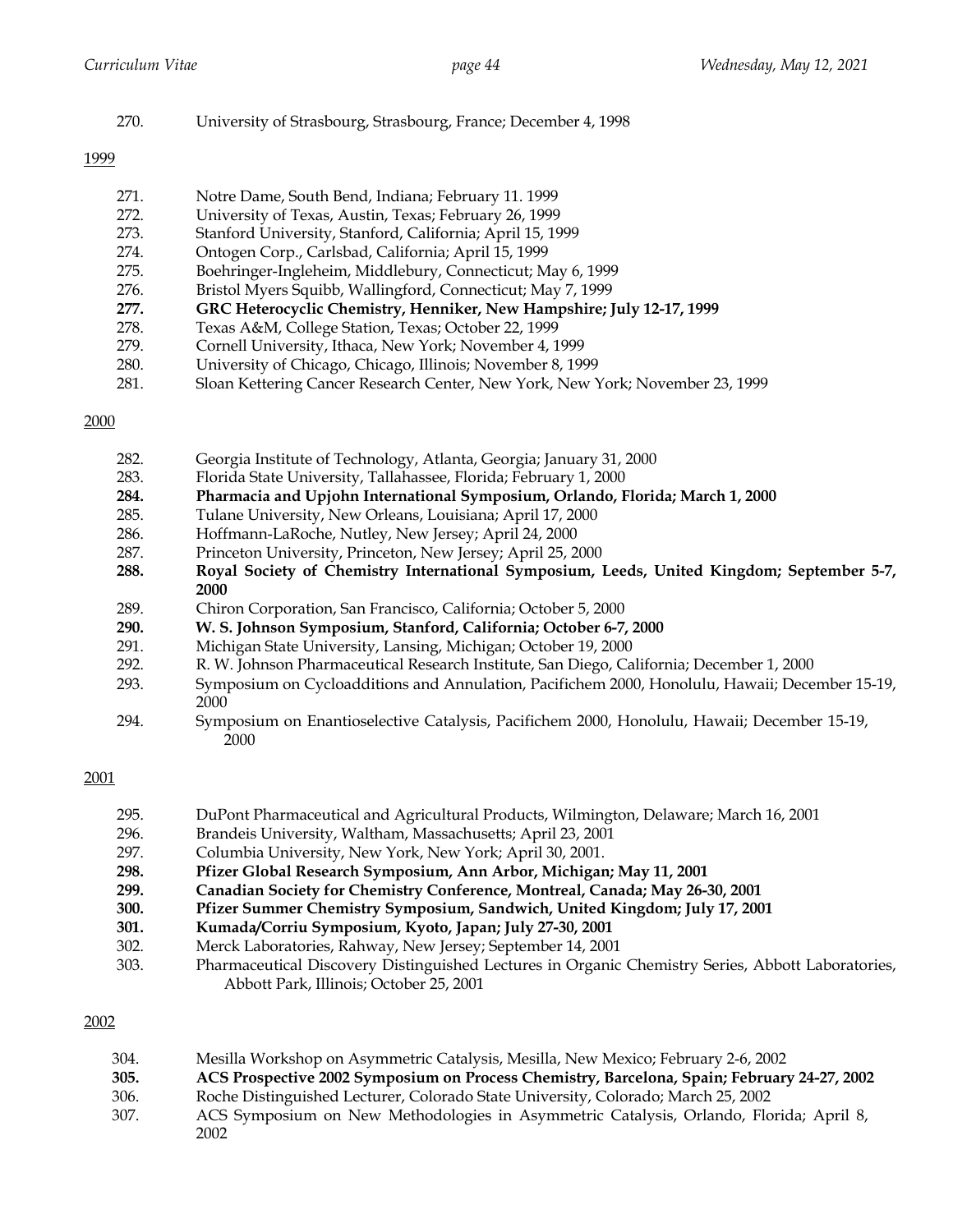270. University of Strasbourg, Strasbourg, France; December 4, 1998

<u>1999</u>

271. Notre Dame, South Bend, Indiana; February 11. 1999
272. University of Texas, Austin, Texas; February 26, 1999
273. Stanford University, Stanford, California; April 15, 1999
274. Ontogen Corp., Carlsbad, California; April 15, 1999
275. Boehringer-Ingleheim, Middlebury, Connecticut; May 6, 1999
276. Bristol Myers Squibb, Wallingford, Connecticut; May 7, 1999
**277. GRC Heterocyclic Chemistry, Henniker, New Hampshire; July 12-17, 1999**
278. Texas A&M, College Station, Texas; October 22, 1999
279. Cornell University, Ithaca, New York; November 4, 1999
280. University of Chicago, Chicago, Illinois; November 8, 1999
281. Sloan Kettering Cancer Research Center, New York, New York; November 23, 1999

<u>2000</u>

282. Georgia Institute of Technology, Atlanta, Georgia; January 31, 2000
283. Florida State University, Tallahassee, Florida; February 1, 2000
**284. Pharmacia and Upjohn International Symposium, Orlando, Florida; March 1, 2000**
285. Tulane University, New Orleans, Louisiana; April 17, 2000
286. Hoffmann-LaRoche, Nutley, New Jersey; April 24, 2000
287. Princeton University, Princeton, New Jersey; April 25, 2000
**288. Royal Society of Chemistry International Symposium, Leeds, United Kingdom; September 5-7, 2000**
289. Chiron Corporation, San Francisco, California; October 5, 2000
**290. W. S. Johnson Symposium, Stanford, California; October 6-7, 2000**
291. Michigan State University, Lansing, Michigan; October 19, 2000
292. R. W. Johnson Pharmaceutical Research Institute, San Diego, California; December 1, 2000
293. Symposium on Cycloadditions and Annulation, Pacifichem 2000, Honolulu, Hawaii; December 15-19, 2000
294. Symposium on Enantioselective Catalysis, Pacifichem 2000, Honolulu, Hawaii; December 15-19, 2000

<u>2001</u>

295. DuPont Pharmaceutical and Agricultural Products, Wilmington, Delaware; March 16, 2001
296. Brandeis University, Waltham, Massachusetts; April 23, 2001
297. Columbia University, New York, New York; April 30, 2001.
**298. Pfizer Global Research Symposium, Ann Arbor, Michigan; May 11, 2001**
**299. Canadian Society for Chemistry Conference, Montreal, Canada; May 26-30, 2001**
**300. Pfizer Summer Chemistry Symposium, Sandwich, United Kingdom; July 17, 2001**
**301. Kumada/Corriu Symposium, Kyoto, Japan; July 27-30, 2001**
302. Merck Laboratories, Rahway, New Jersey; September 14, 2001
303. Pharmaceutical Discovery Distinguished Lectures in Organic Chemistry Series, Abbott Laboratories, Abbott Park, Illinois; October 25, 2001

<u>2002</u>

304. Mesilla Workshop on Asymmetric Catalysis, Mesilla, New Mexico; February 2-6, 2002
**305. ACS Prospective 2002 Symposium on Process Chemistry, Barcelona, Spain; February 24-27, 2002**
306. Roche Distinguished Lecturer, Colorado State University, Colorado; March 25, 2002
307. ACS Symposium on New Methodologies in Asymmetric Catalysis, Orlando, Florida; April 8, 2002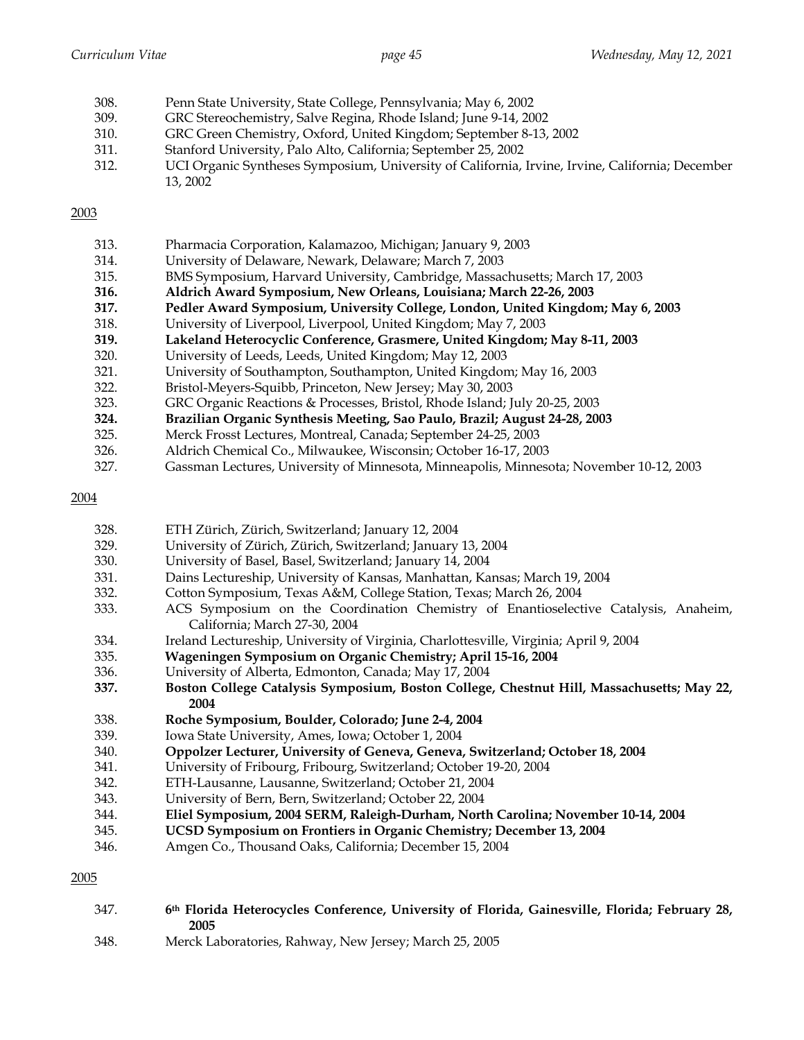308. Penn State University, State College, Pennsylvania; May 6, 2002
309. GRC Stereochemistry, Salve Regina, Rhode Island; June 9-14, 2002
310. GRC Green Chemistry, Oxford, United Kingdom; September 8-13, 2002
311. Stanford University, Palo Alto, California; September 25, 2002
312. UCI Organic Syntheses Symposium, University of California, Irvine, Irvine, California; December 13, 2002

<u>2003</u>

313. Pharmacia Corporation, Kalamazoo, Michigan; January 9, 2003
314. University of Delaware, Newark, Delaware; March 7, 2003
315. BMS Symposium, Harvard University, Cambridge, Massachusetts; March 17, 2003
316. **Aldrich Award Symposium, New Orleans, Louisiana; March 22-26, 2003**
317. **Pedler Award Symposium, University College, London, United Kingdom; May 6, 2003**
318. University of Liverpool, Liverpool, United Kingdom; May 7, 2003
319. **Lakeland Heterocyclic Conference, Grasmere, United Kingdom; May 8-11, 2003**
320. University of Leeds, Leeds, United Kingdom; May 12, 2003
321. University of Southampton, Southampton, United Kingdom; May 16, 2003
322. Bristol-Meyers-Squibb, Princeton, New Jersey; May 30, 2003
323. GRC Organic Reactions & Processes, Bristol, Rhode Island; July 20-25, 2003
324. **Brazilian Organic Synthesis Meeting, Sao Paulo, Brazil; August 24-28, 2003**
325. Merck Frosst Lectures, Montreal, Canada; September 24-25, 2003
326. Aldrich Chemical Co., Milwaukee, Wisconsin; October 16-17, 2003
327. Gassman Lectures, University of Minnesota, Minneapolis, Minnesota; November 10-12, 2003

<u>2004</u>

328. ETH Zürich, Zürich, Switzerland; January 12, 2004
329. University of Zürich, Zürich, Switzerland; January 13, 2004
330. University of Basel, Basel, Switzerland; January 14, 2004
331. Dains Lectureship, University of Kansas, Manhattan, Kansas; March 19, 2004
332. Cotton Symposium, Texas A&M, College Station, Texas; March 26, 2004
333. ACS Symposium on the Coordination Chemistry of Enantioselective Catalysis, Anaheim, California; March 27-30, 2004
334. Ireland Lectureship, University of Virginia, Charlottesville, Virginia; April 9, 2004
335. **Wageningen Symposium on Organic Chemistry; April 15-16, 2004**
336. University of Alberta, Edmonton, Canada; May 17, 2004
337. **Boston College Catalysis Symposium, Boston College, Chestnut Hill, Massachusetts; May 22, 2004**
338. **Roche Symposium, Boulder, Colorado; June 2-4, 2004**
339. Iowa State University, Ames, Iowa; October 1, 2004
340. **Oppolzer Lecturer, University of Geneva, Geneva, Switzerland; October 18, 2004**
341. University of Fribourg, Fribourg, Switzerland; October 19-20, 2004
342. ETH-Lausanne, Lausanne, Switzerland; October 21, 2004
343. University of Bern, Bern, Switzerland; October 22, 2004
344. **Eliel Symposium, 2004 SERM, Raleigh-Durham, North Carolina; November 10-14, 2004**
345. **UCSD Symposium on Frontiers in Organic Chemistry; December 13, 2004**
346. Amgen Co., Thousand Oaks, California; December 15, 2004

<u>2005</u>

347. **6th Florida Heterocycles Conference, University of Florida, Gainesville, Florida; February 28, 2005**
348. Merck Laboratories, Rahway, New Jersey; March 25, 2005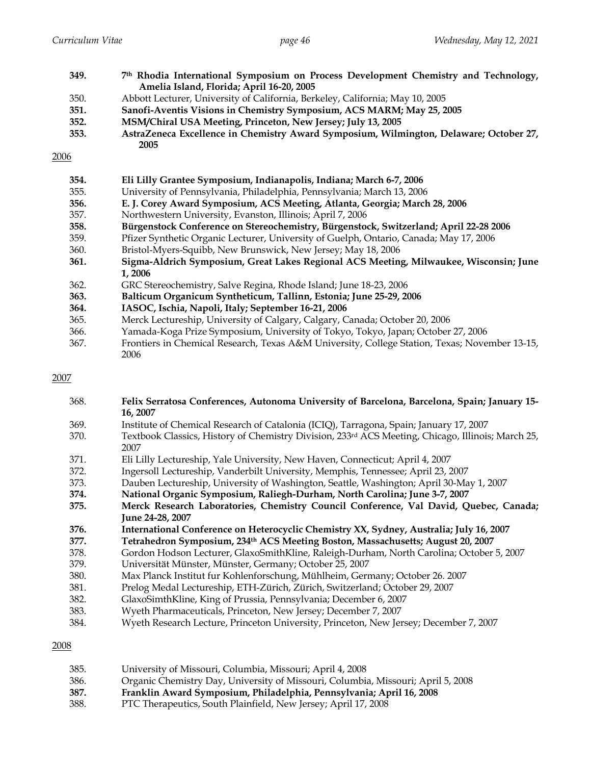**349. 7th Rhodia International Symposium on Process Development Chemistry and Technology, Amelia Island, Florida; April 16-20, 2005**

350. Abbott Lecturer, University of California, Berkeley, California; May 10, 2005

**351. Sanofi-Aventis Visions in Chemistry Symposium, ACS MARM; May 25, 2005**

**352. MSM/Chiral USA Meeting, Princeton, New Jersey; July 13, 2005**

**353. AstraZeneca Excellence in Chemistry Award Symposium, Wilmington, Delaware; October 27, 2005**

2006

**354. Eli Lilly Grantee Symposium, Indianapolis, Indiana; March 6-7, 2006**

355. University of Pennsylvania, Philadelphia, Pennsylvania; March 13, 2006

**356. E. J. Corey Award Symposium, ACS Meeting, Atlanta, Georgia; March 28, 2006**

357. Northwestern University, Evanston, Illinois; April 7, 2006

**358. Bürgenstock Conference on Stereochemistry, Bürgenstock, Switzerland; April 22-28 2006**

359. Pfizer Synthetic Organic Lecturer, University of Guelph, Ontario, Canada; May 17, 2006

360. Bristol-Myers-Squibb, New Brunswick, New Jersey; May 18, 2006

**361. Sigma-Aldrich Symposium, Great Lakes Regional ACS Meeting, Milwaukee, Wisconsin; June 1, 2006**

362. GRC Stereochemistry, Salve Regina, Rhode Island; June 18-23, 2006

**363. Balticum Organicum Syntheticum, Tallinn, Estonia; June 25-29, 2006**

**364. IASOC, Ischia, Napoli, Italy; September 16-21, 2006**

365. Merck Lectureship, University of Calgary, Calgary, Canada; October 20, 2006

366. Yamada-Koga Prize Symposium, University of Tokyo, Tokyo, Japan; October 27, 2006

367. Frontiers in Chemical Research, Texas A&M University, College Station, Texas; November 13-15, 2006

2007

368. **Felix Serratosa Conferences, Autonoma University of Barcelona, Barcelona, Spain; January 15-16, 2007**

369. Institute of Chemical Research of Catalonia (ICIQ), Tarragona, Spain; January 17, 2007

370. Textbook Classics, History of Chemistry Division, 233rd ACS Meeting, Chicago, Illinois; March 25, 2007

371. Eli Lilly Lectureship, Yale University, New Haven, Connecticut; April 4, 2007

372. Ingersoll Lectureship, Vanderbilt University, Memphis, Tennessee; April 23, 2007

373. Dauben Lectureship, University of Washington, Seattle, Washington; April 30-May 1, 2007

**374. National Organic Symposium, Raliegh-Durham, North Carolina; June 3-7, 2007**

**375. Merck Research Laboratories, Chemistry Council Conference, Val David, Quebec, Canada; June 24-28, 2007**

**376. International Conference on Heterocyclic Chemistry XX, Sydney, Australia; July 16, 2007**

**377. Tetrahedron Symposium, 234th ACS Meeting Boston, Massachusetts; August 20, 2007**

378. Gordon Hodson Lecturer, GlaxoSmithKline, Raleigh-Durham, North Carolina; October 5, 2007

379. Universität Münster, Münster, Germany; October 25, 2007

380. Max Planck Institut fur Kohlenforschung, Mühlheim, Germany; October 26. 2007

381. Prelog Medal Lectureship, ETH-Zürich, Zürich, Switzerland; October 29, 2007

382. GlaxoSimthKline, King of Prussia, Pennsylvania; December 6, 2007

383. Wyeth Pharmaceuticals, Princeton, New Jersey; December 7, 2007

384. Wyeth Research Lecture, Princeton University, Princeton, New Jersey; December 7, 2007

2008

385. University of Missouri, Columbia, Missouri; April 4, 2008

386. Organic Chemistry Day, University of Missouri, Columbia, Missouri; April 5, 2008

**387. Franklin Award Symposium, Philadelphia, Pennsylvania; April 16, 2008**

388. PTC Therapeutics, South Plainfield, New Jersey; April 17, 2008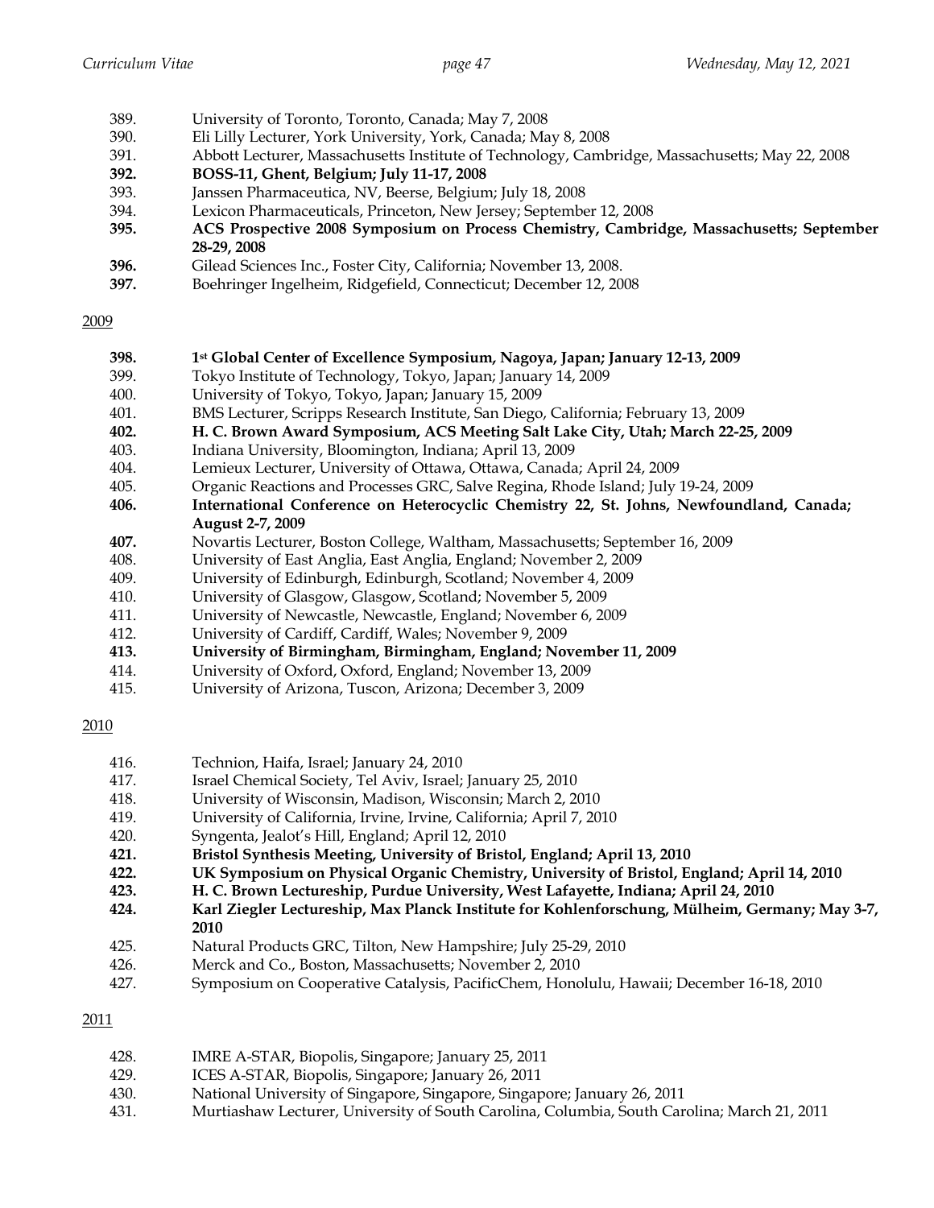389. University of Toronto, Toronto, Canada; May 7, 2008
390. Eli Lilly Lecturer, York University, York, Canada; May 8, 2008
391. Abbott Lecturer, Massachusetts Institute of Technology, Cambridge, Massachusetts; May 22, 2008
**392. BOSS-11, Ghent, Belgium; July 11-17, 2008**
393. Janssen Pharmaceutica, NV, Beerse, Belgium; July 18, 2008
394. Lexicon Pharmaceuticals, Princeton, New Jersey; September 12, 2008
**395. ACS Prospective 2008 Symposium on Process Chemistry, Cambridge, Massachusetts; September 28-29, 2008**
**396.** Gilead Sciences Inc., Foster City, California; November 13, 2008.
**397.** Boehringer Ingelheim, Ridgefield, Connecticut; December 12, 2008

<u>2009</u>

**398. 1st Global Center of Excellence Symposium, Nagoya, Japan; January 12-13, 2009**
399. Tokyo Institute of Technology, Tokyo, Japan; January 14, 2009
400. University of Tokyo, Tokyo, Japan; January 15, 2009
401. BMS Lecturer, Scripps Research Institute, San Diego, California; February 13, 2009
**402. H. C. Brown Award Symposium, ACS Meeting Salt Lake City, Utah; March 22-25, 2009**
403. Indiana University, Bloomington, Indiana; April 13, 2009
404. Lemieux Lecturer, University of Ottawa, Ottawa, Canada; April 24, 2009
405. Organic Reactions and Processes GRC, Salve Regina, Rhode Island; July 19-24, 2009
**406. International Conference on Heterocyclic Chemistry 22, St. Johns, Newfoundland, Canada; August 2-7, 2009**
**407.** Novartis Lecturer, Boston College, Waltham, Massachusetts; September 16, 2009
408. University of East Anglia, East Anglia, England; November 2, 2009
409. University of Edinburgh, Edinburgh, Scotland; November 4, 2009
410. University of Glasgow, Glasgow, Scotland; November 5, 2009
411. University of Newcastle, Newcastle, England; November 6, 2009
412. University of Cardiff, Cardiff, Wales; November 9, 2009
**413. University of Birmingham, Birmingham, England; November 11, 2009**
414. University of Oxford, Oxford, England; November 13, 2009
415. University of Arizona, Tuscon, Arizona; December 3, 2009

<u>2010</u>

416. Technion, Haifa, Israel; January 24, 2010
417. Israel Chemical Society, Tel Aviv, Israel; January 25, 2010
418. University of Wisconsin, Madison, Wisconsin; March 2, 2010
419. University of California, Irvine, Irvine, California; April 7, 2010
420. Syngenta, Jealot's Hill, England; April 12, 2010
**421. Bristol Synthesis Meeting, University of Bristol, England; April 13, 2010**
**422. UK Symposium on Physical Organic Chemistry, University of Bristol, England; April 14, 2010**
**423. H. C. Brown Lectureship, Purdue University, West Lafayette, Indiana; April 24, 2010**
**424. Karl Ziegler Lectureship, Max Planck Institute for Kohlenforschung, Mülheim, Germany; May 3-7, 2010**
425. Natural Products GRC, Tilton, New Hampshire; July 25-29, 2010
426. Merck and Co., Boston, Massachusetts; November 2, 2010
427. Symposium on Cooperative Catalysis, PacificChem, Honolulu, Hawaii; December 16-18, 2010

<u>2011</u>

428. IMRE A-STAR, Biopolis, Singapore; January 25, 2011
429. ICES A-STAR, Biopolis, Singapore; January 26, 2011
430. National University of Singapore, Singapore, Singapore; January 26, 2011
431. Murtiashaw Lecturer, University of South Carolina, Columbia, South Carolina; March 21, 2011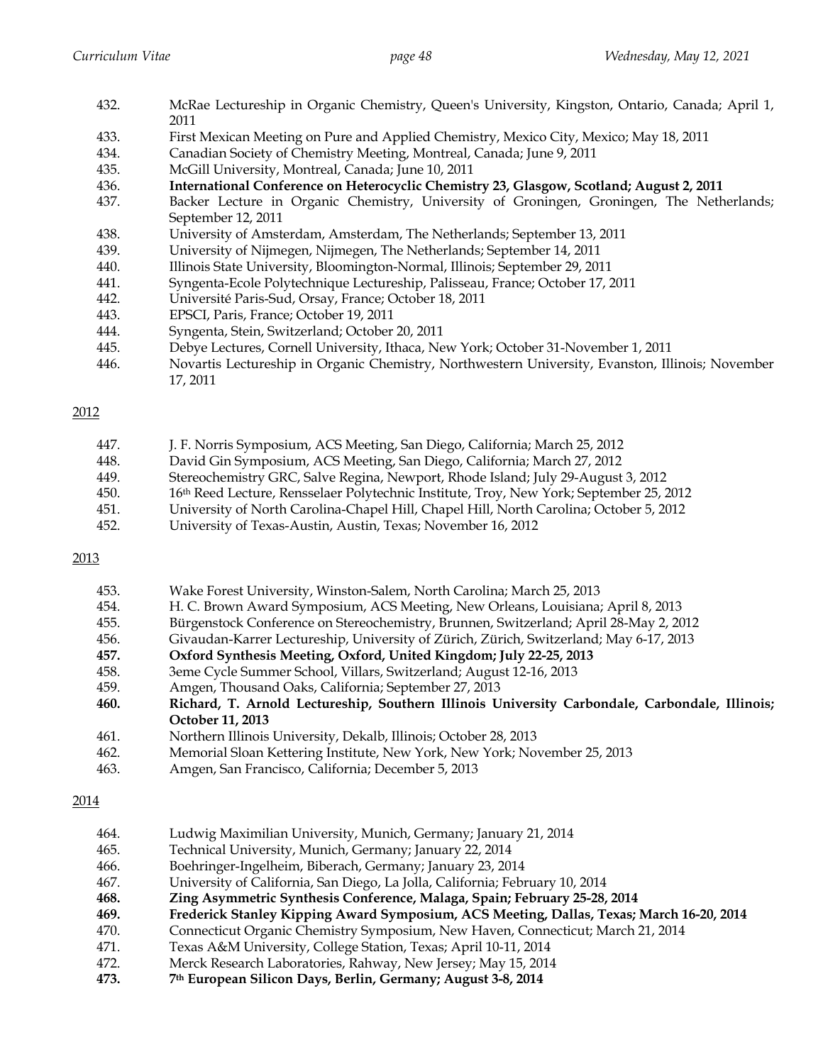432. McRae Lectureship in Organic Chemistry, Queen's University, Kingston, Ontario, Canada; April 1, 2011
433. First Mexican Meeting on Pure and Applied Chemistry, Mexico City, Mexico; May 18, 2011
434. Canadian Society of Chemistry Meeting, Montreal, Canada; June 9, 2011
435. McGill University, Montreal, Canada; June 10, 2011
436. **International Conference on Heterocyclic Chemistry 23, Glasgow, Scotland; August 2, 2011**
437. Backer Lecture in Organic Chemistry, University of Groningen, Groningen, The Netherlands; September 12, 2011
438. University of Amsterdam, Amsterdam, The Netherlands; September 13, 2011
439. University of Nijmegen, Nijmegen, The Netherlands; September 14, 2011
440. Illinois State University, Bloomington-Normal, Illinois; September 29, 2011
441. Syngenta-Ecole Polytechnique Lectureship, Palisseau, France; October 17, 2011
442. Université Paris-Sud, Orsay, France; October 18, 2011
443. EPSCI, Paris, France; October 19, 2011
444. Syngenta, Stein, Switzerland; October 20, 2011
445. Debye Lectures, Cornell University, Ithaca, New York; October 31-November 1, 2011
446. Novartis Lectureship in Organic Chemistry, Northwestern University, Evanston, Illinois; November 17, 2011

<u>2012</u>

447. J. F. Norris Symposium, ACS Meeting, San Diego, California; March 25, 2012
448. David Gin Symposium, ACS Meeting, San Diego, California; March 27, 2012
449. Stereochemistry GRC, Salve Regina, Newport, Rhode Island; July 29-August 3, 2012
450. 16th Reed Lecture, Rensselaer Polytechnic Institute, Troy, New York; September 25, 2012
451. University of North Carolina-Chapel Hill, Chapel Hill, North Carolina; October 5, 2012
452. University of Texas-Austin, Austin, Texas; November 16, 2012

<u>2013</u>

453. Wake Forest University, Winston-Salem, North Carolina; March 25, 2013
454. H. C. Brown Award Symposium, ACS Meeting, New Orleans, Louisiana; April 8, 2013
455. Bürgenstock Conference on Stereochemistry, Brunnen, Switzerland; April 28-May 2, 2012
456. Givaudan-Karrer Lectureship, University of Zürich, Zürich, Switzerland; May 6-17, 2013
457. **Oxford Synthesis Meeting, Oxford, United Kingdom; July 22-25, 2013**
458. 3eme Cycle Summer School, Villars, Switzerland; August 12-16, 2013
459. Amgen, Thousand Oaks, California; September 27, 2013
460. **Richard, T. Arnold Lectureship, Southern Illinois University Carbondale, Carbondale, Illinois; October 11, 2013**
461. Northern Illinois University, Dekalb, Illinois; October 28, 2013
462. Memorial Sloan Kettering Institute, New York, New York; November 25, 2013
463. Amgen, San Francisco, California; December 5, 2013

<u>2014</u>

464. Ludwig Maximilian University, Munich, Germany; January 21, 2014
465. Technical University, Munich, Germany; January 22, 2014
466. Boehringer-Ingelheim, Biberach, Germany; January 23, 2014
467. University of California, San Diego, La Jolla, California; February 10, 2014
468. **Zing Asymmetric Synthesis Conference, Malaga, Spain; February 25-28, 2014**
469. **Frederick Stanley Kipping Award Symposium, ACS Meeting, Dallas, Texas; March 16-20, 2014**
470. Connecticut Organic Chemistry Symposium, New Haven, Connecticut; March 21, 2014
471. Texas A&M University, College Station, Texas; April 10-11, 2014
472. Merck Research Laboratories, Rahway, New Jersey; May 15, 2014
473. **7th European Silicon Days, Berlin, Germany; August 3-8, 2014**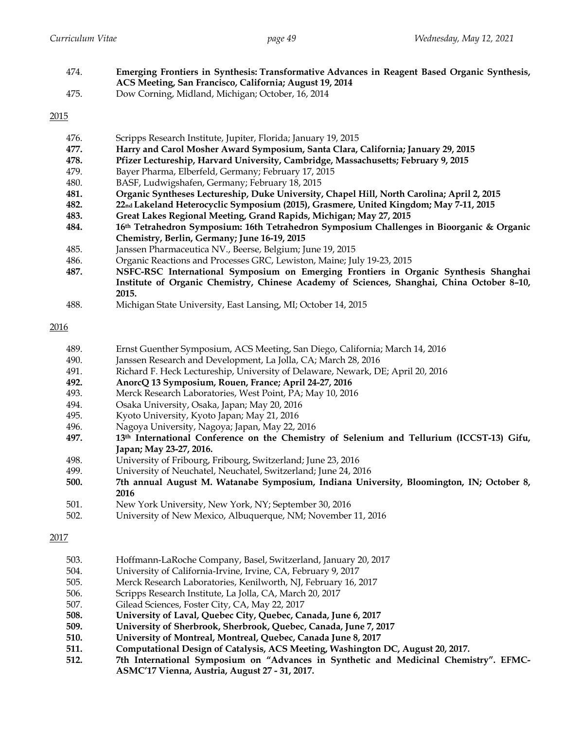474. **Emerging Frontiers in Synthesis: Transformative Advances in Reagent Based Organic Synthesis, ACS Meeting, San Francisco, California; August 19, 2014**

475. Dow Corning, Midland, Michigan; October, 16, 2014

2015

476. Scripps Research Institute, Jupiter, Florida; January 19, 2015

477. **Harry and Carol Mosher Award Symposium, Santa Clara, California; January 29, 2015**

478. **Pfizer Lectureship, Harvard University, Cambridge, Massachusetts; February 9, 2015**

479. Bayer Pharma, Elberfeld, Germany; February 17, 2015

480. BASF, Ludwigshafen, Germany; February 18, 2015

481. **Organic Syntheses Lectureship, Duke University, Chapel Hill, North Carolina; April 2, 2015**

482. **22nd Lakeland Heterocyclic Symposium (2015), Grasmere, United Kingdom; May 7-11, 2015**

483. **Great Lakes Regional Meeting, Grand Rapids, Michigan; May 27, 2015**

484. **16th Tetrahedron Symposium: 16th Tetrahedron Symposium Challenges in Bioorganic & Organic Chemistry, Berlin, Germany; June 16-19, 2015**

485. Janssen Pharmaceutica NV., Beerse, Belgium; June 19, 2015

486. Organic Reactions and Processes GRC, Lewiston, Maine; July 19-23, 2015

487. **NSFC-RSC International Symposium on Emerging Frontiers in Organic Synthesis Shanghai Institute of Organic Chemistry, Chinese Academy of Sciences, Shanghai, China October 8–10, 2015.**

488. Michigan State University, East Lansing, MI; October 14, 2015

2016

489. Ernst Guenther Symposium, ACS Meeting, San Diego, California; March 14, 2016

490. Janssen Research and Development, La Jolla, CA; March 28, 2016

491. Richard F. Heck Lectureship, University of Delaware, Newark, DE; April 20, 2016

492. **AnorcQ 13 Symposium, Rouen, France; April 24-27, 2016**

493. Merck Research Laboratories, West Point, PA; May 10, 2016

494. Osaka University, Osaka, Japan; May 20, 2016

495. Kyoto University, Kyoto Japan; May 21, 2016

496. Nagoya University, Nagoya; Japan, May 22, 2016

497. **13th International Conference on the Chemistry of Selenium and Tellurium (ICCST-13) Gifu, Japan; May 23-27, 2016.**

498. University of Fribourg, Fribourg, Switzerland; June 23, 2016

499. University of Neuchatel, Neuchatel, Switzerland; June 24, 2016

500. **7th annual August M. Watanabe Symposium, Indiana University, Bloomington, IN; October 8, 2016**

501. New York University, New York, NY; September 30, 2016

502. University of New Mexico, Albuquerque, NM; November 11, 2016

2017

503. Hoffmann-LaRoche Company, Basel, Switzerland, January 20, 2017

504. University of California-Irvine, Irvine, CA, February 9, 2017

505. Merck Research Laboratories, Kenilworth, NJ, February 16, 2017

506. Scripps Research Institute, La Jolla, CA, March 20, 2017

507. Gilead Sciences, Foster City, CA, May 22, 2017

508. **University of Laval, Quebec City, Quebec, Canada, June 6, 2017**

509. **University of Sherbrook, Sherbrook, Quebec, Canada, June 7, 2017**

510. **University of Montreal, Montreal, Quebec, Canada June 8, 2017**

511. **Computational Design of Catalysis, ACS Meeting, Washington DC, August 20, 2017.**

512. **7th International Symposium on "Advances in Synthetic and Medicinal Chemistry". EFMC-ASMC'17 Vienna, Austria, August 27 - 31, 2017.**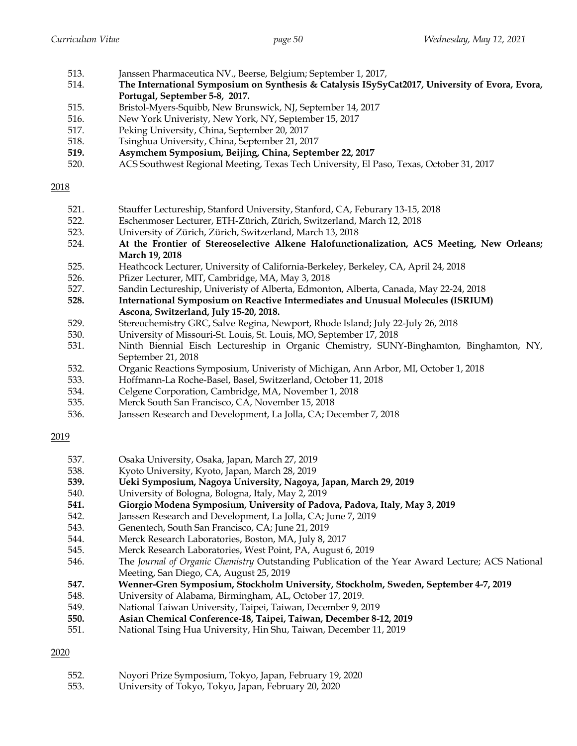513. Janssen Pharmaceutica NV., Beerse, Belgium; September 1, 2017,
514. **The International Symposium on Synthesis & Catalysis ISySyCat2017, University of Evora, Evora, Portugal, September 5-8, 2017.**
515. Bristol-Myers-Squibb, New Brunswick, NJ, September 14, 2017
516. New York Univeristy, New York, NY, September 15, 2017
517. Peking University, China, September 20, 2017
518. Tsinghua University, China, September 21, 2017
519. **Asymchem Symposium, Beijing, China, September 22, 2017**
520. ACS Southwest Regional Meeting, Texas Tech University, El Paso, Texas, October 31, 2017

<u>2018</u>

521. Stauffer Lectureship, Stanford University, Stanford, CA, Feburary 13-15, 2018
522. Eschenmoser Lecturer, ETH-Zürich, Zürich, Switzerland, March 12, 2018
523. University of Zürich, Zürich, Switzerland, March 13, 2018
524. **At the Frontier of Stereoselective Alkene Halofunctionalization, ACS Meeting, New Orleans; March 19, 2018**
525. Heathcock Lecturer, University of California-Berkeley, Berkeley, CA, April 24, 2018
526. Pfizer Lecturer, MIT, Cambridge, MA, May 3, 2018
527. Sandin Lectureship, Univeristy of Alberta, Edmonton, Alberta, Canada, May 22-24, 2018
528. **International Symposium on Reactive Intermediates and Unusual Molecules (ISRIUM) Ascona, Switzerland, July 15-20, 2018.**
529. Stereochemistry GRC, Salve Regina, Newport, Rhode Island; July 22-July 26, 2018
530. University of Missouri-St. Louis, St. Louis, MO, September 17, 2018
531. Ninth Biennial Eisch Lectureship in Organic Chemistry, SUNY-Binghamton, Binghamton, NY, September 21, 2018
532. Organic Reactions Symposium, Univeristy of Michigan, Ann Arbor, MI, October 1, 2018
533. Hoffmann-La Roche-Basel, Basel, Switzerland, October 11, 2018
534. Celgene Corporation, Cambridge, MA, November 1, 2018
535. Merck South San Francisco, CA, November 15, 2018
536. Janssen Research and Development, La Jolla, CA; December 7, 2018

<u>2019</u>

537. Osaka University, Osaka, Japan, March 27, 2019
538. Kyoto University, Kyoto, Japan, March 28, 2019
539. **Ueki Symposium, Nagoya University, Nagoya, Japan, March 29, 2019**
540. University of Bologna, Bologna, Italy, May 2, 2019
541. **Giorgio Modena Symposium, University of Padova, Padova, Italy, May 3, 2019**
542. Janssen Research and Development, La Jolla, CA; June 7, 2019
543. Genentech, South San Francisco, CA; June 21, 2019
544. Merck Research Laboratories, Boston, MA, July 8, 2017
545. Merck Research Laboratories, West Point, PA, August 6, 2019
546. The *Journal of Organic Chemistry* Outstanding Publication of the Year Award Lecture; ACS National Meeting, San Diego, CA, August 25, 2019
547. **Wenner-Gren Symposium, Stockholm University, Stockholm, Sweden, September 4-7, 2019**
548. University of Alabama, Birmingham, AL, October 17, 2019.
549. National Taiwan University, Taipei, Taiwan, December 9, 2019
550. **Asian Chemical Conference-18, Taipei, Taiwan, December 8-12, 2019**
551. National Tsing Hua University, Hin Shu, Taiwan, December 11, 2019

<u>2020</u>

552. Noyori Prize Symposium, Tokyo, Japan, February 19, 2020
553. University of Tokyo, Tokyo, Japan, February 20, 2020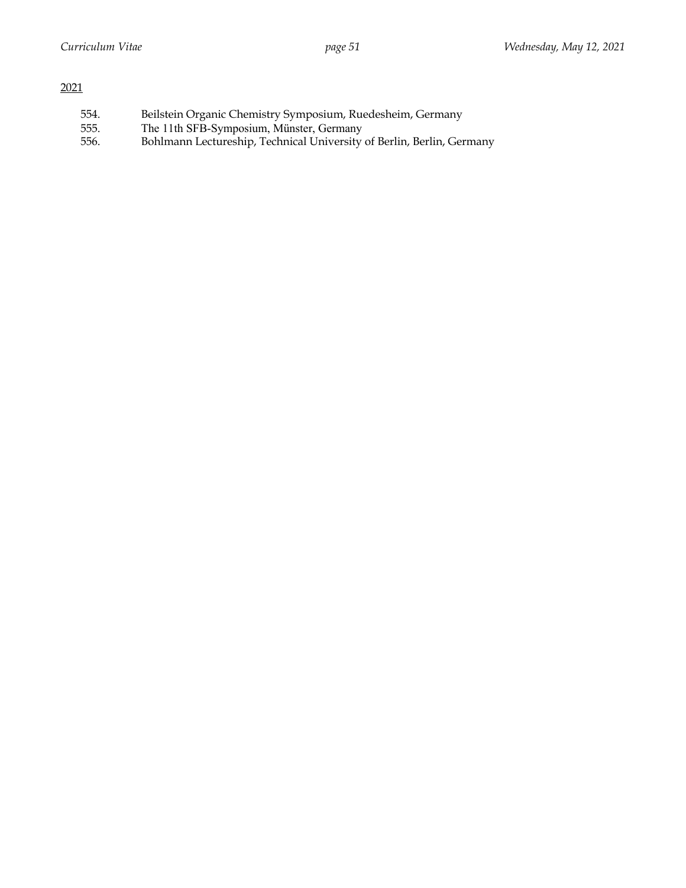2021

554. Beilstein Organic Chemistry Symposium, Ruedesheim, Germany
555. The 11th SFB-Symposium, Münster, Germany
556. Bohlmann Lectureship, Technical University of Berlin, Berlin, Germany